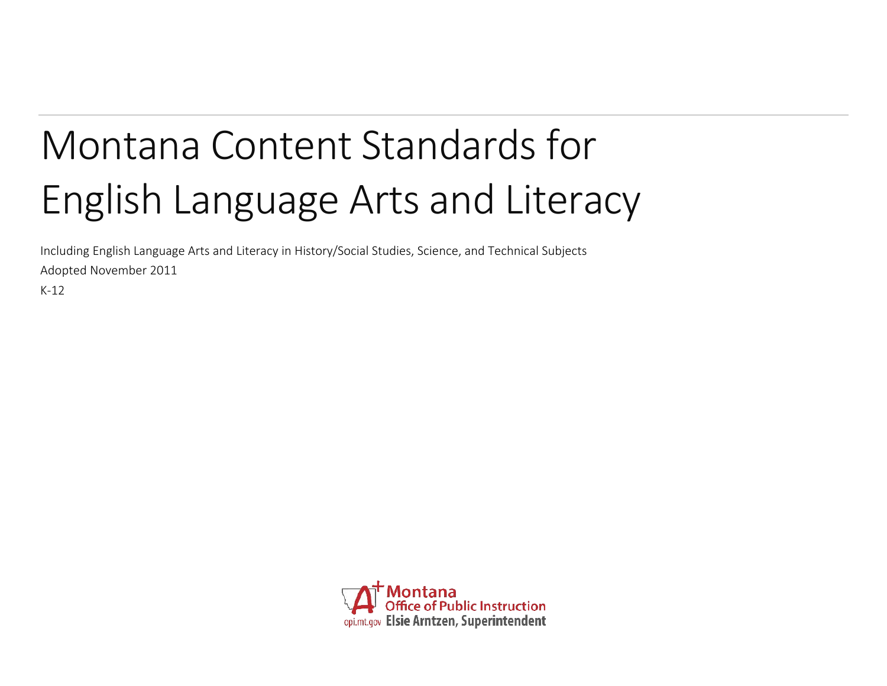# Montana Content Standards for English Language Arts and Literacy

Including English Language Arts and Literacy in History/Social Studies, Science, and Technical Subjects

Adopted November 2011

K-12

Montana Office of Public Instruction
opi.mt.gov Elsie Arntzen, Superintendent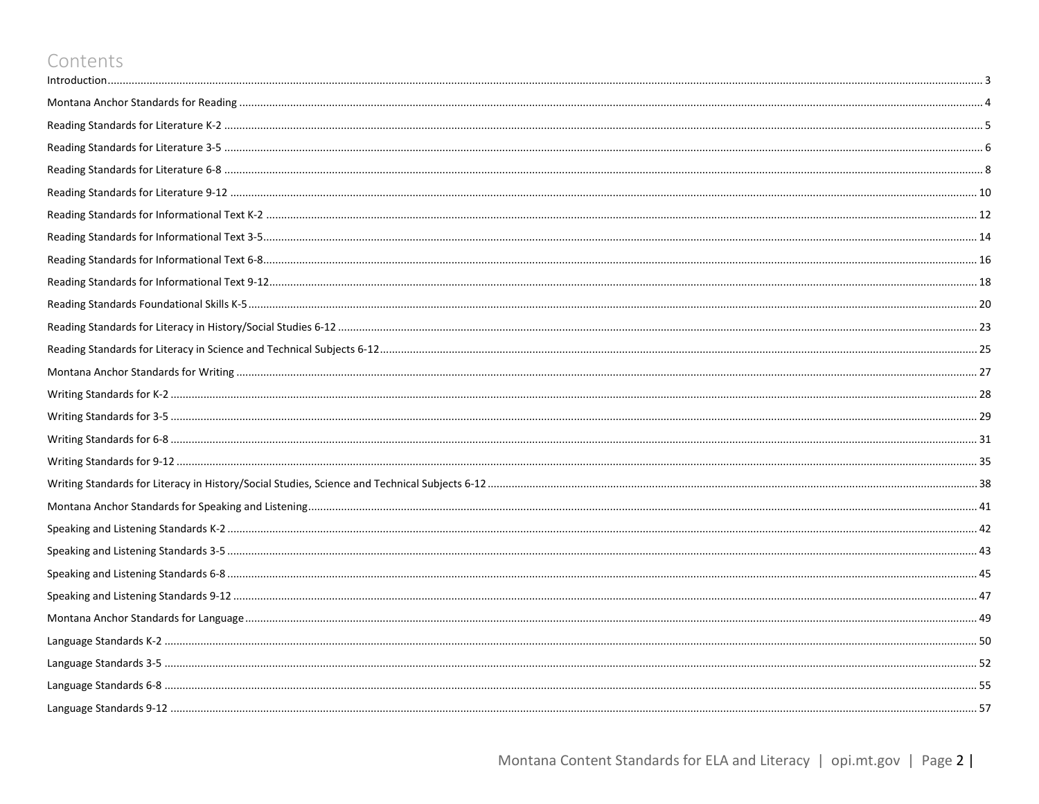# Contents

Introduction ........................................................................ 3
Montana Anchor Standards for Reading ........................................................................ 4
Reading Standards for Literature K-2 ........................................................................ 5
Reading Standards for Literature 3-5 ........................................................................ 6
Reading Standards for Literature 6-8 ........................................................................ 8
Reading Standards for Literature 9-12 ........................................................................ 10
Reading Standards for Informational Text K-2 ........................................................................ 12
Reading Standards for Informational Text 3-5 ........................................................................ 14
Reading Standards for Informational Text 6-8 ........................................................................ 16
Reading Standards for Informational Text 9-12 ........................................................................ 18
Reading Standards Foundational Skills K-5 ........................................................................ 20
Reading Standards for Literacy in History/Social Studies 6-12 ........................................................................ 23
Reading Standards for Literacy in Science and Technical Subjects 6-12 ........................................................................ 25
Montana Anchor Standards for Writing ........................................................................ 27
Writing Standards for K-2 ........................................................................ 28
Writing Standards for 3-5 ........................................................................ 29
Writing Standards for 6-8 ........................................................................ 31
Writing Standards for 9-12 ........................................................................ 35
Writing Standards for Literacy in History/Social Studies, Science and Technical Subjects 6-12 ........................................................................ 38
Montana Anchor Standards for Speaking and Listening ........................................................................ 41
Speaking and Listening Standards K-2 ........................................................................ 42
Speaking and Listening Standards 3-5 ........................................................................ 43
Speaking and Listening Standards 6-8 ........................................................................ 45
Speaking and Listening Standards 9-12 ........................................................................ 47
Montana Anchor Standards for Language ........................................................................ 49
Language Standards K-2 ........................................................................ 50
Language Standards 3-5 ........................................................................ 52
Language Standards 6-8 ........................................................................ 55
Language Standards 9-12 ........................................................................ 57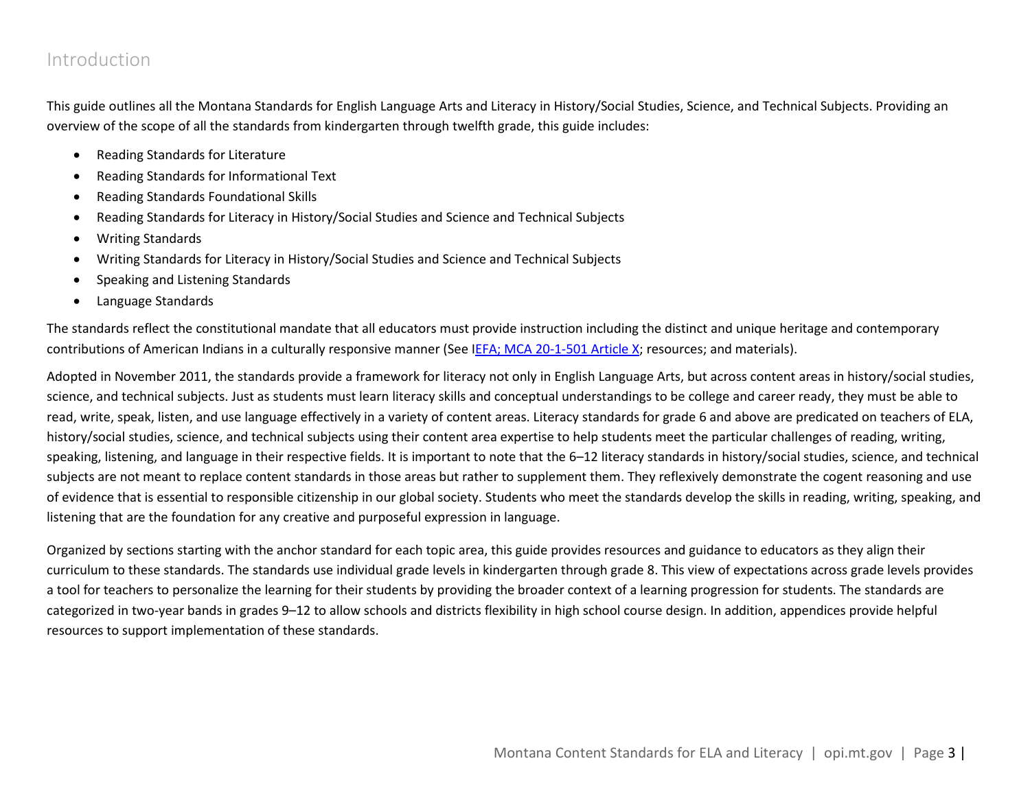# Introduction

This guide outlines all the Montana Standards for English Language Arts and Literacy in History/Social Studies, Science, and Technical Subjects. Providing an overview of the scope of all the standards from kindergarten through twelfth grade, this guide includes:

- Reading Standards for Literature
- Reading Standards for Informational Text
- Reading Standards Foundational Skills
- Reading Standards for Literacy in History/Social Studies and Science and Technical Subjects
- Writing Standards
- Writing Standards for Literacy in History/Social Studies and Science and Technical Subjects
- Speaking and Listening Standards
- Language Standards

The standards reflect the constitutional mandate that all educators must provide instruction including the distinct and unique heritage and contemporary contributions of American Indians in a culturally responsive manner (See IEFA; MCA 20-1-501 Article X; resources; and materials).

Adopted in November 2011, the standards provide a framework for literacy not only in English Language Arts, but across content areas in history/social studies, science, and technical subjects. Just as students must learn literacy skills and conceptual understandings to be college and career ready, they must be able to read, write, speak, listen, and use language effectively in a variety of content areas. Literacy standards for grade 6 and above are predicated on teachers of ELA, history/social studies, science, and technical subjects using their content area expertise to help students meet the particular challenges of reading, writing, speaking, listening, and language in their respective fields. It is important to note that the 6–12 literacy standards in history/social studies, science, and technical subjects are not meant to replace content standards in those areas but rather to supplement them. They reflexively demonstrate the cogent reasoning and use of evidence that is essential to responsible citizenship in our global society. Students who meet the standards develop the skills in reading, writing, speaking, and listening that are the foundation for any creative and purposeful expression in language.

Organized by sections starting with the anchor standard for each topic area, this guide provides resources and guidance to educators as they align their curriculum to these standards. The standards use individual grade levels in kindergarten through grade 8. This view of expectations across grade levels provides a tool for teachers to personalize the learning for their students by providing the broader context of a learning progression for students. The standards are categorized in two-year bands in grades 9–12 to allow schools and districts flexibility in high school course design. In addition, appendices provide helpful resources to support implementation of these standards.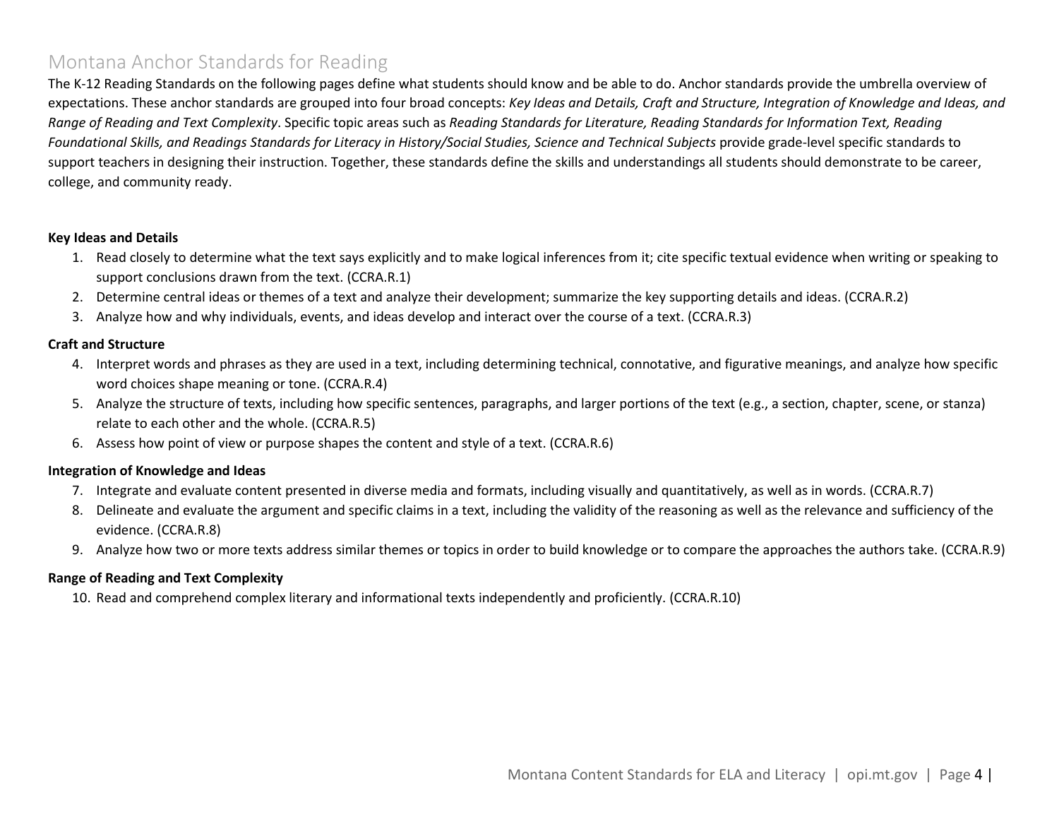# Montana Anchor Standards for Reading

The K-12 Reading Standards on the following pages define what students should know and be able to do. Anchor standards provide the umbrella overview of expectations. These anchor standards are grouped into four broad concepts: *Key Ideas and Details, Craft and Structure, Integration of Knowledge and Ideas, and Range of Reading and Text Complexity*. Specific topic areas such as *Reading Standards for Literature, Reading Standards for Information Text, Reading Foundational Skills, and Readings Standards for Literacy in History/Social Studies, Science and Technical Subjects* provide grade-level specific standards to support teachers in designing their instruction. Together, these standards define the skills and understandings all students should demonstrate to be career, college, and community ready.

**Key Ideas and Details**

1. Read closely to determine what the text says explicitly and to make logical inferences from it; cite specific textual evidence when writing or speaking to support conclusions drawn from the text. (CCRA.R.1)
2. Determine central ideas or themes of a text and analyze their development; summarize the key supporting details and ideas. (CCRA.R.2)
3. Analyze how and why individuals, events, and ideas develop and interact over the course of a text. (CCRA.R.3)

**Craft and Structure**

4. Interpret words and phrases as they are used in a text, including determining technical, connotative, and figurative meanings, and analyze how specific word choices shape meaning or tone. (CCRA.R.4)
5. Analyze the structure of texts, including how specific sentences, paragraphs, and larger portions of the text (e.g., a section, chapter, scene, or stanza) relate to each other and the whole. (CCRA.R.5)
6. Assess how point of view or purpose shapes the content and style of a text. (CCRA.R.6)

**Integration of Knowledge and Ideas**

7. Integrate and evaluate content presented in diverse media and formats, including visually and quantitatively, as well as in words. (CCRA.R.7)
8. Delineate and evaluate the argument and specific claims in a text, including the validity of the reasoning as well as the relevance and sufficiency of the evidence. (CCRA.R.8)
9. Analyze how two or more texts address similar themes or topics in order to build knowledge or to compare the approaches the authors take. (CCRA.R.9)

**Range of Reading and Text Complexity**

10. Read and comprehend complex literary and informational texts independently and proficiently. (CCRA.R.10)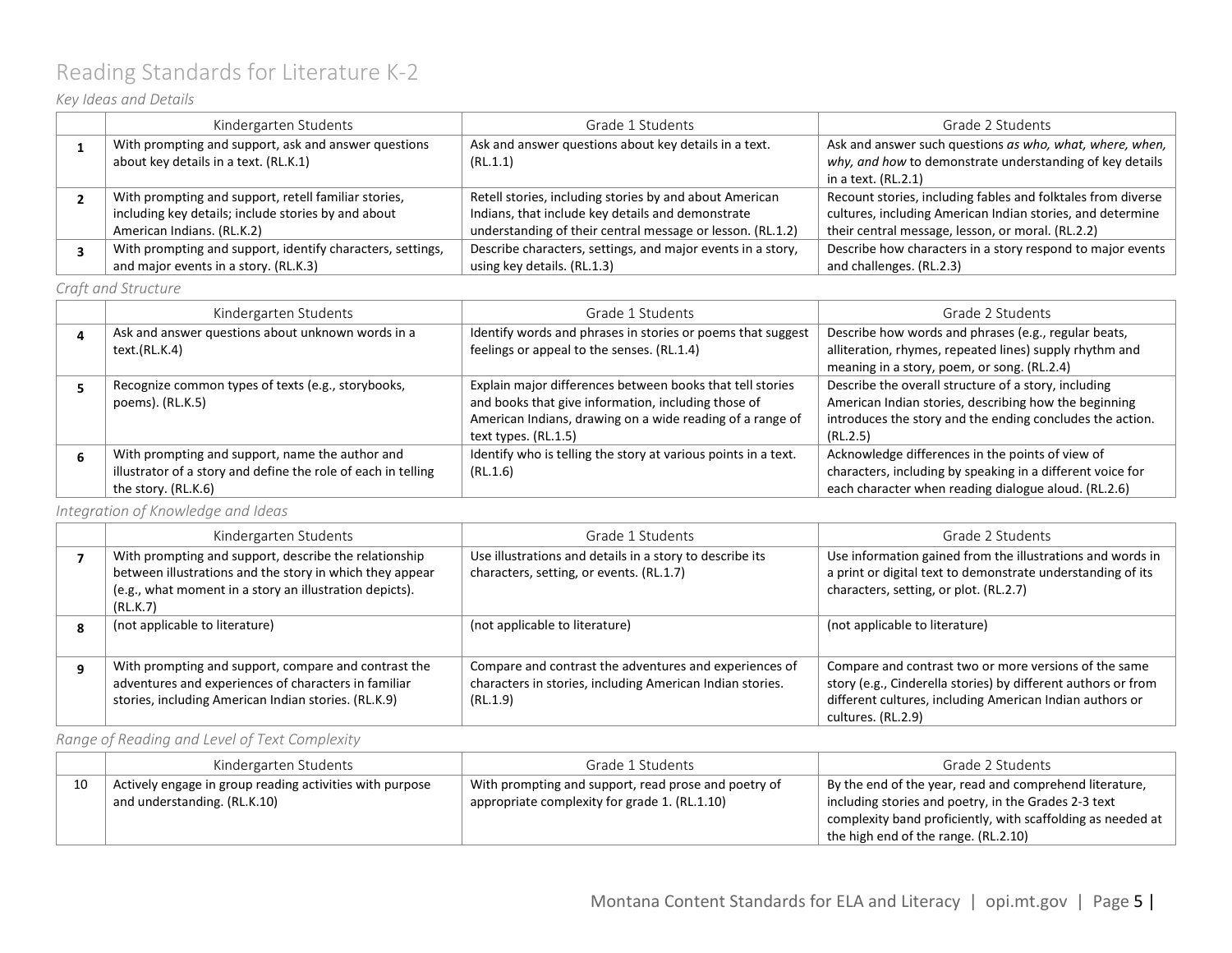# Reading Standards for Literature K-2

*Key Ideas and Details*

| | Kindergarten Students | Grade 1 Students | Grade 2 Students |
|---|---|---|---|
| **1** | With prompting and support, ask and answer questions about key details in a text. (RL.K.1) | Ask and answer questions about key details in a text. (RL.1.1) | Ask and answer such questions *as who, what, where, when, why, and how* to demonstrate understanding of key details in a text. (RL.2.1) |
| **2** | With prompting and support, retell familiar stories, including key details; include stories by and about American Indians. (RL.K.2) | Retell stories, including stories by and about American Indians, that include key details and demonstrate understanding of their central message or lesson. (RL.1.2) | Recount stories, including fables and folktales from diverse cultures, including American Indian stories, and determine their central message, lesson, or moral. (RL.2.2) |
| **3** | With prompting and support, identify characters, settings, and major events in a story. (RL.K.3) | Describe characters, settings, and major events in a story, using key details. (RL.1.3) | Describe how characters in a story respond to major events and challenges. (RL.2.3) |

*Craft and Structure*

| | Kindergarten Students | Grade 1 Students | Grade 2 Students |
|---|---|---|---|
| **4** | Ask and answer questions about unknown words in a text.(RL.K.4) | Identify words and phrases in stories or poems that suggest feelings or appeal to the senses. (RL.1.4) | Describe how words and phrases (e.g., regular beats, alliteration, rhymes, repeated lines) supply rhythm and meaning in a story, poem, or song. (RL.2.4) |
| **5** | Recognize common types of texts (e.g., storybooks, poems). (RL.K.5) | Explain major differences between books that tell stories and books that give information, including those of American Indians, drawing on a wide reading of a range of text types. (RL.1.5) | Describe the overall structure of a story, including American Indian stories, describing how the beginning introduces the story and the ending concludes the action. (RL.2.5) |
| **6** | With prompting and support, name the author and illustrator of a story and define the role of each in telling the story. (RL.K.6) | Identify who is telling the story at various points in a text. (RL.1.6) | Acknowledge differences in the points of view of characters, including by speaking in a different voice for each character when reading dialogue aloud. (RL.2.6) |

*Integration of Knowledge and Ideas*

| | Kindergarten Students | Grade 1 Students | Grade 2 Students |
|---|---|---|---|
| **7** | With prompting and support, describe the relationship between illustrations and the story in which they appear (e.g., what moment in a story an illustration depicts). (RL.K.7) | Use illustrations and details in a story to describe its characters, setting, or events. (RL.1.7) | Use information gained from the illustrations and words in a print or digital text to demonstrate understanding of its characters, setting, or plot. (RL.2.7) |
| **8** | (not applicable to literature) | (not applicable to literature) | (not applicable to literature) |
| **9** | With prompting and support, compare and contrast the adventures and experiences of characters in familiar stories, including American Indian stories. (RL.K.9) | Compare and contrast the adventures and experiences of characters in stories, including American Indian stories. (RL.1.9) | Compare and contrast two or more versions of the same story (e.g., Cinderella stories) by different authors or from different cultures, including American Indian authors or cultures. (RL.2.9) |

*Range of Reading and Level of Text Complexity*

| | Kindergarten Students | Grade 1 Students | Grade 2 Students |
|---|---|---|---|
| 10 | Actively engage in group reading activities with purpose and understanding. (RL.K.10) | With prompting and support, read prose and poetry of appropriate complexity for grade 1. (RL.1.10) | By the end of the year, read and comprehend literature, including stories and poetry, in the Grades 2-3 text complexity band proficiently, with scaffolding as needed at the high end of the range. (RL.2.10) |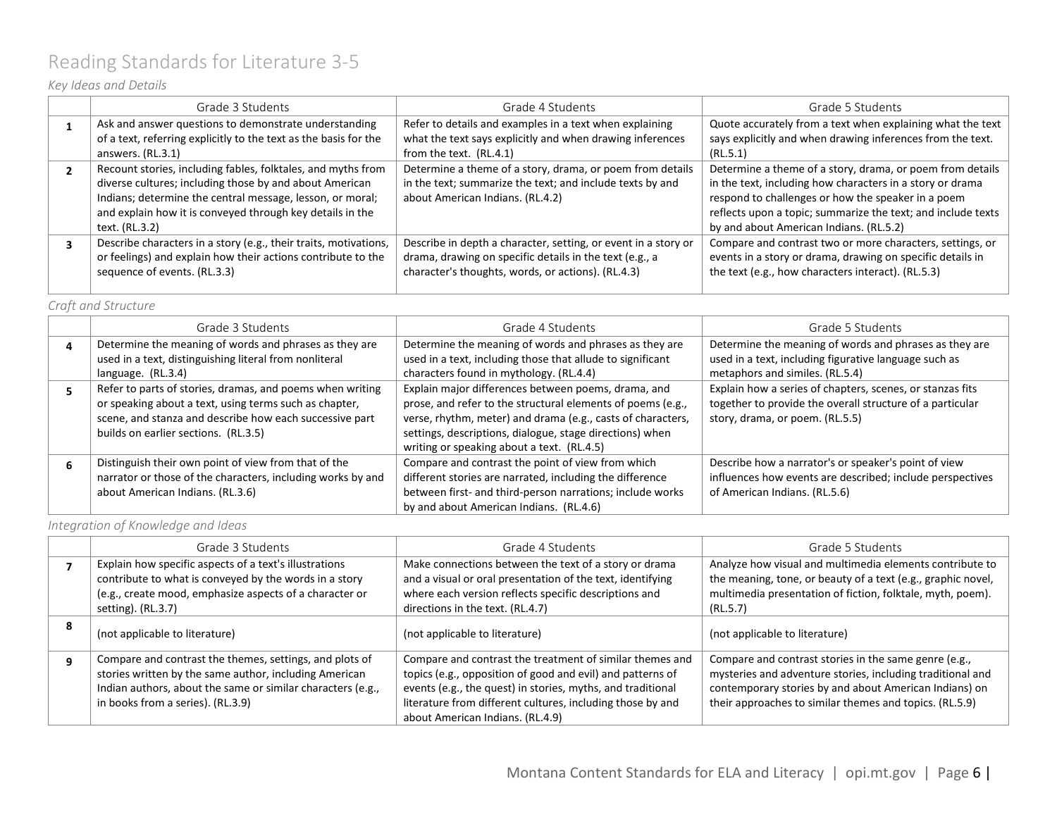# Reading Standards for Literature 3-5

*Key Ideas and Details*

| | Grade 3 Students | Grade 4 Students | Grade 5 Students |
|---|---|---|---|
| **1** | Ask and answer questions to demonstrate understanding of a text, referring explicitly to the text as the basis for the answers. (RL.3.1) | Refer to details and examples in a text when explaining what the text says explicitly and when drawing inferences from the text. (RL.4.1) | Quote accurately from a text when explaining what the text says explicitly and when drawing inferences from the text. (RL.5.1) |
| **2** | Recount stories, including fables, folktales, and myths from diverse cultures; including those by and about American Indians; determine the central message, lesson, or moral; and explain how it is conveyed through key details in the text. (RL.3.2) | Determine a theme of a story, drama, or poem from details in the text; summarize the text; and include texts by and about American Indians. (RL.4.2) | Determine a theme of a story, drama, or poem from details in the text, including how characters in a story or drama respond to challenges or how the speaker in a poem reflects upon a topic; summarize the text; and include texts by and about American Indians. (RL.5.2) |
| **3** | Describe characters in a story (e.g., their traits, motivations, or feelings) and explain how their actions contribute to the sequence of events. (RL.3.3) | Describe in depth a character, setting, or event in a story or drama, drawing on specific details in the text (e.g., a character's thoughts, words, or actions). (RL.4.3) | Compare and contrast two or more characters, settings, or events in a story or drama, drawing on specific details in the text (e.g., how characters interact). (RL.5.3) |

*Craft and Structure*

| | Grade 3 Students | Grade 4 Students | Grade 5 Students |
|---|---|---|---|
| **4** | Determine the meaning of words and phrases as they are used in a text, distinguishing literal from nonliteral language. (RL.3.4) | Determine the meaning of words and phrases as they are used in a text, including those that allude to significant characters found in mythology. (RL.4.4) | Determine the meaning of words and phrases as they are used in a text, including figurative language such as metaphors and similes. (RL.5.4) |
| **5** | Refer to parts of stories, dramas, and poems when writing or speaking about a text, using terms such as chapter, scene, and stanza and describe how each successive part builds on earlier sections. (RL.3.5) | Explain major differences between poems, drama, and prose, and refer to the structural elements of poems (e.g., verse, rhythm, meter) and drama (e.g., casts of characters, settings, descriptions, dialogue, stage directions) when writing or speaking about a text. (RL.4.5) | Explain how a series of chapters, scenes, or stanzas fits together to provide the overall structure of a particular story, drama, or poem. (RL.5.5) |
| **6** | Distinguish their own point of view from that of the narrator or those of the characters, including works by and about American Indians. (RL.3.6) | Compare and contrast the point of view from which different stories are narrated, including the difference between first- and third-person narrations; include works by and about American Indians. (RL.4.6) | Describe how a narrator's or speaker's point of view influences how events are described; include perspectives of American Indians. (RL.5.6) |

*Integration of Knowledge and Ideas*

| | Grade 3 Students | Grade 4 Students | Grade 5 Students |
|---|---|---|---|
| **7** | Explain how specific aspects of a text's illustrations contribute to what is conveyed by the words in a story (e.g., create mood, emphasize aspects of a character or setting). (RL.3.7) | Make connections between the text of a story or drama and a visual or oral presentation of the text, identifying where each version reflects specific descriptions and directions in the text. (RL.4.7) | Analyze how visual and multimedia elements contribute to the meaning, tone, or beauty of a text (e.g., graphic novel, multimedia presentation of fiction, folktale, myth, poem). (RL.5.7) |
| **8** | (not applicable to literature) | (not applicable to literature) | (not applicable to literature) |
| **9** | Compare and contrast the themes, settings, and plots of stories written by the same author, including American Indian authors, about the same or similar characters (e.g., in books from a series). (RL.3.9) | Compare and contrast the treatment of similar themes and topics (e.g., opposition of good and evil) and patterns of events (e.g., the quest) in stories, myths, and traditional literature from different cultures, including those by and about American Indians. (RL.4.9) | Compare and contrast stories in the same genre (e.g., mysteries and adventure stories, including traditional and contemporary stories by and about American Indians) on their approaches to similar themes and topics. (RL.5.9) |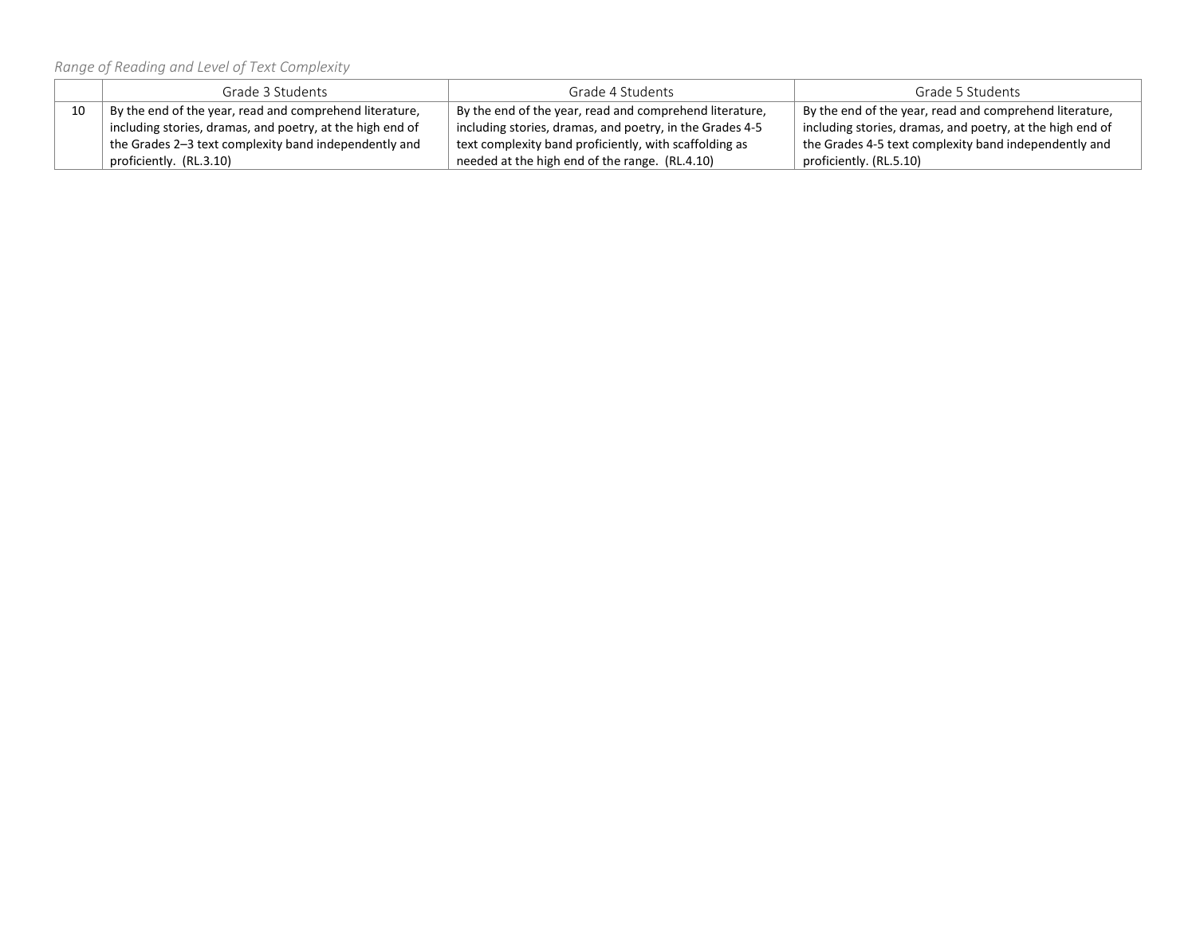*Range of Reading and Level of Text Complexity*

| | Grade 3 Students | Grade 4 Students | Grade 5 Students |
|---|---|---|---|
| 10 | By the end of the year, read and comprehend literature, including stories, dramas, and poetry, at the high end of the Grades 2–3 text complexity band independently and proficiently. (RL.3.10) | By the end of the year, read and comprehend literature, including stories, dramas, and poetry, in the Grades 4-5 text complexity band proficiently, with scaffolding as needed at the high end of the range. (RL.4.10) | By the end of the year, read and comprehend literature, including stories, dramas, and poetry, at the high end of the Grades 4-5 text complexity band independently and proficiently. (RL.5.10) |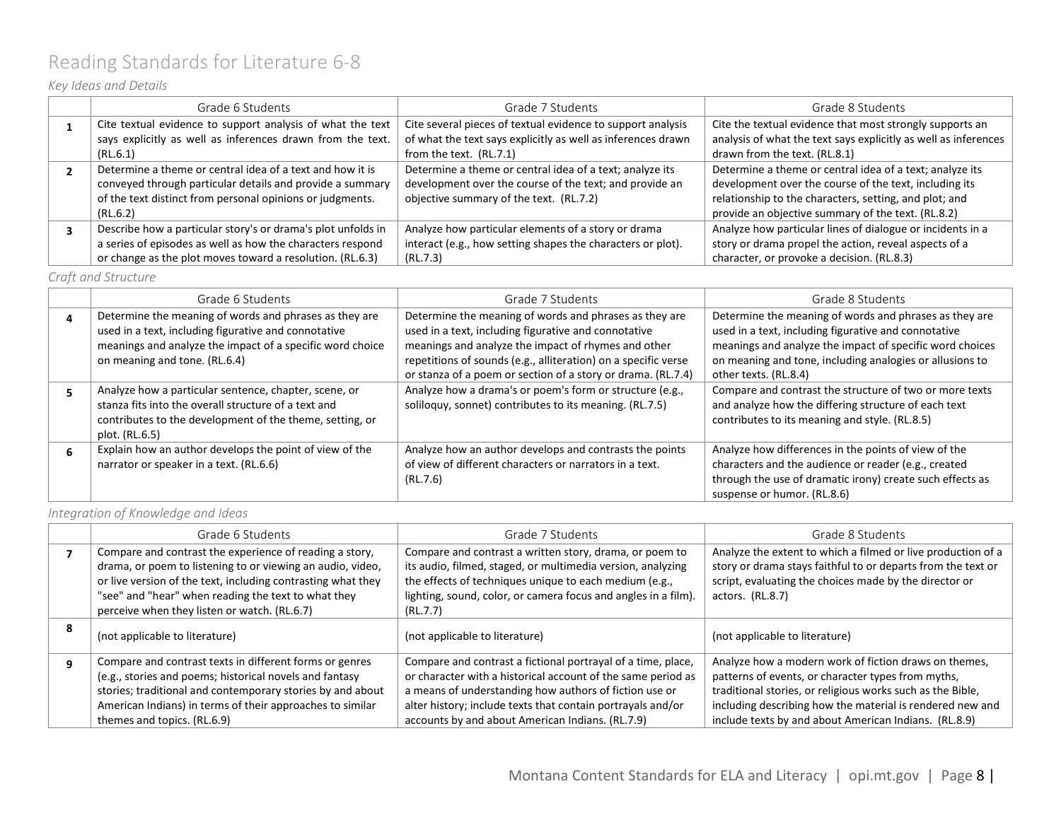# Reading Standards for Literature 6-8

*Key Ideas and Details*

| | Grade 6 Students | Grade 7 Students | Grade 8 Students |
|---|---|---|---|
| **1** | Cite textual evidence to support analysis of what the text says explicitly as well as inferences drawn from the text. (RL.6.1) | Cite several pieces of textual evidence to support analysis of what the text says explicitly as well as inferences drawn from the text. (RL.7.1) | Cite the textual evidence that most strongly supports an analysis of what the text says explicitly as well as inferences drawn from the text. (RL.8.1) |
| **2** | Determine a theme or central idea of a text and how it is conveyed through particular details and provide a summary of the text distinct from personal opinions or judgments. (RL.6.2) | Determine a theme or central idea of a text; analyze its development over the course of the text; and provide an objective summary of the text. (RL.7.2) | Determine a theme or central idea of a text; analyze its development over the course of the text, including its relationship to the characters, setting, and plot; and provide an objective summary of the text. (RL.8.2) |
| **3** | Describe how a particular story's or drama's plot unfolds in a series of episodes as well as how the characters respond or change as the plot moves toward a resolution. (RL.6.3) | Analyze how particular elements of a story or drama interact (e.g., how setting shapes the characters or plot). (RL.7.3) | Analyze how particular lines of dialogue or incidents in a story or drama propel the action, reveal aspects of a character, or provoke a decision. (RL.8.3) |

*Craft and Structure*

| | Grade 6 Students | Grade 7 Students | Grade 8 Students |
|---|---|---|---|
| **4** | Determine the meaning of words and phrases as they are used in a text, including figurative and connotative meanings and analyze the impact of a specific word choice on meaning and tone. (RL.6.4) | Determine the meaning of words and phrases as they are used in a text, including figurative and connotative meanings and analyze the impact of rhymes and other repetitions of sounds (e.g., alliteration) on a specific verse or stanza of a poem or section of a story or drama. (RL.7.4) | Determine the meaning of words and phrases as they are used in a text, including figurative and connotative meanings and analyze the impact of specific word choices on meaning and tone, including analogies or allusions to other texts. (RL.8.4) |
| **5** | Analyze how a particular sentence, chapter, scene, or stanza fits into the overall structure of a text and contributes to the development of the theme, setting, or plot. (RL.6.5) | Analyze how a drama's or poem's form or structure (e.g., soliloquy, sonnet) contributes to its meaning. (RL.7.5) | Compare and contrast the structure of two or more texts and analyze how the differing structure of each text contributes to its meaning and style. (RL.8.5) |
| **6** | Explain how an author develops the point of view of the narrator or speaker in a text. (RL.6.6) | Analyze how an author develops and contrasts the points of view of different characters or narrators in a text. (RL.7.6) | Analyze how differences in the points of view of the characters and the audience or reader (e.g., created through the use of dramatic irony) create such effects as suspense or humor. (RL.8.6) |

*Integration of Knowledge and Ideas*

| | Grade 6 Students | Grade 7 Students | Grade 8 Students |
|---|---|---|---|
| **7** | Compare and contrast the experience of reading a story, drama, or poem to listening to or viewing an audio, video, or live version of the text, including contrasting what they "see" and "hear" when reading the text to what they perceive when they listen or watch. (RL.6.7) | Compare and contrast a written story, drama, or poem to its audio, filmed, staged, or multimedia version, analyzing the effects of techniques unique to each medium (e.g., lighting, sound, color, or camera focus and angles in a film). (RL.7.7) | Analyze the extent to which a filmed or live production of a story or drama stays faithful to or departs from the text or script, evaluating the choices made by the director or actors. (RL.8.7) |
| **8** | (not applicable to literature) | (not applicable to literature) | (not applicable to literature) |
| **9** | Compare and contrast texts in different forms or genres (e.g., stories and poems; historical novels and fantasy stories; traditional and contemporary stories by and about American Indians) in terms of their approaches to similar themes and topics. (RL.6.9) | Compare and contrast a fictional portrayal of a time, place, or character with a historical account of the same period as a means of understanding how authors of fiction use or alter history; include texts that contain portrayals and/or accounts by and about American Indians. (RL.7.9) | Analyze how a modern work of fiction draws on themes, patterns of events, or character types from myths, traditional stories, or religious works such as the Bible, including describing how the material is rendered new and include texts by and about American Indians. (RL.8.9) |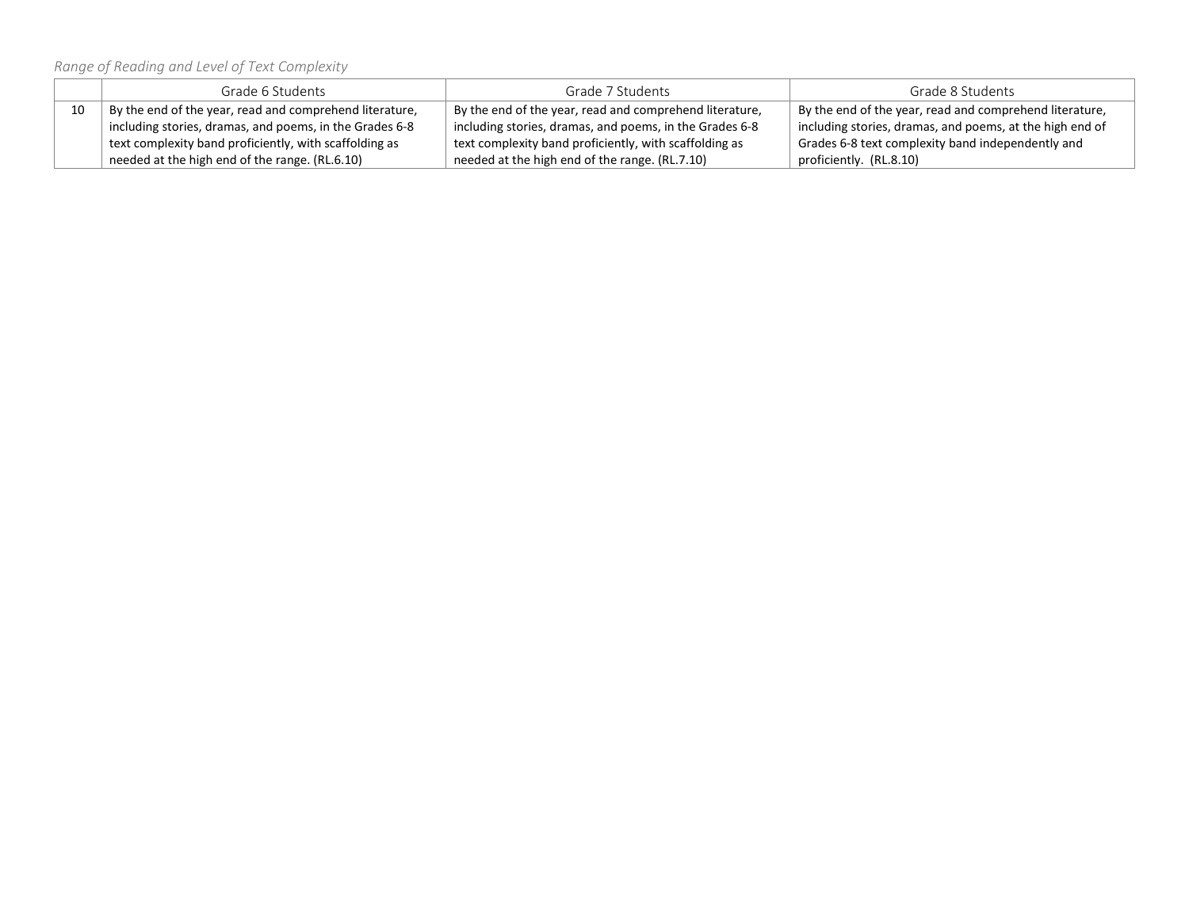*Range of Reading and Level of Text Complexity*

| | Grade 6 Students | Grade 7 Students | Grade 8 Students |
|---|---|---|---|
| 10 | By the end of the year, read and comprehend literature, including stories, dramas, and poems, in the Grades 6-8 text complexity band proficiently, with scaffolding as needed at the high end of the range. (RL.6.10) | By the end of the year, read and comprehend literature, including stories, dramas, and poems, in the Grades 6-8 text complexity band proficiently, with scaffolding as needed at the high end of the range. (RL.7.10) | By the end of the year, read and comprehend literature, including stories, dramas, and poems, at the high end of Grades 6-8 text complexity band independently and proficiently. (RL.8.10) |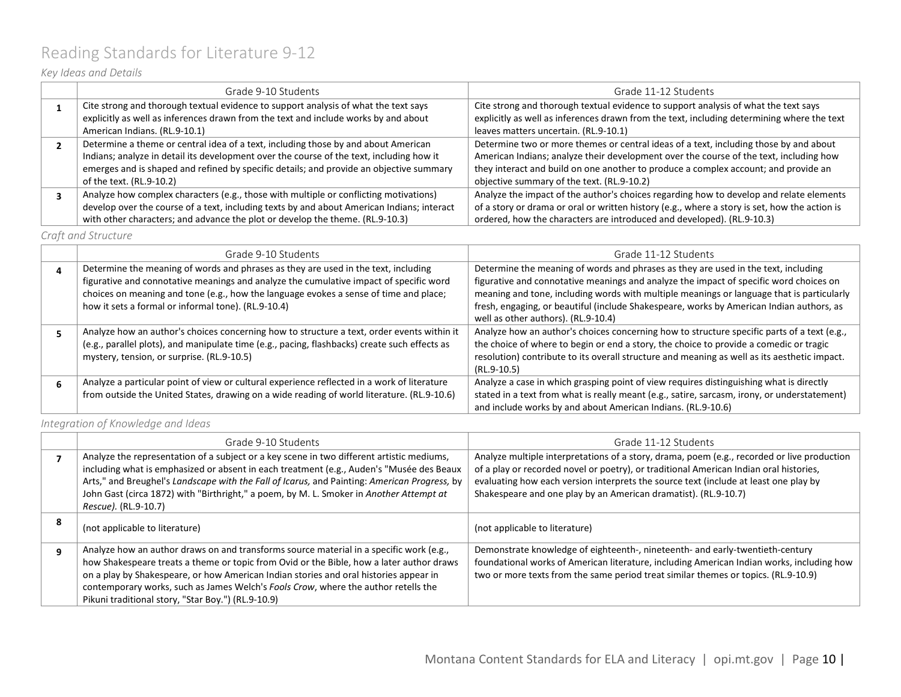# Reading Standards for Literature 9-12

*Key Ideas and Details*

| | Grade 9-10 Students | Grade 11-12 Students |
|---|---|---|
| **1** | Cite strong and thorough textual evidence to support analysis of what the text says explicitly as well as inferences drawn from the text and include works by and about American Indians. (RL.9-10.1) | Cite strong and thorough textual evidence to support analysis of what the text says explicitly as well as inferences drawn from the text, including determining where the text leaves matters uncertain. (RL.9-10.1) |
| **2** | Determine a theme or central idea of a text, including those by and about American Indians; analyze in detail its development over the course of the text, including how it emerges and is shaped and refined by specific details; and provide an objective summary of the text. (RL.9-10.2) | Determine two or more themes or central ideas of a text, including those by and about American Indians; analyze their development over the course of the text, including how they interact and build on one another to produce a complex account; and provide an objective summary of the text. (RL.9-10.2) |
| **3** | Analyze how complex characters (e.g., those with multiple or conflicting motivations) develop over the course of a text, including texts by and about American Indians; interact with other characters; and advance the plot or develop the theme. (RL.9-10.3) | Analyze the impact of the author's choices regarding how to develop and relate elements of a story or drama or oral or written history (e.g., where a story is set, how the action is ordered, how the characters are introduced and developed). (RL.9-10.3) |

*Craft and Structure*

| | Grade 9-10 Students | Grade 11-12 Students |
|---|---|---|
| **4** | Determine the meaning of words and phrases as they are used in the text, including figurative and connotative meanings and analyze the cumulative impact of specific word choices on meaning and tone (e.g., how the language evokes a sense of time and place; how it sets a formal or informal tone). (RL.9-10.4) | Determine the meaning of words and phrases as they are used in the text, including figurative and connotative meanings and analyze the impact of specific word choices on meaning and tone, including words with multiple meanings or language that is particularly fresh, engaging, or beautiful (include Shakespeare, works by American Indian authors, as well as other authors). (RL.9-10.4) |
| **5** | Analyze how an author's choices concerning how to structure a text, order events within it (e.g., parallel plots), and manipulate time (e.g., pacing, flashbacks) create such effects as mystery, tension, or surprise. (RL.9-10.5) | Analyze how an author's choices concerning how to structure specific parts of a text (e.g., the choice of where to begin or end a story, the choice to provide a comedic or tragic resolution) contribute to its overall structure and meaning as well as its aesthetic impact. (RL.9-10.5) |
| **6** | Analyze a particular point of view or cultural experience reflected in a work of literature from outside the United States, drawing on a wide reading of world literature. (RL.9-10.6) | Analyze a case in which grasping point of view requires distinguishing what is directly stated in a text from what is really meant (e.g., satire, sarcasm, irony, or understatement) and include works by and about American Indians. (RL.9-10.6) |

*Integration of Knowledge and Ideas*

| | Grade 9-10 Students | Grade 11-12 Students |
|---|---|---|
| **7** | Analyze the representation of a subject or a key scene in two different artistic mediums, including what is emphasized or absent in each treatment (e.g., Auden's "Musée des Beaux Arts," and Breughel's *Landscape with the Fall of Icarus,* and Painting: *American Progress,* by John Gast (circa 1872) with "Birthright," a poem, by M. L. Smoker in *Another Attempt at Rescue).* (RL.9-10.7) | Analyze multiple interpretations of a story, drama, poem (e.g., recorded or live production of a play or recorded novel or poetry), or traditional American Indian oral histories, evaluating how each version interprets the source text (include at least one play by Shakespeare and one play by an American dramatist). (RL.9-10.7) |
| **8** | (not applicable to literature) | (not applicable to literature) |
| **9** | Analyze how an author draws on and transforms source material in a specific work (e.g., how Shakespeare treats a theme or topic from Ovid or the Bible, how a later author draws on a play by Shakespeare, or how American Indian stories and oral histories appear in contemporary works, such as James Welch's *Fools Crow*, where the author retells the Pikuni traditional story, "Star Boy.") (RL.9-10.9) | Demonstrate knowledge of eighteenth-, nineteenth- and early-twentieth-century foundational works of American literature, including American Indian works, including how two or more texts from the same period treat similar themes or topics. (RL.9-10.9) |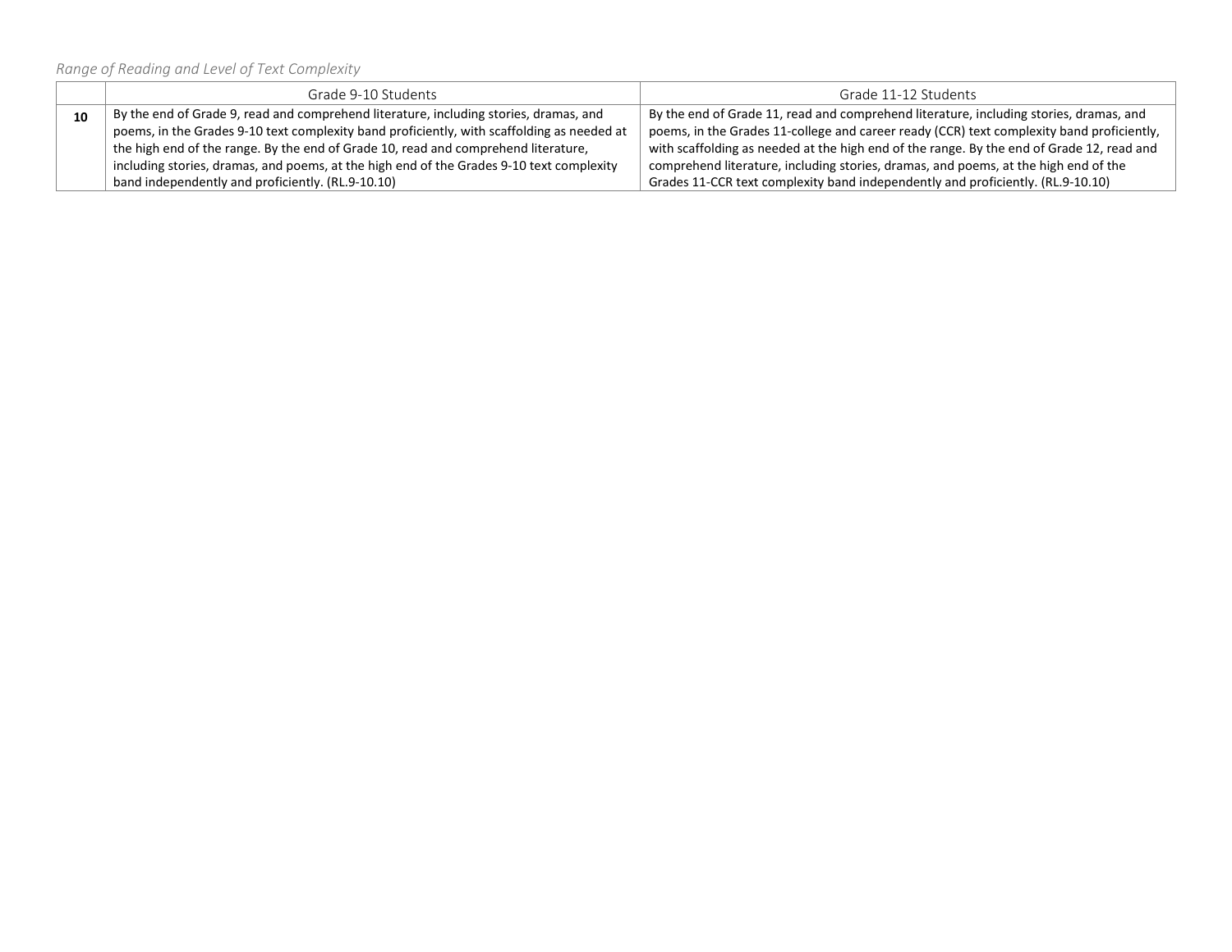*Range of Reading and Level of Text Complexity*

| | Grade 9-10 Students | Grade 11-12 Students |
|---|---|---|
| **10** | By the end of Grade 9, read and comprehend literature, including stories, dramas, and poems, in the Grades 9-10 text complexity band proficiently, with scaffolding as needed at the high end of the range. By the end of Grade 10, read and comprehend literature, including stories, dramas, and poems, at the high end of the Grades 9-10 text complexity band independently and proficiently. (RL.9-10.10) | By the end of Grade 11, read and comprehend literature, including stories, dramas, and poems, in the Grades 11-college and career ready (CCR) text complexity band proficiently, with scaffolding as needed at the high end of the range. By the end of Grade 12, read and comprehend literature, including stories, dramas, and poems, at the high end of the Grades 11-CCR text complexity band independently and proficiently. (RL.9-10.10) |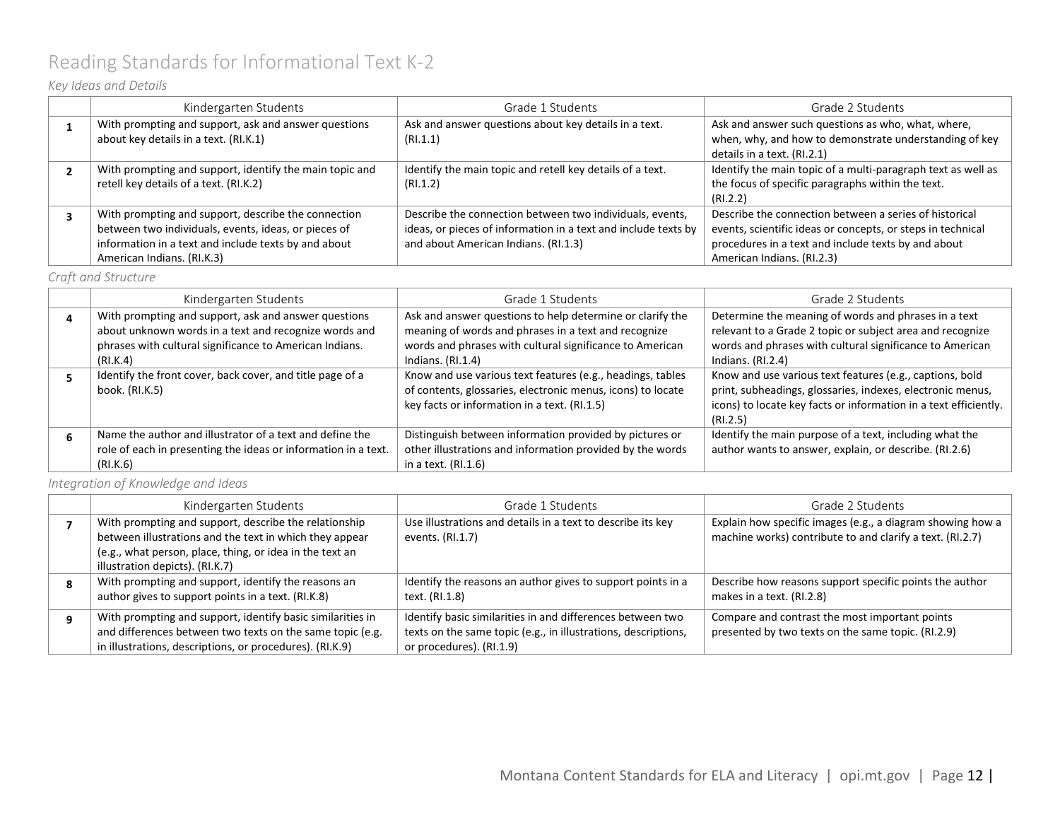# Reading Standards for Informational Text K-2

*Key Ideas and Details*

| | Kindergarten Students | Grade 1 Students | Grade 2 Students |
|---|---|---|---|
| **1** | With prompting and support, ask and answer questions about key details in a text. (RI.K.1) | Ask and answer questions about key details in a text. (RI.1.1) | Ask and answer such questions as who, what, where, when, why, and how to demonstrate understanding of key details in a text. (RI.2.1) |
| **2** | With prompting and support, identify the main topic and retell key details of a text. (RI.K.2) | Identify the main topic and retell key details of a text. (RI.1.2) | Identify the main topic of a multi-paragraph text as well as the focus of specific paragraphs within the text. (RI.2.2) |
| **3** | With prompting and support, describe the connection between two individuals, events, ideas, or pieces of information in a text and include texts by and about American Indians. (RI.K.3) | Describe the connection between two individuals, events, ideas, or pieces of information in a text and include texts by and about American Indians. (RI.1.3) | Describe the connection between a series of historical events, scientific ideas or concepts, or steps in technical procedures in a text and include texts by and about American Indians. (RI.2.3) |

*Craft and Structure*

| | Kindergarten Students | Grade 1 Students | Grade 2 Students |
|---|---|---|---|
| **4** | With prompting and support, ask and answer questions about unknown words in a text and recognize words and phrases with cultural significance to American Indians. (RI.K.4) | Ask and answer questions to help determine or clarify the meaning of words and phrases in a text and recognize words and phrases with cultural significance to American Indians. (RI.1.4) | Determine the meaning of words and phrases in a text relevant to a Grade 2 topic or subject area and recognize words and phrases with cultural significance to American Indians. (RI.2.4) |
| **5** | Identify the front cover, back cover, and title page of a book. (RI.K.5) | Know and use various text features (e.g., headings, tables of contents, glossaries, electronic menus, icons) to locate key facts or information in a text. (RI.1.5) | Know and use various text features (e.g., captions, bold print, subheadings, glossaries, indexes, electronic menus, icons) to locate key facts or information in a text efficiently. (RI.2.5) |
| **6** | Name the author and illustrator of a text and define the role of each in presenting the ideas or information in a text. (RI.K.6) | Distinguish between information provided by pictures or other illustrations and information provided by the words in a text. (RI.1.6) | Identify the main purpose of a text, including what the author wants to answer, explain, or describe. (RI.2.6) |

*Integration of Knowledge and Ideas*

| | Kindergarten Students | Grade 1 Students | Grade 2 Students |
|---|---|---|---|
| **7** | With prompting and support, describe the relationship between illustrations and the text in which they appear (e.g., what person, place, thing, or idea in the text an illustration depicts). (RI.K.7) | Use illustrations and details in a text to describe its key events. (RI.1.7) | Explain how specific images (e.g., a diagram showing how a machine works) contribute to and clarify a text. (RI.2.7) |
| **8** | With prompting and support, identify the reasons an author gives to support points in a text. (RI.K.8) | Identify the reasons an author gives to support points in a text. (RI.1.8) | Describe how reasons support specific points the author makes in a text. (RI.2.8) |
| **9** | With prompting and support, identify basic similarities in and differences between two texts on the same topic (e.g. in illustrations, descriptions, or procedures). (RI.K.9) | Identify basic similarities in and differences between two texts on the same topic (e.g., in illustrations, descriptions, or procedures). (RI.1.9) | Compare and contrast the most important points presented by two texts on the same topic. (RI.2.9) |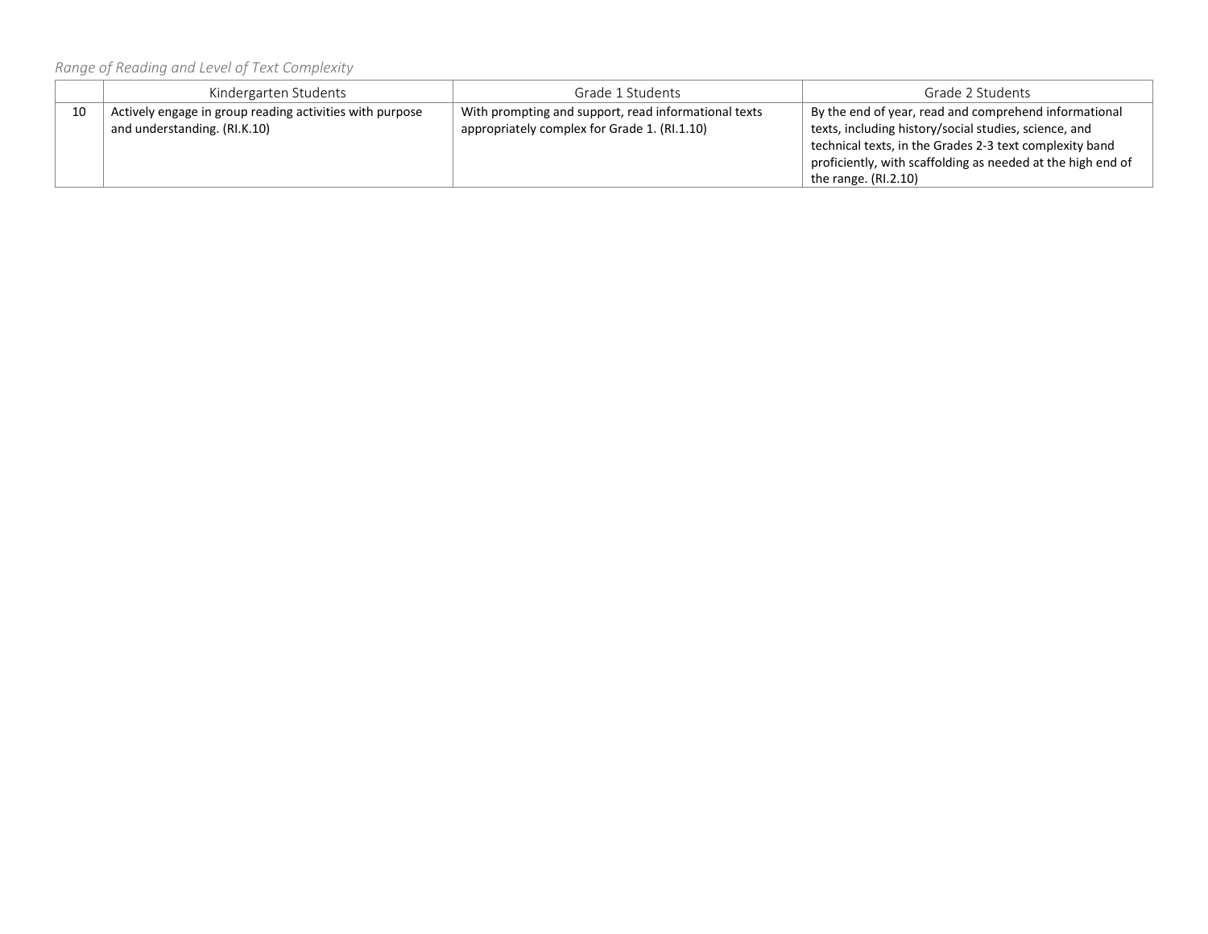*Range of Reading and Level of Text Complexity*

| | Kindergarten Students | Grade 1 Students | Grade 2 Students |
|---|---|---|---|
| 10 | Actively engage in group reading activities with purpose and understanding. (RI.K.10) | With prompting and support, read informational texts appropriately complex for Grade 1. (RI.1.10) | By the end of year, read and comprehend informational texts, including history/social studies, science, and technical texts, in the Grades 2-3 text complexity band proficiently, with scaffolding as needed at the high end of the range. (RI.2.10) |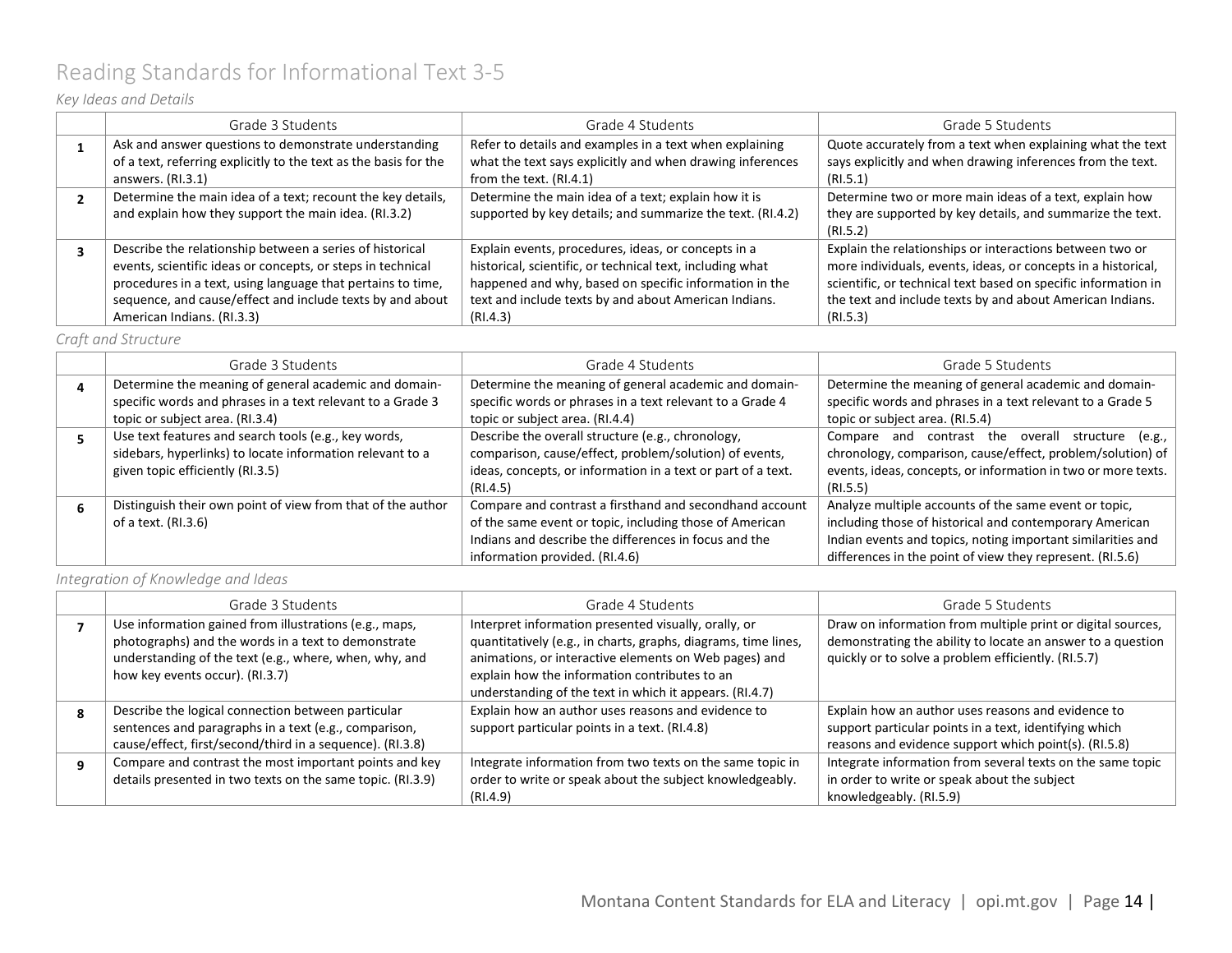# Reading Standards for Informational Text 3-5

*Key Ideas and Details*

| | Grade 3 Students | Grade 4 Students | Grade 5 Students |
|---|---|---|---|
| **1** | Ask and answer questions to demonstrate understanding of a text, referring explicitly to the text as the basis for the answers. (RI.3.1) | Refer to details and examples in a text when explaining what the text says explicitly and when drawing inferences from the text. (RI.4.1) | Quote accurately from a text when explaining what the text says explicitly and when drawing inferences from the text. (RI.5.1) |
| **2** | Determine the main idea of a text; recount the key details, and explain how they support the main idea. (RI.3.2) | Determine the main idea of a text; explain how it is supported by key details; and summarize the text. (RI.4.2) | Determine two or more main ideas of a text, explain how they are supported by key details, and summarize the text. (RI.5.2) |
| **3** | Describe the relationship between a series of historical events, scientific ideas or concepts, or steps in technical procedures in a text, using language that pertains to time, sequence, and cause/effect and include texts by and about American Indians. (RI.3.3) | Explain events, procedures, ideas, or concepts in a historical, scientific, or technical text, including what happened and why, based on specific information in the text and include texts by and about American Indians. (RI.4.3) | Explain the relationships or interactions between two or more individuals, events, ideas, or concepts in a historical, scientific, or technical text based on specific information in the text and include texts by and about American Indians. (RI.5.3) |

*Craft and Structure*

| | Grade 3 Students | Grade 4 Students | Grade 5 Students |
|---|---|---|---|
| **4** | Determine the meaning of general academic and domain-specific words and phrases in a text relevant to a Grade 3 topic or subject area. (RI.3.4) | Determine the meaning of general academic and domain-specific words or phrases in a text relevant to a Grade 4 topic or subject area. (RI.4.4) | Determine the meaning of general academic and domain-specific words and phrases in a text relevant to a Grade 5 topic or subject area. (RI.5.4) |
| **5** | Use text features and search tools (e.g., key words, sidebars, hyperlinks) to locate information relevant to a given topic efficiently (RI.3.5) | Describe the overall structure (e.g., chronology, comparison, cause/effect, problem/solution) of events, ideas, concepts, or information in a text or part of a text. (RI.4.5) | Compare and contrast the overall structure (e.g., chronology, comparison, cause/effect, problem/solution) of events, ideas, concepts, or information in two or more texts. (RI.5.5) |
| **6** | Distinguish their own point of view from that of the author of a text. (RI.3.6) | Compare and contrast a firsthand and secondhand account of the same event or topic, including those of American Indians and describe the differences in focus and the information provided. (RI.4.6) | Analyze multiple accounts of the same event or topic, including those of historical and contemporary American Indian events and topics, noting important similarities and differences in the point of view they represent. (RI.5.6) |

*Integration of Knowledge and Ideas*

| | Grade 3 Students | Grade 4 Students | Grade 5 Students |
|---|---|---|---|
| **7** | Use information gained from illustrations (e.g., maps, photographs) and the words in a text to demonstrate understanding of the text (e.g., where, when, why, and how key events occur). (RI.3.7) | Interpret information presented visually, orally, or quantitatively (e.g., in charts, graphs, diagrams, time lines, animations, or interactive elements on Web pages) and explain how the information contributes to an understanding of the text in which it appears. (RI.4.7) | Draw on information from multiple print or digital sources, demonstrating the ability to locate an answer to a question quickly or to solve a problem efficiently. (RI.5.7) |
| **8** | Describe the logical connection between particular sentences and paragraphs in a text (e.g., comparison, cause/effect, first/second/third in a sequence). (RI.3.8) | Explain how an author uses reasons and evidence to support particular points in a text. (RI.4.8) | Explain how an author uses reasons and evidence to support particular points in a text, identifying which reasons and evidence support which point(s). (RI.5.8) |
| **9** | Compare and contrast the most important points and key details presented in two texts on the same topic. (RI.3.9) | Integrate information from two texts on the same topic in order to write or speak about the subject knowledgeably. (RI.4.9) | Integrate information from several texts on the same topic in order to write or speak about the subject knowledgeably. (RI.5.9) |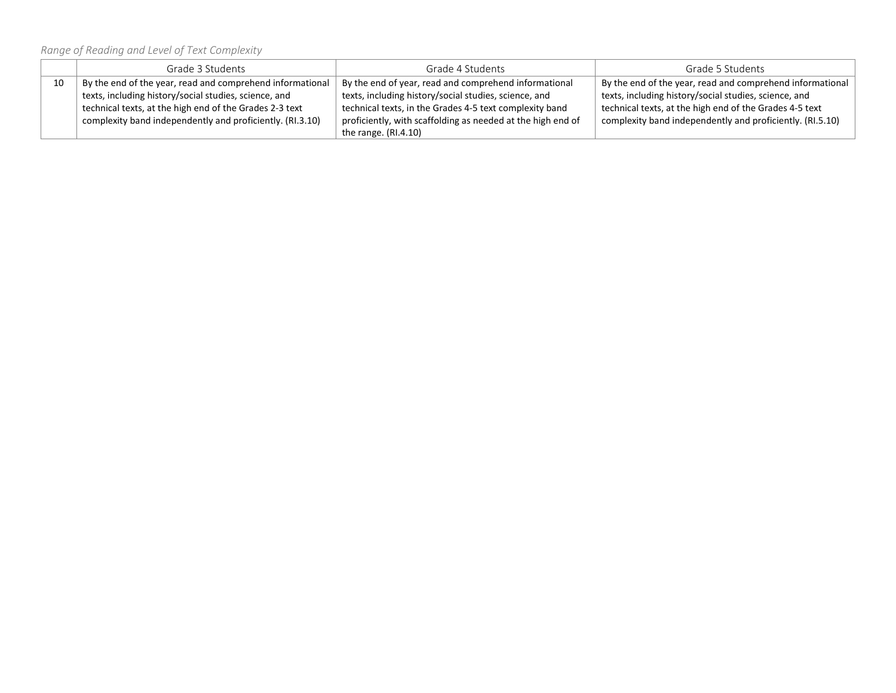*Range of Reading and Level of Text Complexity*

| | Grade 3 Students | Grade 4 Students | Grade 5 Students |
|---|---|---|---|
| 10 | By the end of the year, read and comprehend informational texts, including history/social studies, science, and technical texts, at the high end of the Grades 2-3 text complexity band independently and proficiently. (RI.3.10) | By the end of year, read and comprehend informational texts, including history/social studies, science, and technical texts, in the Grades 4-5 text complexity band proficiently, with scaffolding as needed at the high end of the range. (RI.4.10) | By the end of the year, read and comprehend informational texts, including history/social studies, science, and technical texts, at the high end of the Grades 4-5 text complexity band independently and proficiently. (RI.5.10) |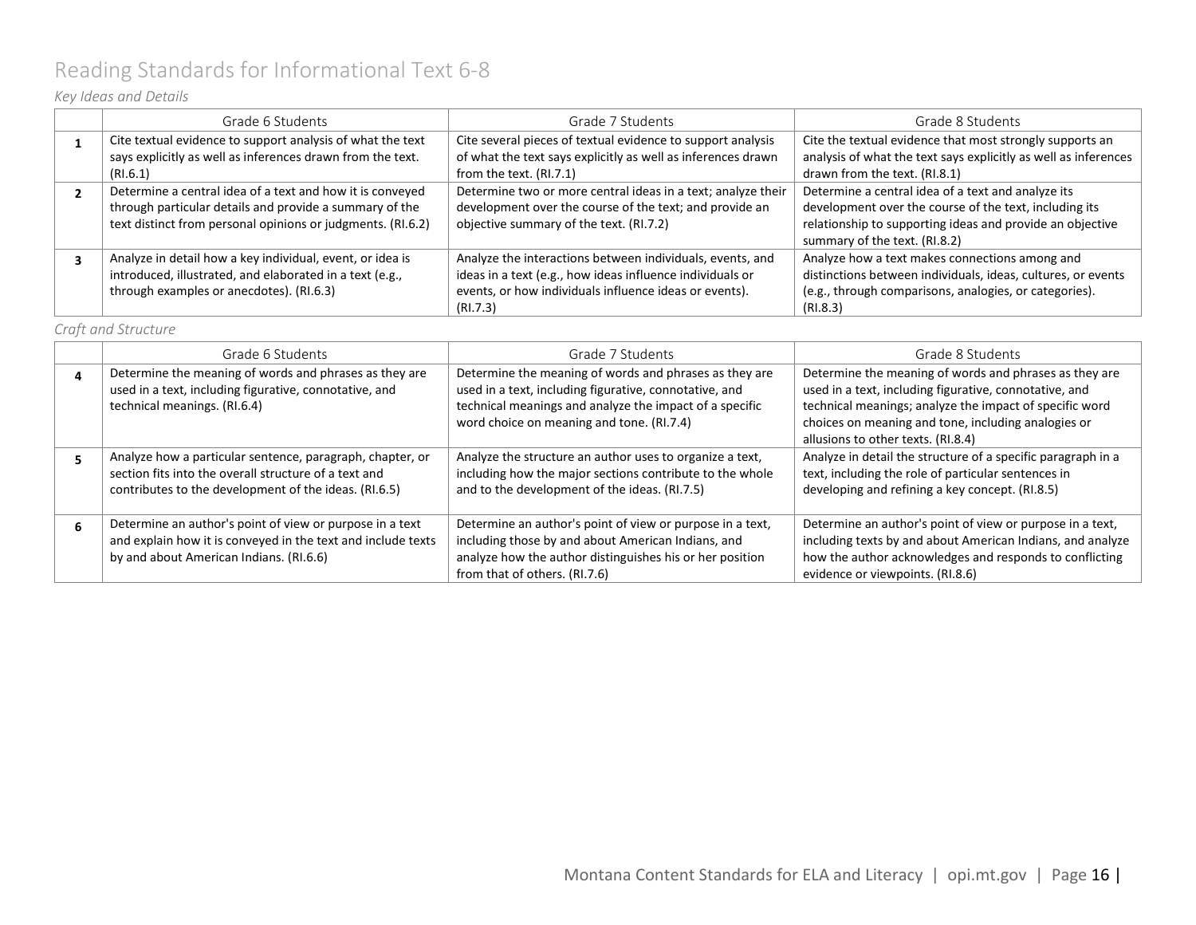# Reading Standards for Informational Text 6-8

*Key Ideas and Details*

| | Grade 6 Students | Grade 7 Students | Grade 8 Students |
|---|---|---|---|
| **1** | Cite textual evidence to support analysis of what the text says explicitly as well as inferences drawn from the text. (RI.6.1) | Cite several pieces of textual evidence to support analysis of what the text says explicitly as well as inferences drawn from the text. (RI.7.1) | Cite the textual evidence that most strongly supports an analysis of what the text says explicitly as well as inferences drawn from the text. (RI.8.1) |
| **2** | Determine a central idea of a text and how it is conveyed through particular details and provide a summary of the text distinct from personal opinions or judgments. (RI.6.2) | Determine two or more central ideas in a text; analyze their development over the course of the text; and provide an objective summary of the text. (RI.7.2) | Determine a central idea of a text and analyze its development over the course of the text, including its relationship to supporting ideas and provide an objective summary of the text. (RI.8.2) |
| **3** | Analyze in detail how a key individual, event, or idea is introduced, illustrated, and elaborated in a text (e.g., through examples or anecdotes). (RI.6.3) | Analyze the interactions between individuals, events, and ideas in a text (e.g., how ideas influence individuals or events, or how individuals influence ideas or events). (RI.7.3) | Analyze how a text makes connections among and distinctions between individuals, ideas, cultures, or events (e.g., through comparisons, analogies, or categories). (RI.8.3) |

*Craft and Structure*

| | Grade 6 Students | Grade 7 Students | Grade 8 Students |
|---|---|---|---|
| **4** | Determine the meaning of words and phrases as they are used in a text, including figurative, connotative, and technical meanings. (RI.6.4) | Determine the meaning of words and phrases as they are used in a text, including figurative, connotative, and technical meanings and analyze the impact of a specific word choice on meaning and tone. (RI.7.4) | Determine the meaning of words and phrases as they are used in a text, including figurative, connotative, and technical meanings; analyze the impact of specific word choices on meaning and tone, including analogies or allusions to other texts. (RI.8.4) |
| **5** | Analyze how a particular sentence, paragraph, chapter, or section fits into the overall structure of a text and contributes to the development of the ideas. (RI.6.5) | Analyze the structure an author uses to organize a text, including how the major sections contribute to the whole and to the development of the ideas. (RI.7.5) | Analyze in detail the structure of a specific paragraph in a text, including the role of particular sentences in developing and refining a key concept. (RI.8.5) |
| **6** | Determine an author's point of view or purpose in a text and explain how it is conveyed in the text and include texts by and about American Indians. (RI.6.6) | Determine an author's point of view or purpose in a text, including those by and about American Indians, and analyze how the author distinguishes his or her position from that of others. (RI.7.6) | Determine an author's point of view or purpose in a text, including texts by and about American Indians, and analyze how the author acknowledges and responds to conflicting evidence or viewpoints. (RI.8.6) |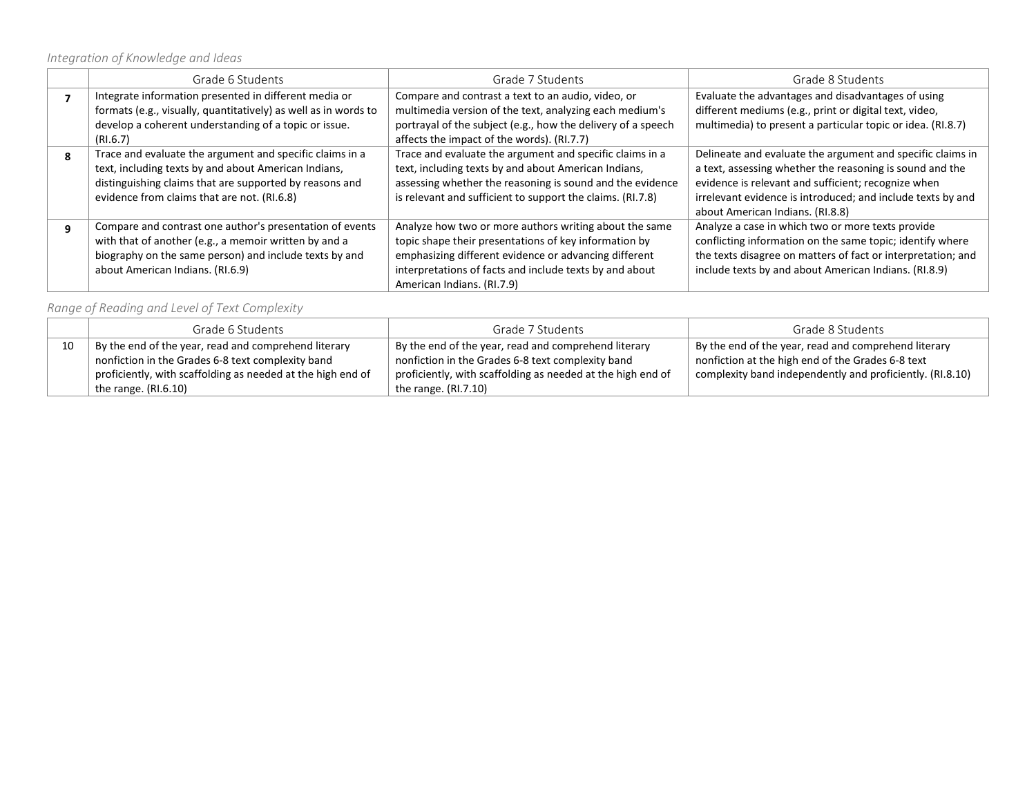*Integration of Knowledge and Ideas*

| | Grade 6 Students | Grade 7 Students | Grade 8 Students |
|---|---|---|---|
| **7** | Integrate information presented in different media or formats (e.g., visually, quantitatively) as well as in words to develop a coherent understanding of a topic or issue. (RI.6.7) | Compare and contrast a text to an audio, video, or multimedia version of the text, analyzing each medium's portrayal of the subject (e.g., how the delivery of a speech affects the impact of the words). (RI.7.7) | Evaluate the advantages and disadvantages of using different mediums (e.g., print or digital text, video, multimedia) to present a particular topic or idea. (RI.8.7) |
| **8** | Trace and evaluate the argument and specific claims in a text, including texts by and about American Indians, distinguishing claims that are supported by reasons and evidence from claims that are not. (RI.6.8) | Trace and evaluate the argument and specific claims in a text, including texts by and about American Indians, assessing whether the reasoning is sound and the evidence is relevant and sufficient to support the claims. (RI.7.8) | Delineate and evaluate the argument and specific claims in a text, assessing whether the reasoning is sound and the evidence is relevant and sufficient; recognize when irrelevant evidence is introduced; and include texts by and about American Indians. (RI.8.8) |
| **9** | Compare and contrast one author's presentation of events with that of another (e.g., a memoir written by and a biography on the same person) and include texts by and about American Indians. (RI.6.9) | Analyze how two or more authors writing about the same topic shape their presentations of key information by emphasizing different evidence or advancing different interpretations of facts and include texts by and about American Indians. (RI.7.9) | Analyze a case in which two or more texts provide conflicting information on the same topic; identify where the texts disagree on matters of fact or interpretation; and include texts by and about American Indians. (RI.8.9) |

*Range of Reading and Level of Text Complexity*

| | Grade 6 Students | Grade 7 Students | Grade 8 Students |
|---|---|---|---|
| 10 | By the end of the year, read and comprehend literary nonfiction in the Grades 6-8 text complexity band proficiently, with scaffolding as needed at the high end of the range. (RI.6.10) | By the end of the year, read and comprehend literary nonfiction in the Grades 6-8 text complexity band proficiently, with scaffolding as needed at the high end of the range. (RI.7.10) | By the end of the year, read and comprehend literary nonfiction at the high end of the Grades 6-8 text complexity band independently and proficiently. (RI.8.10) |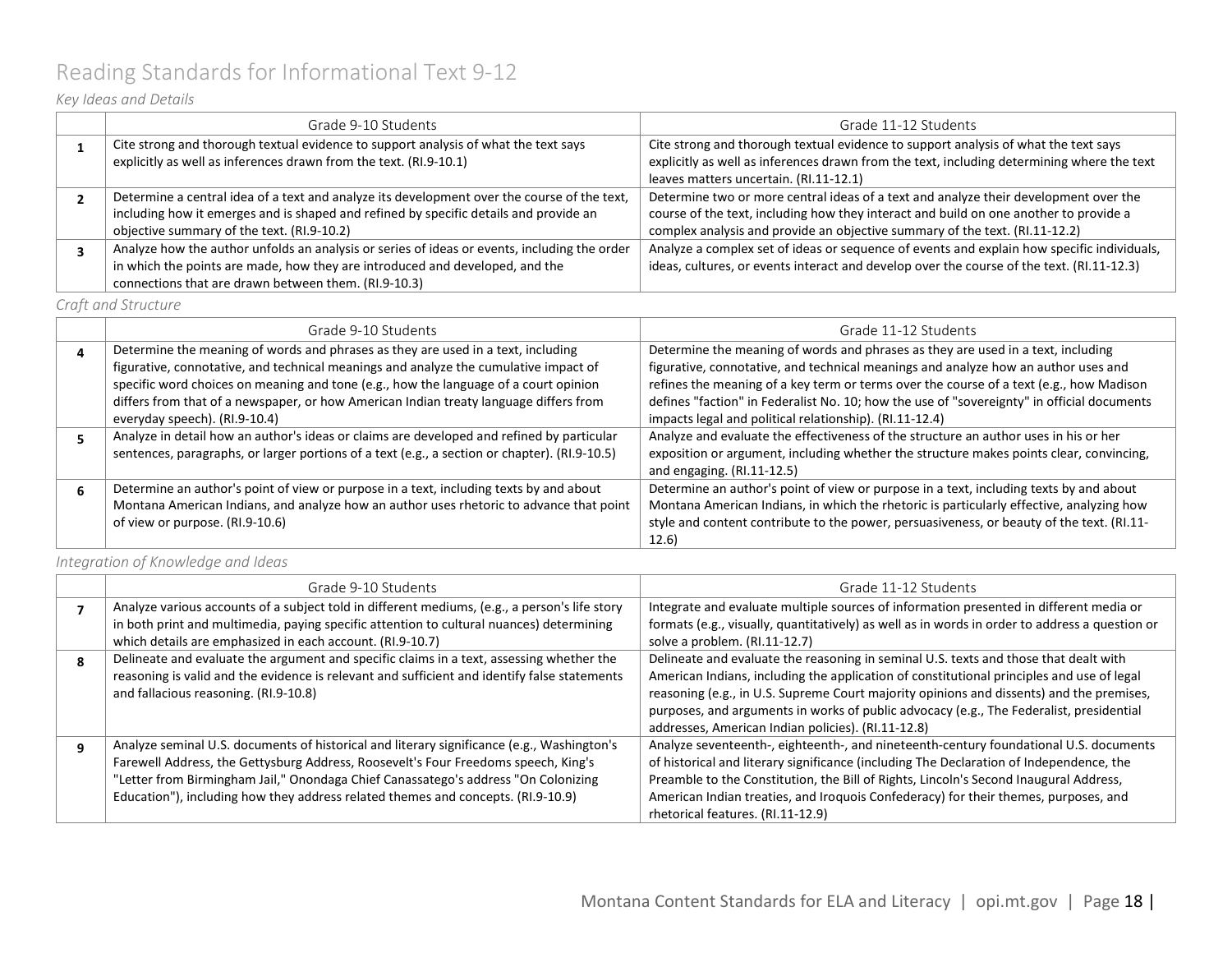# Reading Standards for Informational Text 9-12

*Key Ideas and Details*

| | Grade 9-10 Students | Grade 11-12 Students |
|---|---|---|
| **1** | Cite strong and thorough textual evidence to support analysis of what the text says explicitly as well as inferences drawn from the text. (RI.9-10.1) | Cite strong and thorough textual evidence to support analysis of what the text says explicitly as well as inferences drawn from the text, including determining where the text leaves matters uncertain. (RI.11-12.1) |
| **2** | Determine a central idea of a text and analyze its development over the course of the text, including how it emerges and is shaped and refined by specific details and provide an objective summary of the text. (RI.9-10.2) | Determine two or more central ideas of a text and analyze their development over the course of the text, including how they interact and build on one another to provide a complex analysis and provide an objective summary of the text. (RI.11-12.2) |
| **3** | Analyze how the author unfolds an analysis or series of ideas or events, including the order in which the points are made, how they are introduced and developed, and the connections that are drawn between them. (RI.9-10.3) | Analyze a complex set of ideas or sequence of events and explain how specific individuals, ideas, cultures, or events interact and develop over the course of the text. (RI.11-12.3) |

*Craft and Structure*

| | Grade 9-10 Students | Grade 11-12 Students |
|---|---|---|
| **4** | Determine the meaning of words and phrases as they are used in a text, including figurative, connotative, and technical meanings and analyze the cumulative impact of specific word choices on meaning and tone (e.g., how the language of a court opinion differs from that of a newspaper, or how American Indian treaty language differs from everyday speech). (RI.9-10.4) | Determine the meaning of words and phrases as they are used in a text, including figurative, connotative, and technical meanings and analyze how an author uses and refines the meaning of a key term or terms over the course of a text (e.g., how Madison defines "faction" in Federalist No. 10; how the use of "sovereignty" in official documents impacts legal and political relationship). (RI.11-12.4) |
| **5** | Analyze in detail how an author's ideas or claims are developed and refined by particular sentences, paragraphs, or larger portions of a text (e.g., a section or chapter). (RI.9-10.5) | Analyze and evaluate the effectiveness of the structure an author uses in his or her exposition or argument, including whether the structure makes points clear, convincing, and engaging. (RI.11-12.5) |
| **6** | Determine an author's point of view or purpose in a text, including texts by and about Montana American Indians, and analyze how an author uses rhetoric to advance that point of view or purpose. (RI.9-10.6) | Determine an author's point of view or purpose in a text, including texts by and about Montana American Indians, in which the rhetoric is particularly effective, analyzing how style and content contribute to the power, persuasiveness, or beauty of the text. (RI.11-12.6) |

*Integration of Knowledge and Ideas*

| | Grade 9-10 Students | Grade 11-12 Students |
|---|---|---|
| **7** | Analyze various accounts of a subject told in different mediums, (e.g., a person's life story in both print and multimedia, paying specific attention to cultural nuances) determining which details are emphasized in each account. (RI.9-10.7) | Integrate and evaluate multiple sources of information presented in different media or formats (e.g., visually, quantitatively) as well as in words in order to address a question or solve a problem. (RI.11-12.7) |
| **8** | Delineate and evaluate the argument and specific claims in a text, assessing whether the reasoning is valid and the evidence is relevant and sufficient and identify false statements and fallacious reasoning. (RI.9-10.8) | Delineate and evaluate the reasoning in seminal U.S. texts and those that dealt with American Indians, including the application of constitutional principles and use of legal reasoning (e.g., in U.S. Supreme Court majority opinions and dissents) and the premises, purposes, and arguments in works of public advocacy (e.g., The Federalist, presidential addresses, American Indian policies). (RI.11-12.8) |
| **9** | Analyze seminal U.S. documents of historical and literary significance (e.g., Washington's Farewell Address, the Gettysburg Address, Roosevelt's Four Freedoms speech, King's "Letter from Birmingham Jail," Onondaga Chief Canassatego's address "On Colonizing Education"), including how they address related themes and concepts. (RI.9-10.9) | Analyze seventeenth-, eighteenth-, and nineteenth-century foundational U.S. documents of historical and literary significance (including The Declaration of Independence, the Preamble to the Constitution, the Bill of Rights, Lincoln's Second Inaugural Address, American Indian treaties, and Iroquois Confederacy) for their themes, purposes, and rhetorical features. (RI.11-12.9) |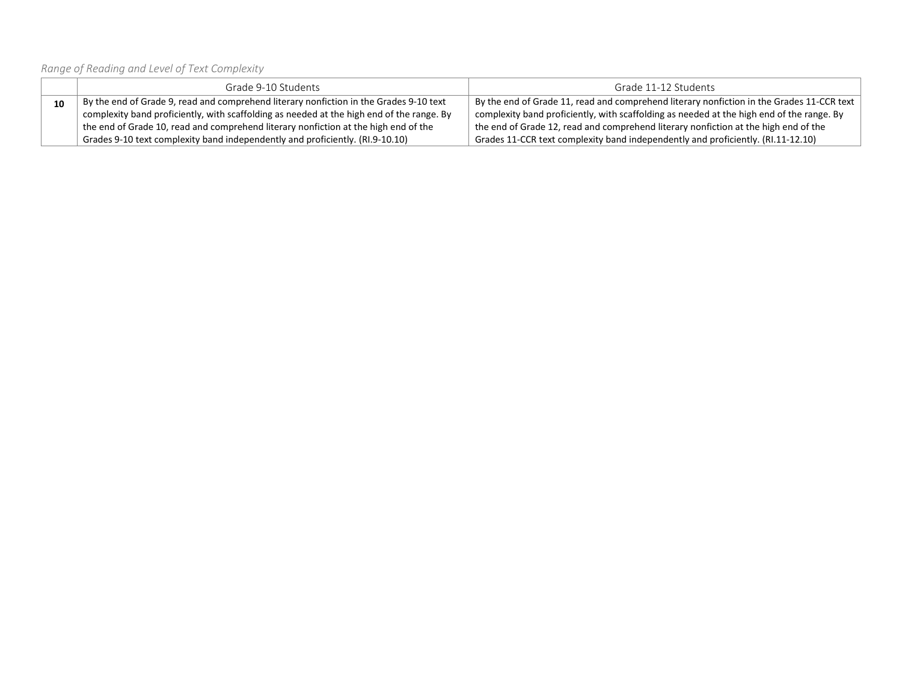*Range of Reading and Level of Text Complexity*

| | Grade 9-10 Students | Grade 11-12 Students |
|---|---|---|
| **10** | By the end of Grade 9, read and comprehend literary nonfiction in the Grades 9-10 text complexity band proficiently, with scaffolding as needed at the high end of the range. By the end of Grade 10, read and comprehend literary nonfiction at the high end of the Grades 9-10 text complexity band independently and proficiently. (RI.9-10.10) | By the end of Grade 11, read and comprehend literary nonfiction in the Grades 11-CCR text complexity band proficiently, with scaffolding as needed at the high end of the range. By the end of Grade 12, read and comprehend literary nonfiction at the high end of the Grades 11-CCR text complexity band independently and proficiently. (RI.11-12.10) |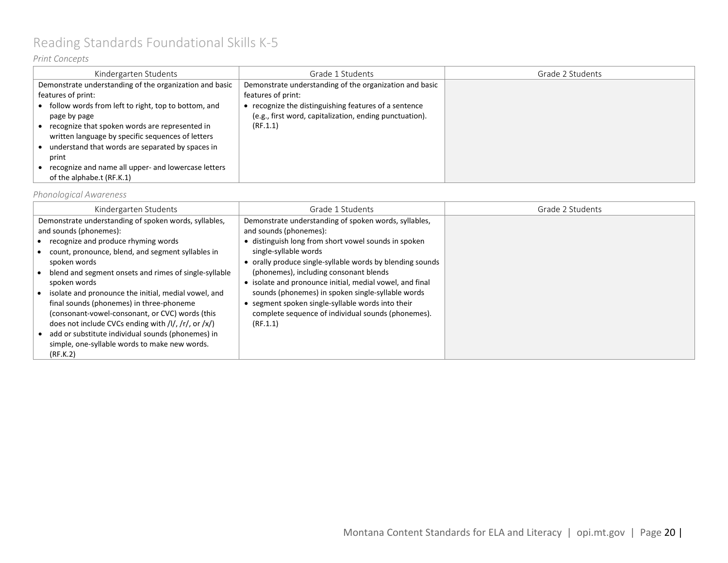# Reading Standards Foundational Skills K-5

*Print Concepts*

| Kindergarten Students | Grade 1 Students | Grade 2 Students |
|---|---|---|
| Demonstrate understanding of the organization and basic features of print:<br>• follow words from left to right, top to bottom, and page by page<br>• recognize that spoken words are represented in written language by specific sequences of letters<br>• understand that words are separated by spaces in print<br>• recognize and name all upper- and lowercase letters of the alphabe.t (RF.K.1) | Demonstrate understanding of the organization and basic features of print:<br>• recognize the distinguishing features of a sentence (e.g., first word, capitalization, ending punctuation). (RF.1.1) | |

*Phonological Awareness*

| Kindergarten Students | Grade 1 Students | Grade 2 Students |
|---|---|---|
| Demonstrate understanding of spoken words, syllables, and sounds (phonemes):<br>• recognize and produce rhyming words<br>• count, pronounce, blend, and segment syllables in spoken words<br>• blend and segment onsets and rimes of single-syllable spoken words<br>• isolate and pronounce the initial, medial vowel, and final sounds (phonemes) in three-phoneme (consonant-vowel-consonant, or CVC) words (this does not include CVCs ending with /l/, /r/, or /x/)<br>• add or substitute individual sounds (phonemes) in simple, one-syllable words to make new words. (RF.K.2) | Demonstrate understanding of spoken words, syllables, and sounds (phonemes):<br>• distinguish long from short vowel sounds in spoken single-syllable words<br>• orally produce single-syllable words by blending sounds (phonemes), including consonant blends<br>• isolate and pronounce initial, medial vowel, and final sounds (phonemes) in spoken single-syllable words<br>• segment spoken single-syllable words into their complete sequence of individual sounds (phonemes). (RF.1.1) | |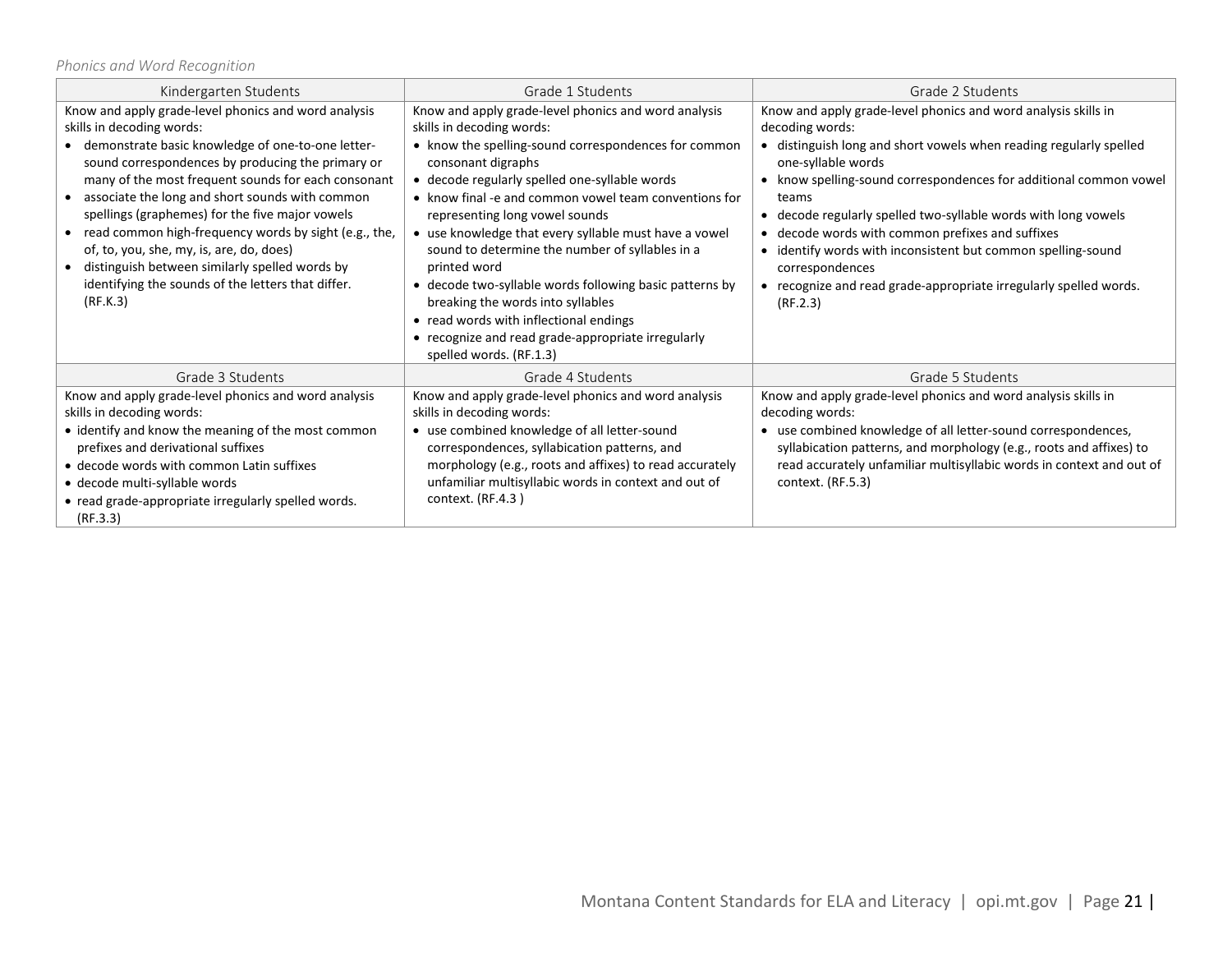*Phonics and Word Recognition*

| Kindergarten Students | Grade 1 Students | Grade 2 Students |
|---|---|---|
| Know and apply grade-level phonics and word analysis skills in decoding words:<br>• demonstrate basic knowledge of one-to-one letter-sound correspondences by producing the primary or many of the most frequent sounds for each consonant<br>• associate the long and short sounds with common spellings (graphemes) for the five major vowels<br>• read common high-frequency words by sight (e.g., the, of, to, you, she, my, is, are, do, does)<br>• distinguish between similarly spelled words by identifying the sounds of the letters that differ. (RF.K.3) | Know and apply grade-level phonics and word analysis skills in decoding words:<br>• know the spelling-sound correspondences for common consonant digraphs<br>• decode regularly spelled one-syllable words<br>• know final -e and common vowel team conventions for representing long vowel sounds<br>• use knowledge that every syllable must have a vowel sound to determine the number of syllables in a printed word<br>• decode two-syllable words following basic patterns by breaking the words into syllables<br>• read words with inflectional endings<br>• recognize and read grade-appropriate irregularly spelled words. (RF.1.3) | Know and apply grade-level phonics and word analysis skills in decoding words:<br>• distinguish long and short vowels when reading regularly spelled one-syllable words<br>• know spelling-sound correspondences for additional common vowel teams<br>• decode regularly spelled two-syllable words with long vowels<br>• decode words with common prefixes and suffixes<br>• identify words with inconsistent but common spelling-sound correspondences<br>• recognize and read grade-appropriate irregularly spelled words. (RF.2.3) |
| **Grade 3 Students** | **Grade 4 Students** | **Grade 5 Students** |
| Know and apply grade-level phonics and word analysis skills in decoding words:<br>• identify and know the meaning of the most common prefixes and derivational suffixes<br>• decode words with common Latin suffixes<br>• decode multi-syllable words<br>• read grade-appropriate irregularly spelled words. (RF.3.3) | Know and apply grade-level phonics and word analysis skills in decoding words:<br>• use combined knowledge of all letter-sound correspondences, syllabication patterns, and morphology (e.g., roots and affixes) to read accurately unfamiliar multisyllabic words in context and out of context. (RF.4.3 ) | Know and apply grade-level phonics and word analysis skills in decoding words:<br>• use combined knowledge of all letter-sound correspondences, syllabication patterns, and morphology (e.g., roots and affixes) to read accurately unfamiliar multisyllabic words in context and out of context. (RF.5.3) |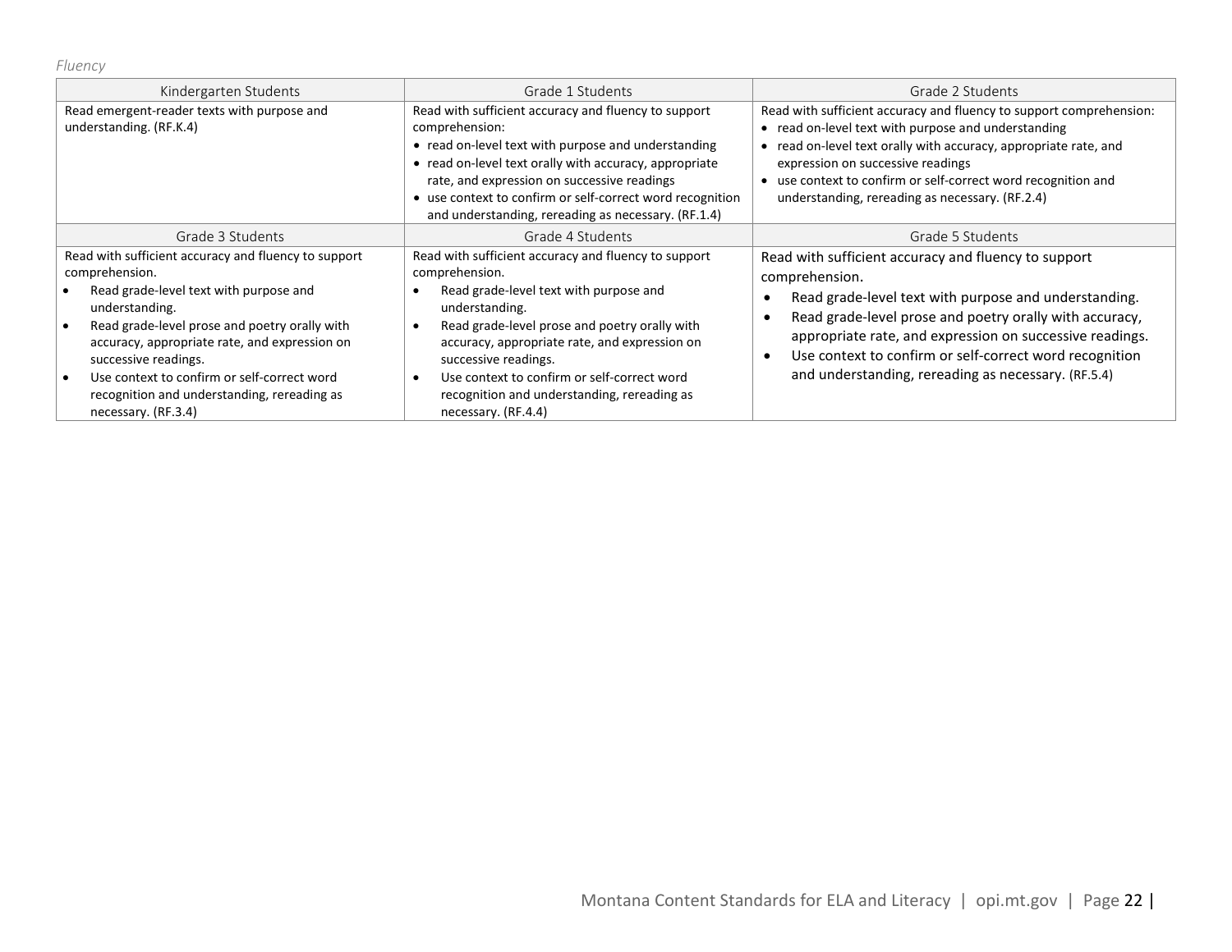*Fluency*

| Kindergarten Students | Grade 1 Students | Grade 2 Students |
|---|---|---|
| Read emergent-reader texts with purpose and understanding. (RF.K.4) | Read with sufficient accuracy and fluency to support comprehension:<br>• read on-level text with purpose and understanding<br>• read on-level text orally with accuracy, appropriate rate, and expression on successive readings<br>• use context to confirm or self-correct word recognition and understanding, rereading as necessary. (RF.1.4) | Read with sufficient accuracy and fluency to support comprehension:<br>• read on-level text with purpose and understanding<br>• read on-level text orally with accuracy, appropriate rate, and expression on successive readings<br>• use context to confirm or self-correct word recognition and understanding, rereading as necessary. (RF.2.4) |
| **Grade 3 Students** | **Grade 4 Students** | **Grade 5 Students** |
| Read with sufficient accuracy and fluency to support comprehension.<br>• Read grade-level text with purpose and understanding.<br>• Read grade-level prose and poetry orally with accuracy, appropriate rate, and expression on successive readings.<br>• Use context to confirm or self-correct word recognition and understanding, rereading as necessary. (RF.3.4) | Read with sufficient accuracy and fluency to support comprehension.<br>• Read grade-level text with purpose and understanding.<br>• Read grade-level prose and poetry orally with accuracy, appropriate rate, and expression on successive readings.<br>• Use context to confirm or self-correct word recognition and understanding, rereading as necessary. (RF.4.4) | Read with sufficient accuracy and fluency to support comprehension.<br>• Read grade-level text with purpose and understanding.<br>• Read grade-level prose and poetry orally with accuracy, appropriate rate, and expression on successive readings.<br>• Use context to confirm or self-correct word recognition and understanding, rereading as necessary. (RF.5.4) |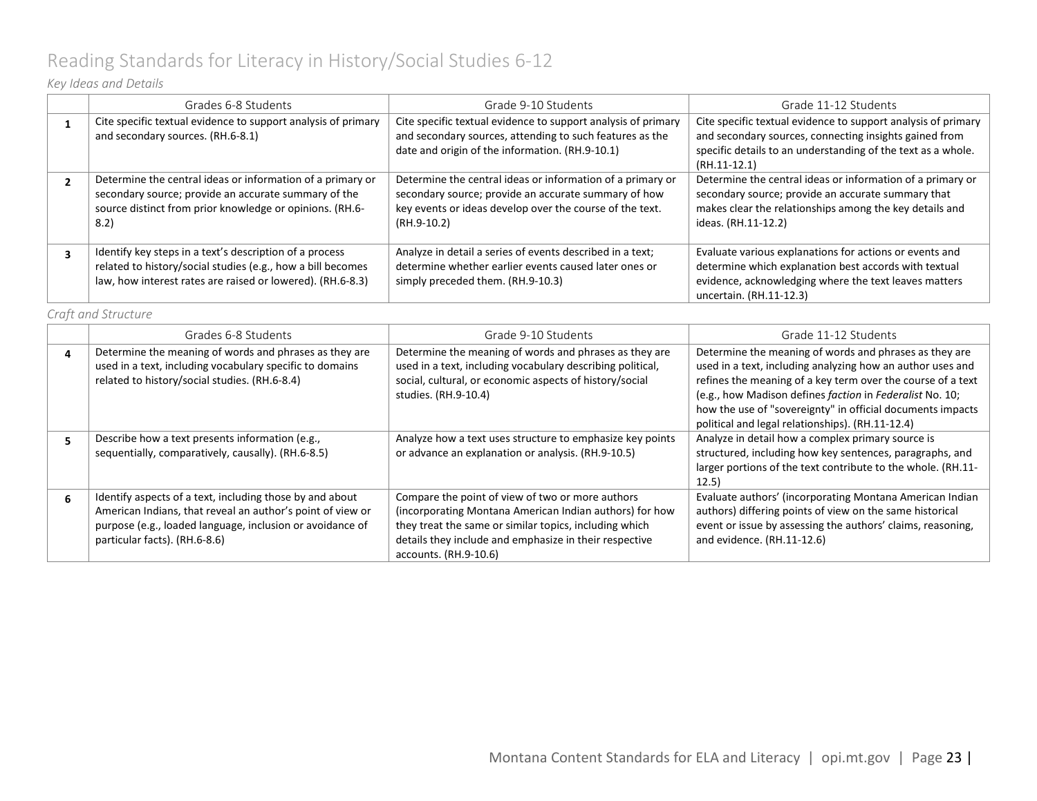# Reading Standards for Literacy in History/Social Studies 6-12

*Key Ideas and Details*

| | Grades 6-8 Students | Grade 9-10 Students | Grade 11-12 Students |
|---|---|---|---|
| **1** | Cite specific textual evidence to support analysis of primary and secondary sources. (RH.6-8.1) | Cite specific textual evidence to support analysis of primary and secondary sources, attending to such features as the date and origin of the information. (RH.9-10.1) | Cite specific textual evidence to support analysis of primary and secondary sources, connecting insights gained from specific details to an understanding of the text as a whole. (RH.11-12.1) |
| **2** | Determine the central ideas or information of a primary or secondary source; provide an accurate summary of the source distinct from prior knowledge or opinions. (RH.6-8.2) | Determine the central ideas or information of a primary or secondary source; provide an accurate summary of how key events or ideas develop over the course of the text. (RH.9-10.2) | Determine the central ideas or information of a primary or secondary source; provide an accurate summary that makes clear the relationships among the key details and ideas. (RH.11-12.2) |
| **3** | Identify key steps in a text's description of a process related to history/social studies (e.g., how a bill becomes law, how interest rates are raised or lowered). (RH.6-8.3) | Analyze in detail a series of events described in a text; determine whether earlier events caused later ones or simply preceded them. (RH.9-10.3) | Evaluate various explanations for actions or events and determine which explanation best accords with textual evidence, acknowledging where the text leaves matters uncertain. (RH.11-12.3) |

*Craft and Structure*

| | Grades 6-8 Students | Grade 9-10 Students | Grade 11-12 Students |
|---|---|---|---|
| **4** | Determine the meaning of words and phrases as they are used in a text, including vocabulary specific to domains related to history/social studies. (RH.6-8.4) | Determine the meaning of words and phrases as they are used in a text, including vocabulary describing political, social, cultural, or economic aspects of history/social studies. (RH.9-10.4) | Determine the meaning of words and phrases as they are used in a text, including analyzing how an author uses and refines the meaning of a key term over the course of a text (e.g., how Madison defines *faction* in *Federalist* No. 10; how the use of "sovereignty" in official documents impacts political and legal relationships). (RH.11-12.4) |
| **5** | Describe how a text presents information (e.g., sequentially, comparatively, causally). (RH.6-8.5) | Analyze how a text uses structure to emphasize key points or advance an explanation or analysis. (RH.9-10.5) | Analyze in detail how a complex primary source is structured, including how key sentences, paragraphs, and larger portions of the text contribute to the whole. (RH.11-12.5) |
| **6** | Identify aspects of a text, including those by and about American Indians, that reveal an author's point of view or purpose (e.g., loaded language, inclusion or avoidance of particular facts). (RH.6-8.6) | Compare the point of view of two or more authors (incorporating Montana American Indian authors) for how they treat the same or similar topics, including which details they include and emphasize in their respective accounts. (RH.9-10.6) | Evaluate authors' (incorporating Montana American Indian authors) differing points of view on the same historical event or issue by assessing the authors' claims, reasoning, and evidence. (RH.11-12.6) |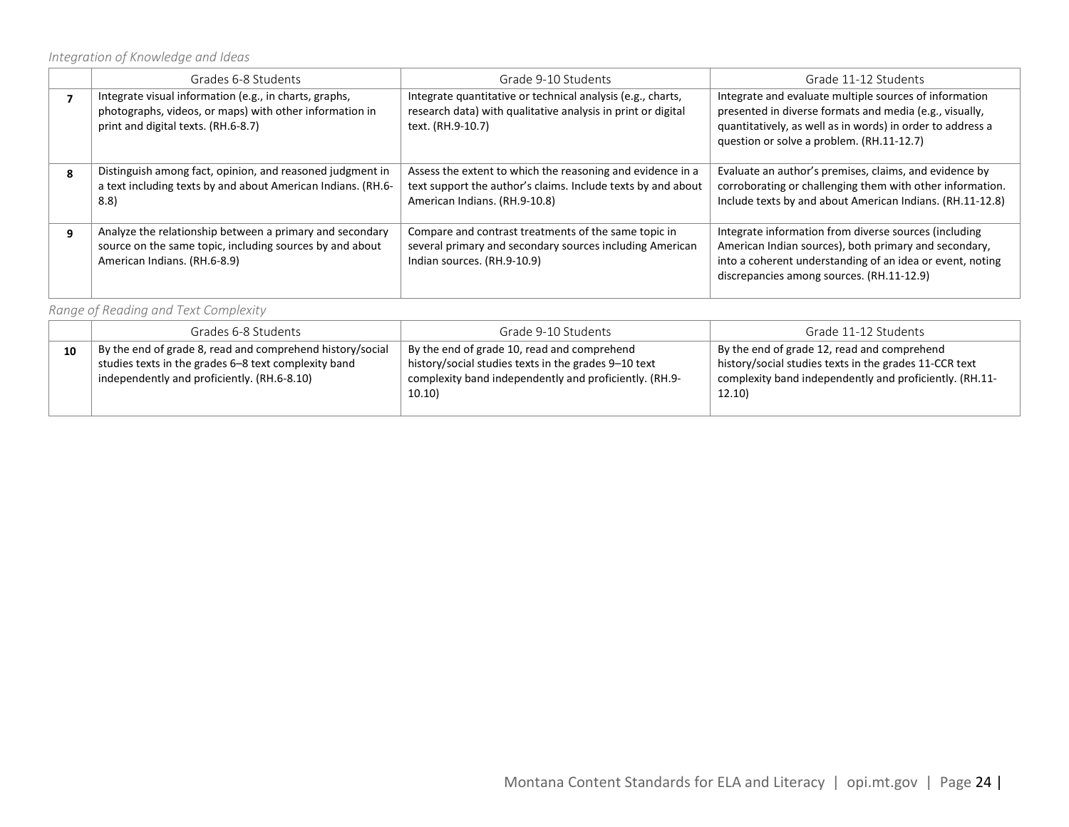*Integration of Knowledge and Ideas*

| | Grades 6-8 Students | Grade 9-10 Students | Grade 11-12 Students |
|---|---|---|---|
| **7** | Integrate visual information (e.g., in charts, graphs, photographs, videos, or maps) with other information in print and digital texts. (RH.6-8.7) | Integrate quantitative or technical analysis (e.g., charts, research data) with qualitative analysis in print or digital text. (RH.9-10.7) | Integrate and evaluate multiple sources of information presented in diverse formats and media (e.g., visually, quantitatively, as well as in words) in order to address a question or solve a problem. (RH.11-12.7) |
| **8** | Distinguish among fact, opinion, and reasoned judgment in a text including texts by and about American Indians. (RH.6-8.8) | Assess the extent to which the reasoning and evidence in a text support the author's claims. Include texts by and about American Indians. (RH.9-10.8) | Evaluate an author's premises, claims, and evidence by corroborating or challenging them with other information. Include texts by and about American Indians. (RH.11-12.8) |
| **9** | Analyze the relationship between a primary and secondary source on the same topic, including sources by and about American Indians. (RH.6-8.9) | Compare and contrast treatments of the same topic in several primary and secondary sources including American Indian sources. (RH.9-10.9) | Integrate information from diverse sources (including American Indian sources), both primary and secondary, into a coherent understanding of an idea or event, noting discrepancies among sources. (RH.11-12.9) |

*Range of Reading and Text Complexity*

| | Grades 6-8 Students | Grade 9-10 Students | Grade 11-12 Students |
|---|---|---|---|
| **10** | By the end of grade 8, read and comprehend history/social studies texts in the grades 6–8 text complexity band independently and proficiently. (RH.6-8.10) | By the end of grade 10, read and comprehend history/social studies texts in the grades 9–10 text complexity band independently and proficiently. (RH.9-10.10) | By the end of grade 12, read and comprehend history/social studies texts in the grades 11-CCR text complexity band independently and proficiently. (RH.11-12.10) |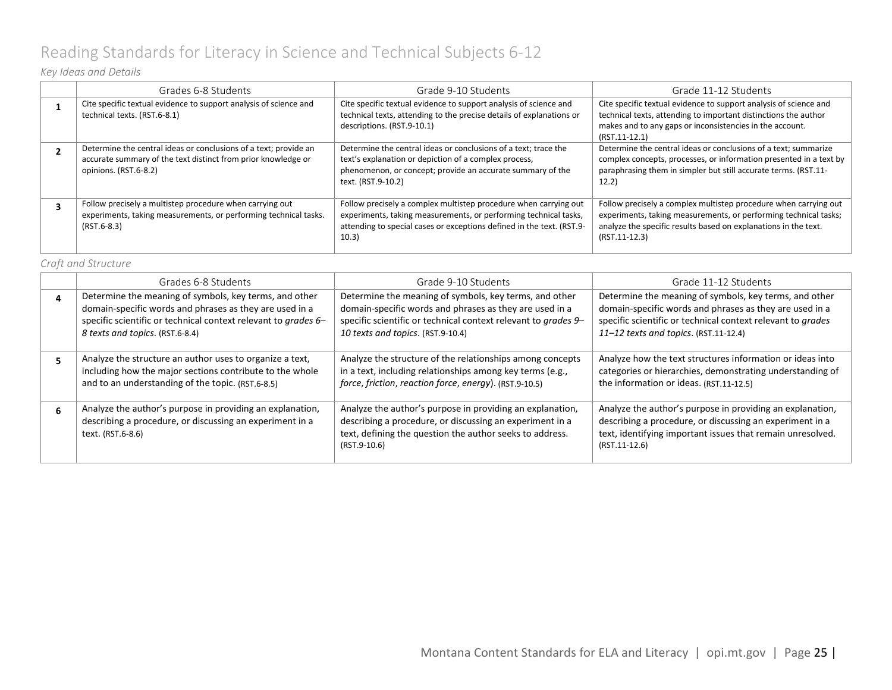# Reading Standards for Literacy in Science and Technical Subjects 6-12

*Key Ideas and Details*

| | Grades 6-8 Students | Grade 9-10 Students | Grade 11-12 Students |
|---|---|---|---|
| **1** | Cite specific textual evidence to support analysis of science and technical texts. (RST.6-8.1) | Cite specific textual evidence to support analysis of science and technical texts, attending to the precise details of explanations or descriptions. (RST.9-10.1) | Cite specific textual evidence to support analysis of science and technical texts, attending to important distinctions the author makes and to any gaps or inconsistencies in the account. (RST.11-12.1) |
| **2** | Determine the central ideas or conclusions of a text; provide an accurate summary of the text distinct from prior knowledge or opinions. (RST.6-8.2) | Determine the central ideas or conclusions of a text; trace the text's explanation or depiction of a complex process, phenomenon, or concept; provide an accurate summary of the text. (RST.9-10.2) | Determine the central ideas or conclusions of a text; summarize complex concepts, processes, or information presented in a text by paraphrasing them in simpler but still accurate terms. (RST.11-12.2) |
| **3** | Follow precisely a multistep procedure when carrying out experiments, taking measurements, or performing technical tasks. (RST.6-8.3) | Follow precisely a complex multistep procedure when carrying out experiments, taking measurements, or performing technical tasks, attending to special cases or exceptions defined in the text. (RST.9-10.3) | Follow precisely a complex multistep procedure when carrying out experiments, taking measurements, or performing technical tasks; analyze the specific results based on explanations in the text. (RST.11-12.3) |

*Craft and Structure*

| | Grades 6-8 Students | Grade 9-10 Students | Grade 11-12 Students |
|---|---|---|---|
| **4** | Determine the meaning of symbols, key terms, and other domain-specific words and phrases as they are used in a specific scientific or technical context relevant to *grades 6–8 texts and topics*. (RST.6-8.4) | Determine the meaning of symbols, key terms, and other domain-specific words and phrases as they are used in a specific scientific or technical context relevant to *grades 9–10 texts and topics*. (RST.9-10.4) | Determine the meaning of symbols, key terms, and other domain-specific words and phrases as they are used in a specific scientific or technical context relevant to *grades 11–12 texts and topics*. (RST.11-12.4) |
| **5** | Analyze the structure an author uses to organize a text, including how the major sections contribute to the whole and to an understanding of the topic. (RST.6-8.5) | Analyze the structure of the relationships among concepts in a text, including relationships among key terms (e.g., *force*, *friction*, *reaction force*, *energy*). (RST.9-10.5) | Analyze how the text structures information or ideas into categories or hierarchies, demonstrating understanding of the information or ideas. (RST.11-12.5) |
| **6** | Analyze the author's purpose in providing an explanation, describing a procedure, or discussing an experiment in a text. (RST.6-8.6) | Analyze the author's purpose in providing an explanation, describing a procedure, or discussing an experiment in a text, defining the question the author seeks to address. (RST.9-10.6) | Analyze the author's purpose in providing an explanation, describing a procedure, or discussing an experiment in a text, identifying important issues that remain unresolved. (RST.11-12.6) |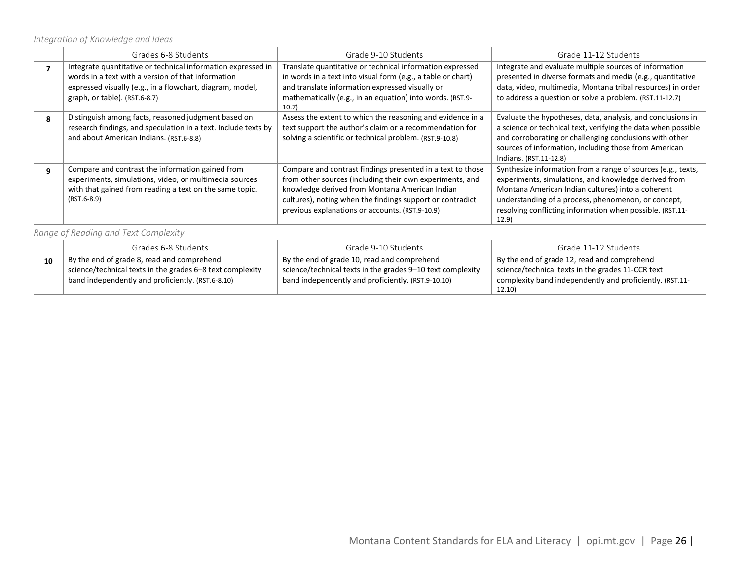*Integration of Knowledge and Ideas*

| | Grades 6-8 Students | Grade 9-10 Students | Grade 11-12 Students |
|---|---|---|---|
| **7** | Integrate quantitative or technical information expressed in words in a text with a version of that information expressed visually (e.g., in a flowchart, diagram, model, graph, or table). (RST.6-8.7) | Translate quantitative or technical information expressed in words in a text into visual form (e.g., a table or chart) and translate information expressed visually or mathematically (e.g., in an equation) into words. (RST.9-10.7) | Integrate and evaluate multiple sources of information presented in diverse formats and media (e.g., quantitative data, video, multimedia, Montana tribal resources) in order to address a question or solve a problem. (RST.11-12.7) |
| **8** | Distinguish among facts, reasoned judgment based on research findings, and speculation in a text. Include texts by and about American Indians. (RST.6-8.8) | Assess the extent to which the reasoning and evidence in a text support the author's claim or a recommendation for solving a scientific or technical problem. (RST.9-10.8) | Evaluate the hypotheses, data, analysis, and conclusions in a science or technical text, verifying the data when possible and corroborating or challenging conclusions with other sources of information, including those from American Indians. (RST.11-12.8) |
| **9** | Compare and contrast the information gained from experiments, simulations, video, or multimedia sources with that gained from reading a text on the same topic. (RST.6-8.9) | Compare and contrast findings presented in a text to those from other sources (including their own experiments, and knowledge derived from Montana American Indian cultures), noting when the findings support or contradict previous explanations or accounts. (RST.9-10.9) | Synthesize information from a range of sources (e.g., texts, experiments, simulations, and knowledge derived from Montana American Indian cultures) into a coherent understanding of a process, phenomenon, or concept, resolving conflicting information when possible. (RST.11-12.9) |

*Range of Reading and Text Complexity*

| | Grades 6-8 Students | Grade 9-10 Students | Grade 11-12 Students |
|---|---|---|---|
| **10** | By the end of grade 8, read and comprehend science/technical texts in the grades 6–8 text complexity band independently and proficiently. (RST.6-8.10) | By the end of grade 10, read and comprehend science/technical texts in the grades 9–10 text complexity band independently and proficiently. (RST.9-10.10) | By the end of grade 12, read and comprehend science/technical texts in the grades 11-CCR text complexity band independently and proficiently. (RST.11-12.10) |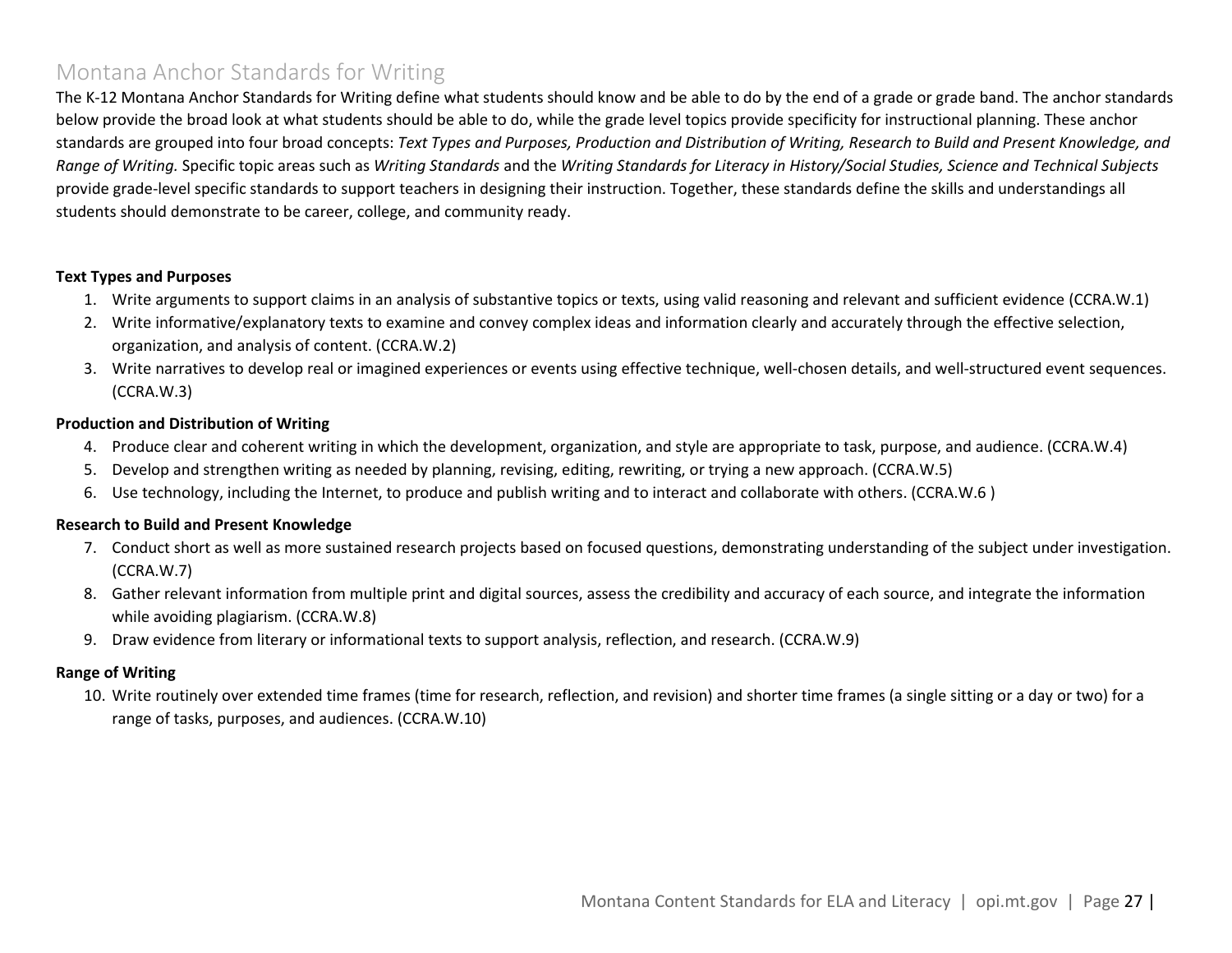## Montana Anchor Standards for Writing

The K-12 Montana Anchor Standards for Writing define what students should know and be able to do by the end of a grade or grade band. The anchor standards below provide the broad look at what students should be able to do, while the grade level topics provide specificity for instructional planning. These anchor standards are grouped into four broad concepts: *Text Types and Purposes, Production and Distribution of Writing, Research to Build and Present Knowledge, and Range of Writing.* Specific topic areas such as *Writing Standards* and the *Writing Standards for Literacy in History/Social Studies, Science and Technical Subjects* provide grade-level specific standards to support teachers in designing their instruction. Together, these standards define the skills and understandings all students should demonstrate to be career, college, and community ready.

**Text Types and Purposes**

1. Write arguments to support claims in an analysis of substantive topics or texts, using valid reasoning and relevant and sufficient evidence (CCRA.W.1)
2. Write informative/explanatory texts to examine and convey complex ideas and information clearly and accurately through the effective selection, organization, and analysis of content. (CCRA.W.2)
3. Write narratives to develop real or imagined experiences or events using effective technique, well-chosen details, and well-structured event sequences. (CCRA.W.3)

**Production and Distribution of Writing**

4. Produce clear and coherent writing in which the development, organization, and style are appropriate to task, purpose, and audience. (CCRA.W.4)
5. Develop and strengthen writing as needed by planning, revising, editing, rewriting, or trying a new approach. (CCRA.W.5)
6. Use technology, including the Internet, to produce and publish writing and to interact and collaborate with others. (CCRA.W.6 )

**Research to Build and Present Knowledge**

7. Conduct short as well as more sustained research projects based on focused questions, demonstrating understanding of the subject under investigation. (CCRA.W.7)
8. Gather relevant information from multiple print and digital sources, assess the credibility and accuracy of each source, and integrate the information while avoiding plagiarism. (CCRA.W.8)
9. Draw evidence from literary or informational texts to support analysis, reflection, and research. (CCRA.W.9)

**Range of Writing**

10. Write routinely over extended time frames (time for research, reflection, and revision) and shorter time frames (a single sitting or a day or two) for a range of tasks, purposes, and audiences. (CCRA.W.10)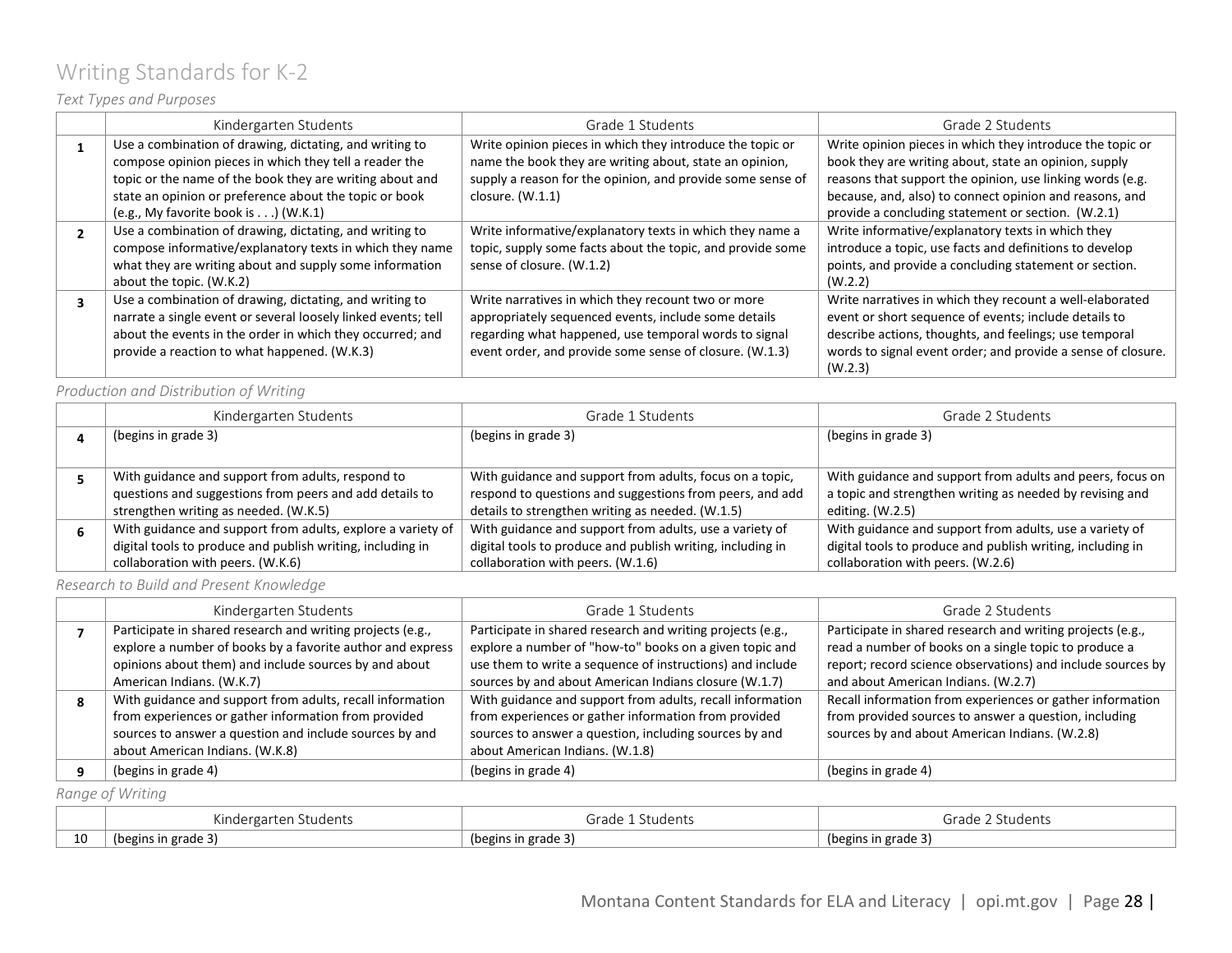# Writing Standards for K-2

*Text Types and Purposes*

| | Kindergarten Students | Grade 1 Students | Grade 2 Students |
|---|---|---|---|
| **1** | Use a combination of drawing, dictating, and writing to compose opinion pieces in which they tell a reader the topic or the name of the book they are writing about and state an opinion or preference about the topic or book (e.g., My favorite book is . . .) (W.K.1) | Write opinion pieces in which they introduce the topic or name the book they are writing about, state an opinion, supply a reason for the opinion, and provide some sense of closure. (W.1.1) | Write opinion pieces in which they introduce the topic or book they are writing about, state an opinion, supply reasons that support the opinion, use linking words (e.g. because, and, also) to connect opinion and reasons, and provide a concluding statement or section. (W.2.1) |
| **2** | Use a combination of drawing, dictating, and writing to compose informative/explanatory texts in which they name what they are writing about and supply some information about the topic. (W.K.2) | Write informative/explanatory texts in which they name a topic, supply some facts about the topic, and provide some sense of closure. (W.1.2) | Write informative/explanatory texts in which they introduce a topic, use facts and definitions to develop points, and provide a concluding statement or section. (W.2.2) |
| **3** | Use a combination of drawing, dictating, and writing to narrate a single event or several loosely linked events; tell about the events in the order in which they occurred; and provide a reaction to what happened. (W.K.3) | Write narratives in which they recount two or more appropriately sequenced events, include some details regarding what happened, use temporal words to signal event order, and provide some sense of closure. (W.1.3) | Write narratives in which they recount a well-elaborated event or short sequence of events; include details to describe actions, thoughts, and feelings; use temporal words to signal event order; and provide a sense of closure. (W.2.3) |

*Production and Distribution of Writing*

| | Kindergarten Students | Grade 1 Students | Grade 2 Students |
|---|---|---|---|
| **4** | (begins in grade 3) | (begins in grade 3) | (begins in grade 3) |
| **5** | With guidance and support from adults, respond to questions and suggestions from peers and add details to strengthen writing as needed. (W.K.5) | With guidance and support from adults, focus on a topic, respond to questions and suggestions from peers, and add details to strengthen writing as needed. (W.1.5) | With guidance and support from adults and peers, focus on a topic and strengthen writing as needed by revising and editing. (W.2.5) |
| **6** | With guidance and support from adults, explore a variety of digital tools to produce and publish writing, including in collaboration with peers. (W.K.6) | With guidance and support from adults, use a variety of digital tools to produce and publish writing, including in collaboration with peers. (W.1.6) | With guidance and support from adults, use a variety of digital tools to produce and publish writing, including in collaboration with peers. (W.2.6) |

*Research to Build and Present Knowledge*

| | Kindergarten Students | Grade 1 Students | Grade 2 Students |
|---|---|---|---|
| **7** | Participate in shared research and writing projects (e.g., explore a number of books by a favorite author and express opinions about them) and include sources by and about American Indians. (W.K.7) | Participate in shared research and writing projects (e.g., explore a number of "how-to" books on a given topic and use them to write a sequence of instructions) and include sources by and about American Indians closure (W.1.7) | Participate in shared research and writing projects (e.g., read a number of books on a single topic to produce a report; record science observations) and include sources by and about American Indians. (W.2.7) |
| **8** | With guidance and support from adults, recall information from experiences or gather information from provided sources to answer a question and include sources by and about American Indians. (W.K.8) | With guidance and support from adults, recall information from experiences or gather information from provided sources to answer a question, including sources by and about American Indians. (W.1.8) | Recall information from experiences or gather information from provided sources to answer a question, including sources by and about American Indians. (W.2.8) |
| **9** | (begins in grade 4) | (begins in grade 4) | (begins in grade 4) |

*Range of Writing*

| | Kindergarten Students | Grade 1 Students | Grade 2 Students |
|---|---|---|---|
| 10 | (begins in grade 3) | (begins in grade 3) | (begins in grade 3) |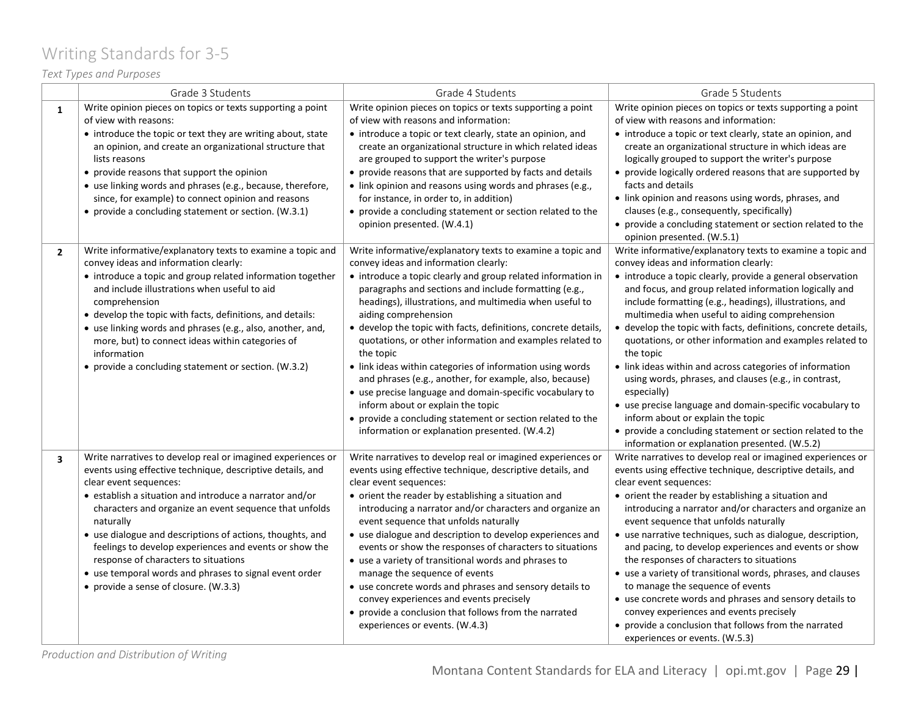# Writing Standards for 3-5

*Text Types and Purposes*

| | Grade 3 Students | Grade 4 Students | Grade 5 Students |
|---|---|---|---|
| **1** | Write opinion pieces on topics or texts supporting a point of view with reasons:<br>• introduce the topic or text they are writing about, state an opinion, and create an organizational structure that lists reasons<br>• provide reasons that support the opinion<br>• use linking words and phrases (e.g., because, therefore, since, for example) to connect opinion and reasons<br>• provide a concluding statement or section. (W.3.1) | Write opinion pieces on topics or texts supporting a point of view with reasons and information:<br>• introduce a topic or text clearly, state an opinion, and create an organizational structure in which related ideas are grouped to support the writer's purpose<br>• provide reasons that are supported by facts and details<br>• link opinion and reasons using words and phrases (e.g., for instance, in order to, in addition)<br>• provide a concluding statement or section related to the opinion presented. (W.4.1) | Write opinion pieces on topics or texts supporting a point of view with reasons and information:<br>• introduce a topic or text clearly, state an opinion, and create an organizational structure in which ideas are logically grouped to support the writer's purpose<br>• provide logically ordered reasons that are supported by facts and details<br>• link opinion and reasons using words, phrases, and clauses (e.g., consequently, specifically)<br>• provide a concluding statement or section related to the opinion presented. (W.5.1) |
| **2** | Write informative/explanatory texts to examine a topic and convey ideas and information clearly:<br>• introduce a topic and group related information together and include illustrations when useful to aid comprehension<br>• develop the topic with facts, definitions, and details:<br>• use linking words and phrases (e.g., also, another, and, more, but) to connect ideas within categories of information<br>• provide a concluding statement or section. (W.3.2) | Write informative/explanatory texts to examine a topic and convey ideas and information clearly:<br>• introduce a topic clearly and group related information in paragraphs and sections and include formatting (e.g., headings), illustrations, and multimedia when useful to aiding comprehension<br>• develop the topic with facts, definitions, concrete details, quotations, or other information and examples related to the topic<br>• link ideas within categories of information using words and phrases (e.g., another, for example, also, because)<br>• use precise language and domain-specific vocabulary to inform about or explain the topic<br>• provide a concluding statement or section related to the information or explanation presented. (W.4.2) | Write informative/explanatory texts to examine a topic and convey ideas and information clearly:<br>• introduce a topic clearly, provide a general observation and focus, and group related information logically and include formatting (e.g., headings), illustrations, and multimedia when useful to aiding comprehension<br>• develop the topic with facts, definitions, concrete details, quotations, or other information and examples related to the topic<br>• link ideas within and across categories of information using words, phrases, and clauses (e.g., in contrast, especially)<br>• use precise language and domain-specific vocabulary to inform about or explain the topic<br>• provide a concluding statement or section related to the information or explanation presented. (W.5.2) |
| **3** | Write narratives to develop real or imagined experiences or events using effective technique, descriptive details, and clear event sequences:<br>• establish a situation and introduce a narrator and/or characters and organize an event sequence that unfolds naturally<br>• use dialogue and descriptions of actions, thoughts, and feelings to develop experiences and events or show the response of characters to situations<br>• use temporal words and phrases to signal event order<br>• provide a sense of closure. (W.3.3) | Write narratives to develop real or imagined experiences or events using effective technique, descriptive details, and clear event sequences:<br>• orient the reader by establishing a situation and introducing a narrator and/or characters and organize an event sequence that unfolds naturally<br>• use dialogue and description to develop experiences and events or show the responses of characters to situations<br>• use a variety of transitional words and phrases to manage the sequence of events<br>• use concrete words and phrases and sensory details to convey experiences and events precisely<br>• provide a conclusion that follows from the narrated experiences or events. (W.4.3) | Write narratives to develop real or imagined experiences or events using effective technique, descriptive details, and clear event sequences:<br>• orient the reader by establishing a situation and introducing a narrator and/or characters and organize an event sequence that unfolds naturally<br>• use narrative techniques, such as dialogue, description, and pacing, to develop experiences and events or show the responses of characters to situations<br>• use a variety of transitional words, phrases, and clauses to manage the sequence of events<br>• use concrete words and phrases and sensory details to convey experiences and events precisely<br>• provide a conclusion that follows from the narrated experiences or events. (W.5.3) |

*Production and Distribution of Writing*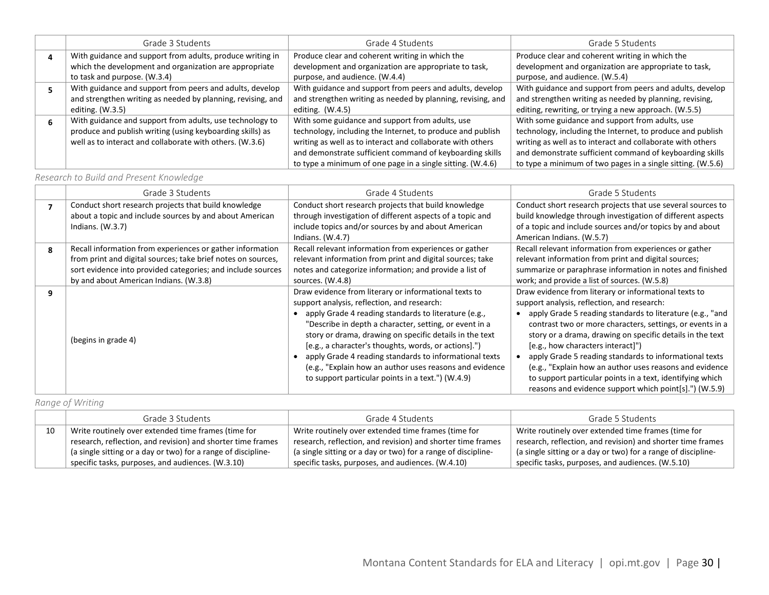| | Grade 3 Students | Grade 4 Students | Grade 5 Students |
|---|---|---|---|
| **4** | With guidance and support from adults, produce writing in which the development and organization are appropriate to task and purpose. (W.3.4) | Produce clear and coherent writing in which the development and organization are appropriate to task, purpose, and audience. (W.4.4) | Produce clear and coherent writing in which the development and organization are appropriate to task, purpose, and audience. (W.5.4) |
| **5** | With guidance and support from peers and adults, develop and strengthen writing as needed by planning, revising, and editing. (W.3.5) | With guidance and support from peers and adults, develop and strengthen writing as needed by planning, revising, and editing. (W.4.5) | With guidance and support from peers and adults, develop and strengthen writing as needed by planning, revising, editing, rewriting, or trying a new approach. (W.5.5) |
| **6** | With guidance and support from adults, use technology to produce and publish writing (using keyboarding skills) as well as to interact and collaborate with others. (W.3.6) | With some guidance and support from adults, use technology, including the Internet, to produce and publish writing as well as to interact and collaborate with others and demonstrate sufficient command of keyboarding skills to type a minimum of one page in a single sitting. (W.4.6) | With some guidance and support from adults, use technology, including the Internet, to produce and publish writing as well as to interact and collaborate with others and demonstrate sufficient command of keyboarding skills to type a minimum of two pages in a single sitting. (W.5.6) |

*Research to Build and Present Knowledge*

| | Grade 3 Students | Grade 4 Students | Grade 5 Students |
|---|---|---|---|
| **7** | Conduct short research projects that build knowledge about a topic and include sources by and about American Indians. (W.3.7) | Conduct short research projects that build knowledge through investigation of different aspects of a topic and include topics and/or sources by and about American Indians. (W.4.7) | Conduct short research projects that use several sources to build knowledge through investigation of different aspects of a topic and include sources and/or topics by and about American Indians. (W.5.7) |
| **8** | Recall information from experiences or gather information from print and digital sources; take brief notes on sources, sort evidence into provided categories; and include sources by and about American Indians. (W.3.8) | Recall relevant information from experiences or gather relevant information from print and digital sources; take notes and categorize information; and provide a list of sources. (W.4.8) | Recall relevant information from experiences or gather relevant information from print and digital sources; summarize or paraphrase information in notes and finished work; and provide a list of sources. (W.5.8) |
| **9** | (begins in grade 4) | Draw evidence from literary or informational texts to support analysis, reflection, and research:<br>• apply Grade 4 reading standards to literature (e.g., "Describe in depth a character, setting, or event in a story or drama, drawing on specific details in the text [e.g., a character's thoughts, words, or actions].")<br>• apply Grade 4 reading standards to informational texts (e.g., "Explain how an author uses reasons and evidence to support particular points in a text.") (W.4.9) | Draw evidence from literary or informational texts to support analysis, reflection, and research:<br>• apply Grade 5 reading standards to literature (e.g., "and contrast two or more characters, settings, or events in a story or a drama, drawing on specific details in the text [e.g., how characters interact]")<br>• apply Grade 5 reading standards to informational texts (e.g., "Explain how an author uses reasons and evidence to support particular points in a text, identifying which reasons and evidence support which point[s].") (W.5.9) |

*Range of Writing*

| | Grade 3 Students | Grade 4 Students | Grade 5 Students |
|---|---|---|---|
| 10 | Write routinely over extended time frames (time for research, reflection, and revision) and shorter time frames (a single sitting or a day or two) for a range of discipline-specific tasks, purposes, and audiences. (W.3.10) | Write routinely over extended time frames (time for research, reflection, and revision) and shorter time frames (a single sitting or a day or two) for a range of discipline-specific tasks, purposes, and audiences. (W.4.10) | Write routinely over extended time frames (time for research, reflection, and revision) and shorter time frames (a single sitting or a day or two) for a range of discipline-specific tasks, purposes, and audiences. (W.5.10) |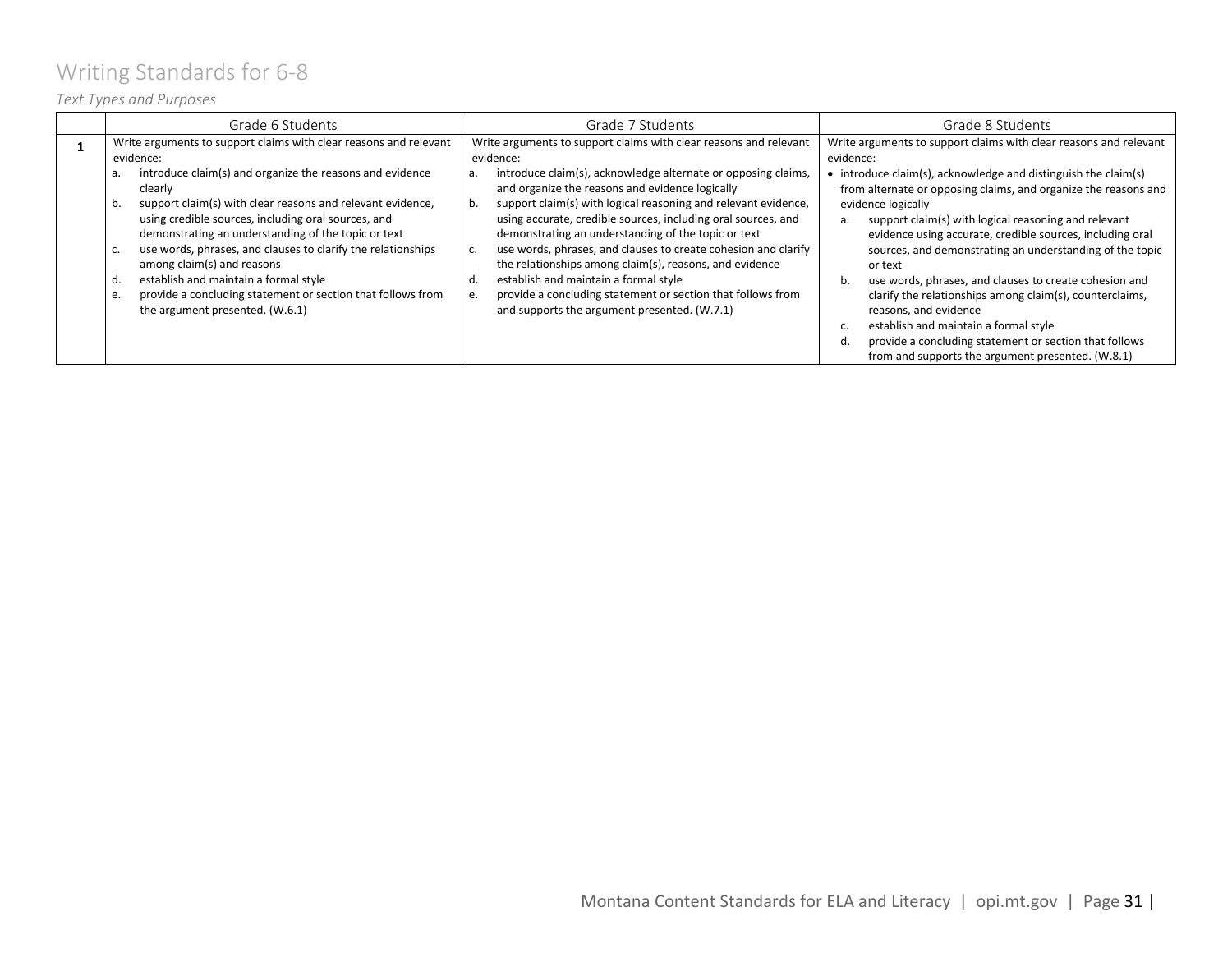# Writing Standards for 6-8

*Text Types and Purposes*

| | Grade 6 Students | Grade 7 Students | Grade 8 Students |
|---|---|---|---|
| **1** | Write arguments to support claims with clear reasons and relevant evidence:<br>a. introduce claim(s) and organize the reasons and evidence clearly<br>b. support claim(s) with clear reasons and relevant evidence, using credible sources, including oral sources, and demonstrating an understanding of the topic or text<br>c. use words, phrases, and clauses to clarify the relationships among claim(s) and reasons<br>d. establish and maintain a formal style<br>e. provide a concluding statement or section that follows from the argument presented. (W.6.1) | Write arguments to support claims with clear reasons and relevant evidence:<br>a. introduce claim(s), acknowledge alternate or opposing claims, and organize the reasons and evidence logically<br>b. support claim(s) with logical reasoning and relevant evidence, using accurate, credible sources, including oral sources, and demonstrating an understanding of the topic or text<br>c. use words, phrases, and clauses to create cohesion and clarify the relationships among claim(s), reasons, and evidence<br>d. establish and maintain a formal style<br>e. provide a concluding statement or section that follows from and supports the argument presented. (W.7.1) | Write arguments to support claims with clear reasons and relevant evidence:<br>• introduce claim(s), acknowledge and distinguish the claim(s) from alternate or opposing claims, and organize the reasons and evidence logically<br>a. support claim(s) with logical reasoning and relevant evidence using accurate, credible sources, including oral sources, and demonstrating an understanding of the topic or text<br>b. use words, phrases, and clauses to create cohesion and clarify the relationships among claim(s), counterclaims, reasons, and evidence<br>c. establish and maintain a formal style<br>d. provide a concluding statement or section that follows from and supports the argument presented. (W.8.1) |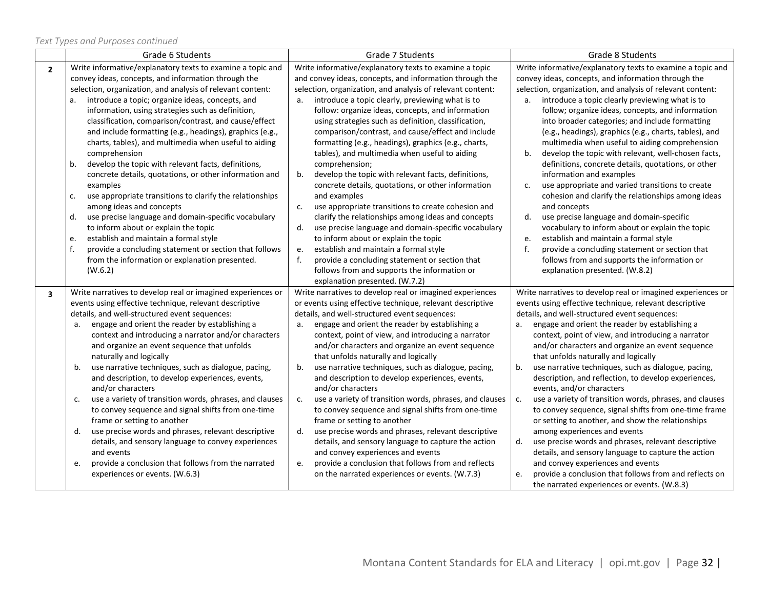*Text Types and Purposes continued*

| | Grade 6 Students | Grade 7 Students | Grade 8 Students |
|---|---|---|---|
| **2** | Write informative/explanatory texts to examine a topic and convey ideas, concepts, and information through the selection, organization, and analysis of relevant content:<br>a. introduce a topic; organize ideas, concepts, and information, using strategies such as definition, classification, comparison/contrast, and cause/effect and include formatting (e.g., headings), graphics (e.g., charts, tables), and multimedia when useful to aiding comprehension<br>b. develop the topic with relevant facts, definitions, concrete details, quotations, or other information and examples<br>c. use appropriate transitions to clarify the relationships among ideas and concepts<br>d. use precise language and domain-specific vocabulary to inform about or explain the topic<br>e. establish and maintain a formal style<br>f. provide a concluding statement or section that follows from the information or explanation presented. (W.6.2) | Write informative/explanatory texts to examine a topic and convey ideas, concepts, and information through the selection, organization, and analysis of relevant content:<br>a. introduce a topic clearly, previewing what is to follow: organize ideas, concepts, and information using strategies such as definition, classification, comparison/contrast, and cause/effect and include formatting (e.g., headings), graphics (e.g., charts, tables), and multimedia when useful to aiding comprehension;<br>b. develop the topic with relevant facts, definitions, concrete details, quotations, or other information and examples<br>c. use appropriate transitions to create cohesion and clarify the relationships among ideas and concepts<br>d. use precise language and domain-specific vocabulary to inform about or explain the topic<br>e. establish and maintain a formal style<br>f. provide a concluding statement or section that follows from and supports the information or explanation presented. (W.7.2) | Write informative/explanatory texts to examine a topic and convey ideas, concepts, and information through the selection, organization, and analysis of relevant content:<br>a. introduce a topic clearly previewing what is to follow; organize ideas, concepts, and information into broader categories; and include formatting (e.g., headings), graphics (e.g., charts, tables), and multimedia when useful to aiding comprehension<br>b. develop the topic with relevant, well-chosen facts, definitions, concrete details, quotations, or other information and examples<br>c. use appropriate and varied transitions to create cohesion and clarify the relationships among ideas and concepts<br>d. use precise language and domain-specific vocabulary to inform about or explain the topic<br>e. establish and maintain a formal style<br>f. provide a concluding statement or section that follows from and supports the information or explanation presented. (W.8.2) |
| **3** | Write narratives to develop real or imagined experiences or events using effective technique, relevant descriptive details, and well-structured event sequences:<br>a. engage and orient the reader by establishing a context and introducing a narrator and/or characters and organize an event sequence that unfolds naturally and logically<br>b. use narrative techniques, such as dialogue, pacing, and description, to develop experiences, events, and/or characters<br>c. use a variety of transition words, phrases, and clauses to convey sequence and signal shifts from one-time frame or setting to another<br>d. use precise words and phrases, relevant descriptive details, and sensory language to convey experiences and events<br>e. provide a conclusion that follows from the narrated experiences or events. (W.6.3) | Write narratives to develop real or imagined experiences or events using effective technique, relevant descriptive details, and well-structured event sequences:<br>a. engage and orient the reader by establishing a context, point of view, and introducing a narrator and/or characters and organize an event sequence that unfolds naturally and logically<br>b. use narrative techniques, such as dialogue, pacing, and description to develop experiences, events, and/or characters<br>c. use a variety of transition words, phrases, and clauses to convey sequence and signal shifts from one-time frame or setting to another<br>d. use precise words and phrases, relevant descriptive details, and sensory language to capture the action and convey experiences and events<br>e. provide a conclusion that follows from and reflects on the narrated experiences or events. (W.7.3) | Write narratives to develop real or imagined experiences or events using effective technique, relevant descriptive details, and well-structured event sequences:<br>a. engage and orient the reader by establishing a context, point of view, and introducing a narrator and/or characters and organize an event sequence that unfolds naturally and logically<br>b. use narrative techniques, such as dialogue, pacing, description, and reflection, to develop experiences, events, and/or characters<br>c. use a variety of transition words, phrases, and clauses to convey sequence, signal shifts from one-time frame or setting to another, and show the relationships among experiences and events<br>d. use precise words and phrases, relevant descriptive details, and sensory language to capture the action and convey experiences and events<br>e. provide a conclusion that follows from and reflects on the narrated experiences or events. (W.8.3) |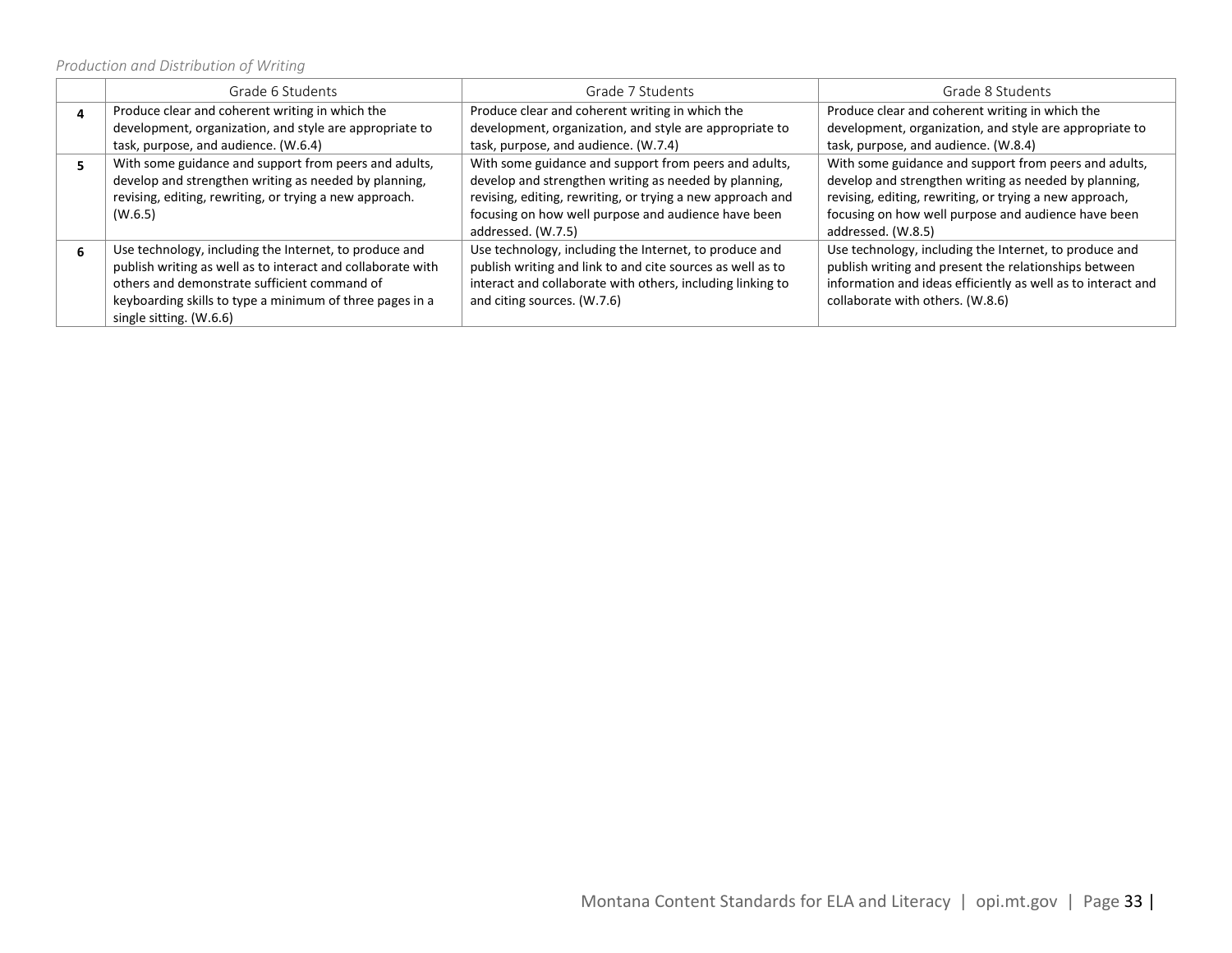*Production and Distribution of Writing*

| | Grade 6 Students | Grade 7 Students | Grade 8 Students |
|---|---|---|---|
| **4** | Produce clear and coherent writing in which the development, organization, and style are appropriate to task, purpose, and audience. (W.6.4) | Produce clear and coherent writing in which the development, organization, and style are appropriate to task, purpose, and audience. (W.7.4) | Produce clear and coherent writing in which the development, organization, and style are appropriate to task, purpose, and audience. (W.8.4) |
| **5** | With some guidance and support from peers and adults, develop and strengthen writing as needed by planning, revising, editing, rewriting, or trying a new approach. (W.6.5) | With some guidance and support from peers and adults, develop and strengthen writing as needed by planning, revising, editing, rewriting, or trying a new approach and focusing on how well purpose and audience have been addressed. (W.7.5) | With some guidance and support from peers and adults, develop and strengthen writing as needed by planning, revising, editing, rewriting, or trying a new approach, focusing on how well purpose and audience have been addressed. (W.8.5) |
| **6** | Use technology, including the Internet, to produce and publish writing as well as to interact and collaborate with others and demonstrate sufficient command of keyboarding skills to type a minimum of three pages in a single sitting. (W.6.6) | Use technology, including the Internet, to produce and publish writing and link to and cite sources as well as to interact and collaborate with others, including linking to and citing sources. (W.7.6) | Use technology, including the Internet, to produce and publish writing and present the relationships between information and ideas efficiently as well as to interact and collaborate with others. (W.8.6) |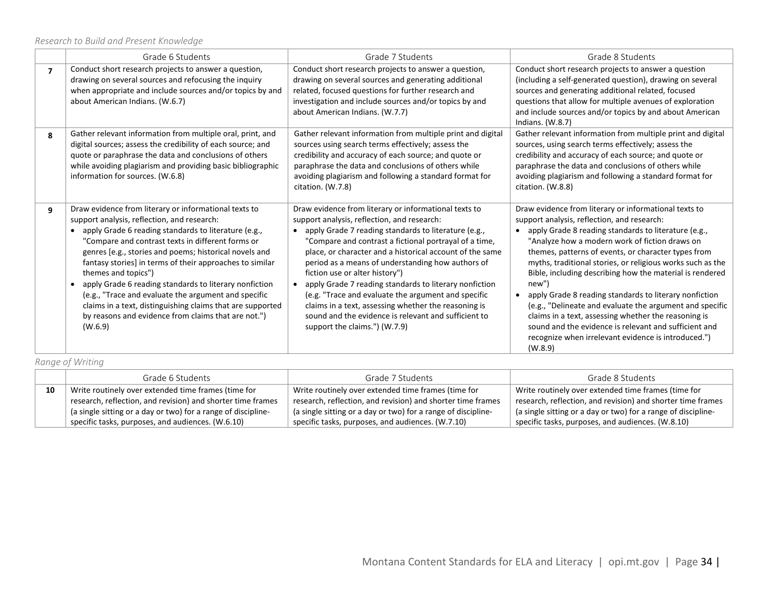*Research to Build and Present Knowledge*

| | Grade 6 Students | Grade 7 Students | Grade 8 Students |
|---|---|---|---|
| **7** | Conduct short research projects to answer a question, drawing on several sources and refocusing the inquiry when appropriate and include sources and/or topics by and about American Indians. (W.6.7) | Conduct short research projects to answer a question, drawing on several sources and generating additional related, focused questions for further research and investigation and include sources and/or topics by and about American Indians. (W.7.7) | Conduct short research projects to answer a question (including a self-generated question), drawing on several sources and generating additional related, focused questions that allow for multiple avenues of exploration and include sources and/or topics by and about American Indians. (W.8.7) |
| **8** | Gather relevant information from multiple oral, print, and digital sources; assess the credibility of each source; and quote or paraphrase the data and conclusions of others while avoiding plagiarism and providing basic bibliographic information for sources. (W.6.8) | Gather relevant information from multiple print and digital sources using search terms effectively; assess the credibility and accuracy of each source; and quote or paraphrase the data and conclusions of others while avoiding plagiarism and following a standard format for citation. (W.7.8) | Gather relevant information from multiple print and digital sources, using search terms effectively; assess the credibility and accuracy of each source; and quote or paraphrase the data and conclusions of others while avoiding plagiarism and following a standard format for citation. (W.8.8) |
| **9** | Draw evidence from literary or informational texts to support analysis, reflection, and research:<br>• apply Grade 6 reading standards to literature (e.g., "Compare and contrast texts in different forms or genres [e.g., stories and poems; historical novels and fantasy stories] in terms of their approaches to similar themes and topics")<br>• apply Grade 6 reading standards to literary nonfiction (e.g., "Trace and evaluate the argument and specific claims in a text, distinguishing claims that are supported by reasons and evidence from claims that are not.") (W.6.9) | Draw evidence from literary or informational texts to support analysis, reflection, and research:<br>• apply Grade 7 reading standards to literature (e.g., "Compare and contrast a fictional portrayal of a time, place, or character and a historical account of the same period as a means of understanding how authors of fiction use or alter history")<br>• apply Grade 7 reading standards to literary nonfiction (e.g. "Trace and evaluate the argument and specific claims in a text, assessing whether the reasoning is sound and the evidence is relevant and sufficient to support the claims.") (W.7.9) | Draw evidence from literary or informational texts to support analysis, reflection, and research:<br>• apply Grade 8 reading standards to literature (e.g., "Analyze how a modern work of fiction draws on themes, patterns of events, or character types from myths, traditional stories, or religious works such as the Bible, including describing how the material is rendered new")<br>• apply Grade 8 reading standards to literary nonfiction (e.g., "Delineate and evaluate the argument and specific claims in a text, assessing whether the reasoning is sound and the evidence is relevant and sufficient and recognize when irrelevant evidence is introduced.") (W.8.9) |

*Range of Writing*

| | Grade 6 Students | Grade 7 Students | Grade 8 Students |
|---|---|---|---|
| **10** | Write routinely over extended time frames (time for research, reflection, and revision) and shorter time frames (a single sitting or a day or two) for a range of discipline-specific tasks, purposes, and audiences. (W.6.10) | Write routinely over extended time frames (time for research, reflection, and revision) and shorter time frames (a single sitting or a day or two) for a range of discipline-specific tasks, purposes, and audiences. (W.7.10) | Write routinely over extended time frames (time for research, reflection, and revision) and shorter time frames (a single sitting or a day or two) for a range of discipline-specific tasks, purposes, and audiences. (W.8.10) |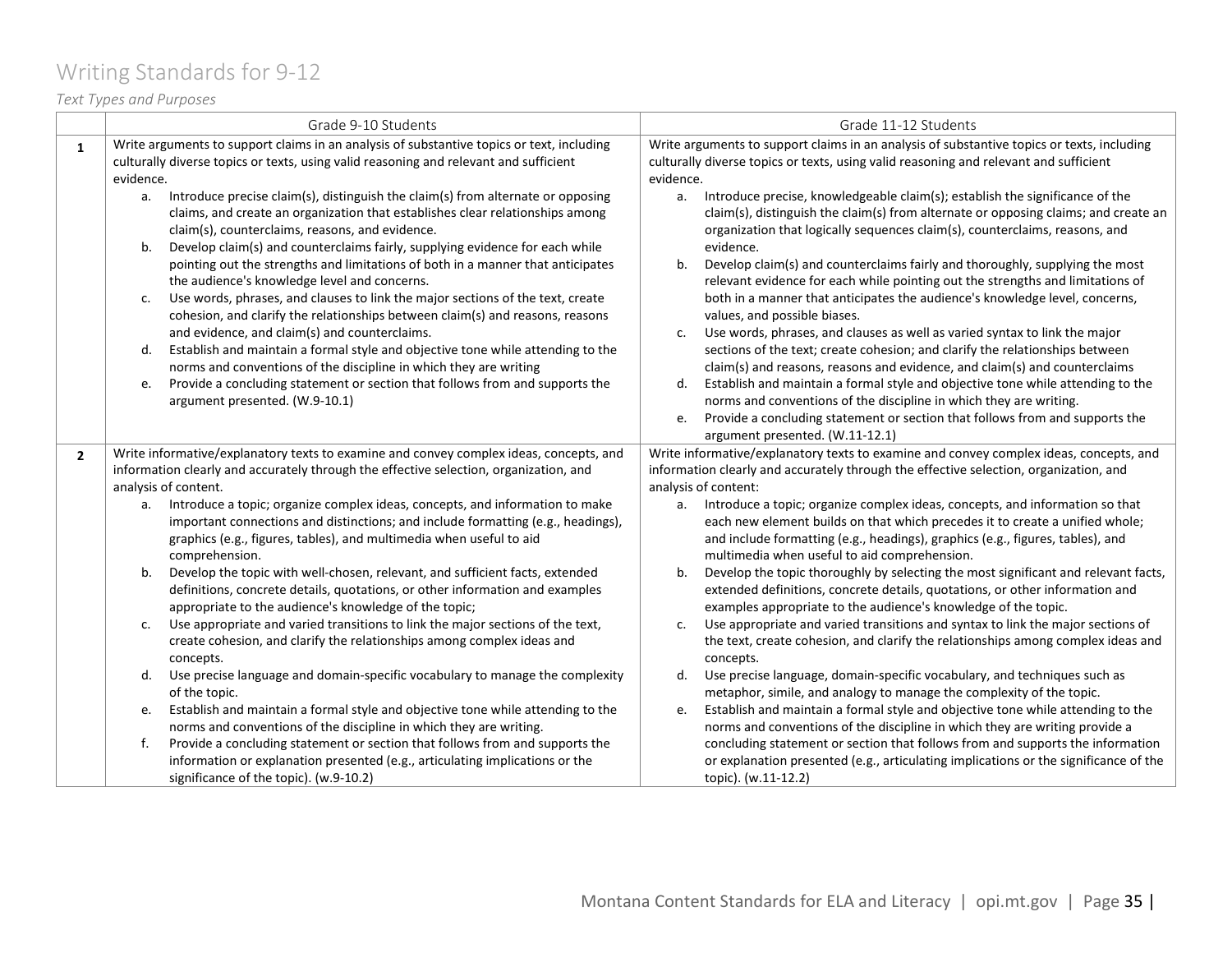# Writing Standards for 9-12

*Text Types and Purposes*

| | Grade 9-10 Students | Grade 11-12 Students |
|---|---|---|
| **1** | Write arguments to support claims in an analysis of substantive topics or text, including culturally diverse topics or texts, using valid reasoning and relevant and sufficient evidence.<br>a. Introduce precise claim(s), distinguish the claim(s) from alternate or opposing claims, and create an organization that establishes clear relationships among claim(s), counterclaims, reasons, and evidence.<br>b. Develop claim(s) and counterclaims fairly, supplying evidence for each while pointing out the strengths and limitations of both in a manner that anticipates the audience's knowledge level and concerns.<br>c. Use words, phrases, and clauses to link the major sections of the text, create cohesion, and clarify the relationships between claim(s) and reasons, reasons and evidence, and claim(s) and counterclaims.<br>d. Establish and maintain a formal style and objective tone while attending to the norms and conventions of the discipline in which they are writing<br>e. Provide a concluding statement or section that follows from and supports the argument presented. (W.9-10.1) | Write arguments to support claims in an analysis of substantive topics or texts, including culturally diverse topics or texts, using valid reasoning and relevant and sufficient evidence.<br>a. Introduce precise, knowledgeable claim(s); establish the significance of the claim(s), distinguish the claim(s) from alternate or opposing claims; and create an organization that logically sequences claim(s), counterclaims, reasons, and evidence.<br>b. Develop claim(s) and counterclaims fairly and thoroughly, supplying the most relevant evidence for each while pointing out the strengths and limitations of both in a manner that anticipates the audience's knowledge level, concerns, values, and possible biases.<br>c. Use words, phrases, and clauses as well as varied syntax to link the major sections of the text; create cohesion; and clarify the relationships between claim(s) and reasons, reasons and evidence, and claim(s) and counterclaims<br>d. Establish and maintain a formal style and objective tone while attending to the norms and conventions of the discipline in which they are writing.<br>e. Provide a concluding statement or section that follows from and supports the argument presented. (W.11-12.1) |
| **2** | Write informative/explanatory texts to examine and convey complex ideas, concepts, and information clearly and accurately through the effective selection, organization, and analysis of content.<br>a. Introduce a topic; organize complex ideas, concepts, and information to make important connections and distinctions; and include formatting (e.g., headings), graphics (e.g., figures, tables), and multimedia when useful to aid comprehension.<br>b. Develop the topic with well-chosen, relevant, and sufficient facts, extended definitions, concrete details, quotations, or other information and examples appropriate to the audience's knowledge of the topic;<br>c. Use appropriate and varied transitions to link the major sections of the text, create cohesion, and clarify the relationships among complex ideas and concepts.<br>d. Use precise language and domain-specific vocabulary to manage the complexity of the topic.<br>e. Establish and maintain a formal style and objective tone while attending to the norms and conventions of the discipline in which they are writing.<br>f. Provide a concluding statement or section that follows from and supports the information or explanation presented (e.g., articulating implications or the significance of the topic). (w.9-10.2) | Write informative/explanatory texts to examine and convey complex ideas, concepts, and information clearly and accurately through the effective selection, organization, and analysis of content:<br>a. Introduce a topic; organize complex ideas, concepts, and information so that each new element builds on that which precedes it to create a unified whole; and include formatting (e.g., headings), graphics (e.g., figures, tables), and multimedia when useful to aid comprehension.<br>b. Develop the topic thoroughly by selecting the most significant and relevant facts, extended definitions, concrete details, quotations, or other information and examples appropriate to the audience's knowledge of the topic.<br>c. Use appropriate and varied transitions and syntax to link the major sections of the text, create cohesion, and clarify the relationships among complex ideas and concepts.<br>d. Use precise language, domain-specific vocabulary, and techniques such as metaphor, simile, and analogy to manage the complexity of the topic.<br>e. Establish and maintain a formal style and objective tone while attending to the norms and conventions of the discipline in which they are writing provide a concluding statement or section that follows from and supports the information or explanation presented (e.g., articulating implications or the significance of the topic). (w.11-12.2) |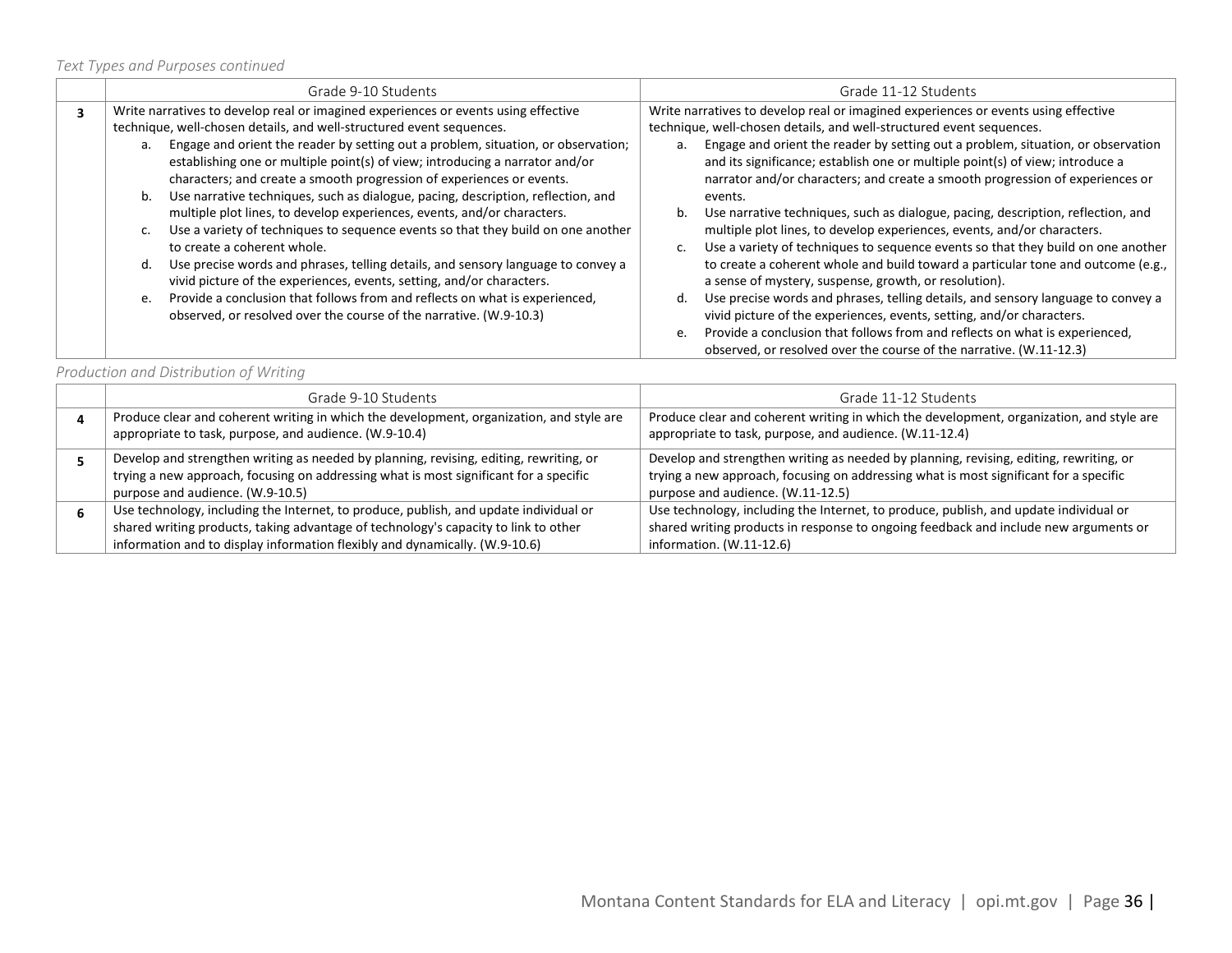*Text Types and Purposes continued*

| | Grade 9-10 Students | Grade 11-12 Students |
|---|---|---|
| **3** | Write narratives to develop real or imagined experiences or events using effective technique, well-chosen details, and well-structured event sequences.<br>a. Engage and orient the reader by setting out a problem, situation, or observation; establishing one or multiple point(s) of view; introducing a narrator and/or characters; and create a smooth progression of experiences or events.<br>b. Use narrative techniques, such as dialogue, pacing, description, reflection, and multiple plot lines, to develop experiences, events, and/or characters.<br>c. Use a variety of techniques to sequence events so that they build on one another to create a coherent whole.<br>d. Use precise words and phrases, telling details, and sensory language to convey a vivid picture of the experiences, events, setting, and/or characters.<br>e. Provide a conclusion that follows from and reflects on what is experienced, observed, or resolved over the course of the narrative. (W.9-10.3) | Write narratives to develop real or imagined experiences or events using effective technique, well-chosen details, and well-structured event sequences.<br>a. Engage and orient the reader by setting out a problem, situation, or observation and its significance; establish one or multiple point(s) of view; introduce a narrator and/or characters; and create a smooth progression of experiences or events.<br>b. Use narrative techniques, such as dialogue, pacing, description, reflection, and multiple plot lines, to develop experiences, events, and/or characters.<br>c. Use a variety of techniques to sequence events so that they build on one another to create a coherent whole and build toward a particular tone and outcome (e.g., a sense of mystery, suspense, growth, or resolution).<br>d. Use precise words and phrases, telling details, and sensory language to convey a vivid picture of the experiences, events, setting, and/or characters.<br>e. Provide a conclusion that follows from and reflects on what is experienced, observed, or resolved over the course of the narrative. (W.11-12.3) |

*Production and Distribution of Writing*

| | Grade 9-10 Students | Grade 11-12 Students |
|---|---|---|
| **4** | Produce clear and coherent writing in which the development, organization, and style are appropriate to task, purpose, and audience. (W.9-10.4) | Produce clear and coherent writing in which the development, organization, and style are appropriate to task, purpose, and audience. (W.11-12.4) |
| **5** | Develop and strengthen writing as needed by planning, revising, editing, rewriting, or trying a new approach, focusing on addressing what is most significant for a specific purpose and audience. (W.9-10.5) | Develop and strengthen writing as needed by planning, revising, editing, rewriting, or trying a new approach, focusing on addressing what is most significant for a specific purpose and audience. (W.11-12.5) |
| **6** | Use technology, including the Internet, to produce, publish, and update individual or shared writing products, taking advantage of technology's capacity to link to other information and to display information flexibly and dynamically. (W.9-10.6) | Use technology, including the Internet, to produce, publish, and update individual or shared writing products in response to ongoing feedback and include new arguments or information. (W.11-12.6) |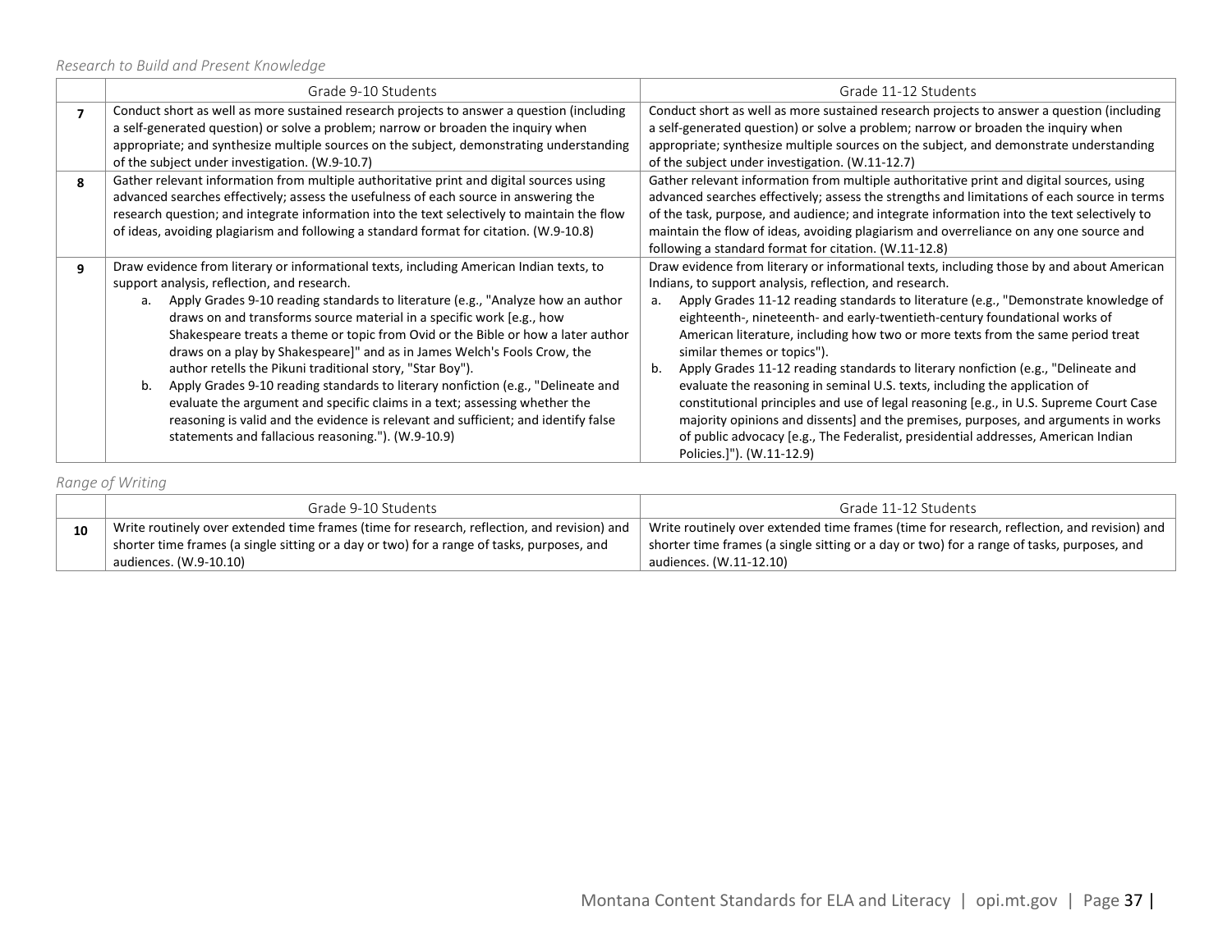*Research to Build and Present Knowledge*

| | Grade 9-10 Students | Grade 11-12 Students |
|---|---|---|
| **7** | Conduct short as well as more sustained research projects to answer a question (including a self-generated question) or solve a problem; narrow or broaden the inquiry when appropriate; and synthesize multiple sources on the subject, demonstrating understanding of the subject under investigation. (W.9-10.7) | Conduct short as well as more sustained research projects to answer a question (including a self-generated question) or solve a problem; narrow or broaden the inquiry when appropriate; synthesize multiple sources on the subject, and demonstrate understanding of the subject under investigation. (W.11-12.7) |
| **8** | Gather relevant information from multiple authoritative print and digital sources using advanced searches effectively; assess the usefulness of each source in answering the research question; and integrate information into the text selectively to maintain the flow of ideas, avoiding plagiarism and following a standard format for citation. (W.9-10.8) | Gather relevant information from multiple authoritative print and digital sources, using advanced searches effectively; assess the strengths and limitations of each source in terms of the task, purpose, and audience; and integrate information into the text selectively to maintain the flow of ideas, avoiding plagiarism and overreliance on any one source and following a standard format for citation. (W.11-12.8) |
| **9** | Draw evidence from literary or informational texts, including American Indian texts, to support analysis, reflection, and research.<br>a. Apply Grades 9-10 reading standards to literature (e.g., "Analyze how an author draws on and transforms source material in a specific work [e.g., how Shakespeare treats a theme or topic from Ovid or the Bible or how a later author draws on a play by Shakespeare]" and as in James Welch's Fools Crow, the author retells the Pikuni traditional story, "Star Boy").<br>b. Apply Grades 9-10 reading standards to literary nonfiction (e.g., "Delineate and evaluate the argument and specific claims in a text; assessing whether the reasoning is valid and the evidence is relevant and sufficient; and identify false statements and fallacious reasoning."). (W.9-10.9) | Draw evidence from literary or informational texts, including those by and about American Indians, to support analysis, reflection, and research.<br>a. Apply Grades 11-12 reading standards to literature (e.g., "Demonstrate knowledge of eighteenth-, nineteenth- and early-twentieth-century foundational works of American literature, including how two or more texts from the same period treat similar themes or topics").<br>b. Apply Grades 11-12 reading standards to literary nonfiction (e.g., "Delineate and evaluate the reasoning in seminal U.S. texts, including the application of constitutional principles and use of legal reasoning [e.g., in U.S. Supreme Court Case majority opinions and dissents] and the premises, purposes, and arguments in works of public advocacy [e.g., The Federalist, presidential addresses, American Indian Policies.]"). (W.11-12.9) |

*Range of Writing*

| | Grade 9-10 Students | Grade 11-12 Students |
|---|---|---|
| **10** | Write routinely over extended time frames (time for research, reflection, and revision) and shorter time frames (a single sitting or a day or two) for a range of tasks, purposes, and audiences. (W.9-10.10) | Write routinely over extended time frames (time for research, reflection, and revision) and shorter time frames (a single sitting or a day or two) for a range of tasks, purposes, and audiences. (W.11-12.10) |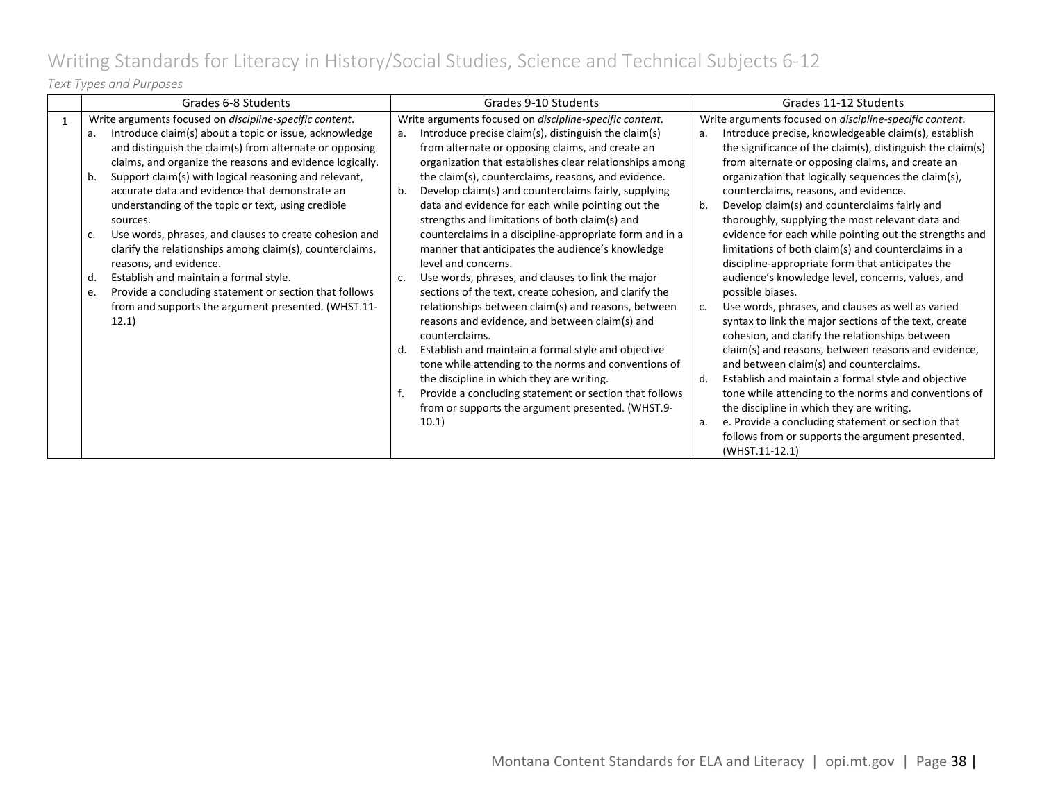# Writing Standards for Literacy in History/Social Studies, Science and Technical Subjects 6-12

*Text Types and Purposes*

| | Grades 6-8 Students | Grades 9-10 Students | Grades 11-12 Students |
|---|---|---|---|
| **1** | Write arguments focused on *discipline-specific content*.<br>a. Introduce claim(s) about a topic or issue, acknowledge and distinguish the claim(s) from alternate or opposing claims, and organize the reasons and evidence logically.<br>b. Support claim(s) with logical reasoning and relevant, accurate data and evidence that demonstrate an understanding of the topic or text, using credible sources.<br>c. Use words, phrases, and clauses to create cohesion and clarify the relationships among claim(s), counterclaims, reasons, and evidence.<br>d. Establish and maintain a formal style.<br>e. Provide a concluding statement or section that follows from and supports the argument presented. (WHST.11-12.1) | Write arguments focused on *discipline-specific content*.<br>a. Introduce precise claim(s), distinguish the claim(s) from alternate or opposing claims, and create an organization that establishes clear relationships among the claim(s), counterclaims, reasons, and evidence.<br>b. Develop claim(s) and counterclaims fairly, supplying data and evidence for each while pointing out the strengths and limitations of both claim(s) and counterclaims in a discipline-appropriate form and in a manner that anticipates the audience's knowledge level and concerns.<br>c. Use words, phrases, and clauses to link the major sections of the text, create cohesion, and clarify the relationships between claim(s) and reasons, between reasons and evidence, and between claim(s) and counterclaims.<br>d. Establish and maintain a formal style and objective tone while attending to the norms and conventions of the discipline in which they are writing.<br>f. Provide a concluding statement or section that follows from or supports the argument presented. (WHST.9-10.1) | Write arguments focused on *discipline-specific content*.<br>a. Introduce precise, knowledgeable claim(s), establish the significance of the claim(s), distinguish the claim(s) from alternate or opposing claims, and create an organization that logically sequences the claim(s), counterclaims, reasons, and evidence.<br>b. Develop claim(s) and counterclaims fairly and thoroughly, supplying the most relevant data and evidence for each while pointing out the strengths and limitations of both claim(s) and counterclaims in a discipline-appropriate form that anticipates the audience's knowledge level, concerns, values, and possible biases.<br>c. Use words, phrases, and clauses as well as varied syntax to link the major sections of the text, create cohesion, and clarify the relationships between claim(s) and reasons, between reasons and evidence, and between claim(s) and counterclaims.<br>d. Establish and maintain a formal style and objective tone while attending to the norms and conventions of the discipline in which they are writing.<br>a. e. Provide a concluding statement or section that follows from or supports the argument presented. (WHST.11-12.1) |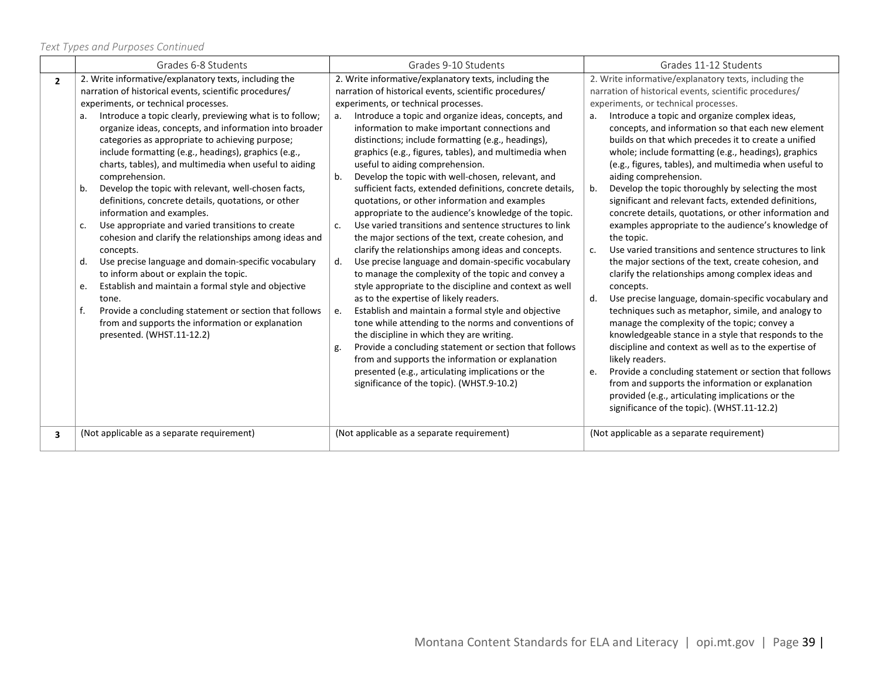*Text Types and Purposes Continued*

| | Grades 6-8 Students | Grades 9-10 Students | Grades 11-12 Students |
|---|---|---|---|
| **2** | 2. Write informative/explanatory texts, including the narration of historical events, scientific procedures/ experiments, or technical processes.<br>a. Introduce a topic clearly, previewing what is to follow; organize ideas, concepts, and information into broader categories as appropriate to achieving purpose; include formatting (e.g., headings), graphics (e.g., charts, tables), and multimedia when useful to aiding comprehension.<br>b. Develop the topic with relevant, well-chosen facts, definitions, concrete details, quotations, or other information and examples.<br>c. Use appropriate and varied transitions to create cohesion and clarify the relationships among ideas and concepts.<br>d. Use precise language and domain-specific vocabulary to inform about or explain the topic.<br>e. Establish and maintain a formal style and objective tone.<br>f. Provide a concluding statement or section that follows from and supports the information or explanation presented. (WHST.11-12.2) | 2. Write informative/explanatory texts, including the narration of historical events, scientific procedures/ experiments, or technical processes.<br>a. Introduce a topic and organize ideas, concepts, and information to make important connections and distinctions; include formatting (e.g., headings), graphics (e.g., figures, tables), and multimedia when useful to aiding comprehension.<br>b. Develop the topic with well-chosen, relevant, and sufficient facts, extended definitions, concrete details, quotations, or other information and examples appropriate to the audience's knowledge of the topic.<br>c. Use varied transitions and sentence structures to link the major sections of the text, create cohesion, and clarify the relationships among ideas and concepts.<br>d. Use precise language and domain-specific vocabulary to manage the complexity of the topic and convey a style appropriate to the discipline and context as well as to the expertise of likely readers.<br>e. Establish and maintain a formal style and objective tone while attending to the norms and conventions of the discipline in which they are writing.<br>g. Provide a concluding statement or section that follows from and supports the information or explanation presented (e.g., articulating implications or the significance of the topic). (WHST.9-10.2) | 2. Write informative/explanatory texts, including the narration of historical events, scientific procedures/ experiments, or technical processes.<br>a. Introduce a topic and organize complex ideas, concepts, and information so that each new element builds on that which precedes it to create a unified whole; include formatting (e.g., headings), graphics (e.g., figures, tables), and multimedia when useful to aiding comprehension.<br>b. Develop the topic thoroughly by selecting the most significant and relevant facts, extended definitions, concrete details, quotations, or other information and examples appropriate to the audience's knowledge of the topic.<br>c. Use varied transitions and sentence structures to link the major sections of the text, create cohesion, and clarify the relationships among complex ideas and concepts.<br>d. Use precise language, domain-specific vocabulary and techniques such as metaphor, simile, and analogy to manage the complexity of the topic; convey a knowledgeable stance in a style that responds to the discipline and context as well as to the expertise of likely readers.<br>e. Provide a concluding statement or section that follows from and supports the information or explanation provided (e.g., articulating implications or the significance of the topic). (WHST.11-12.2) |
| **3** | (Not applicable as a separate requirement) | (Not applicable as a separate requirement) | (Not applicable as a separate requirement) |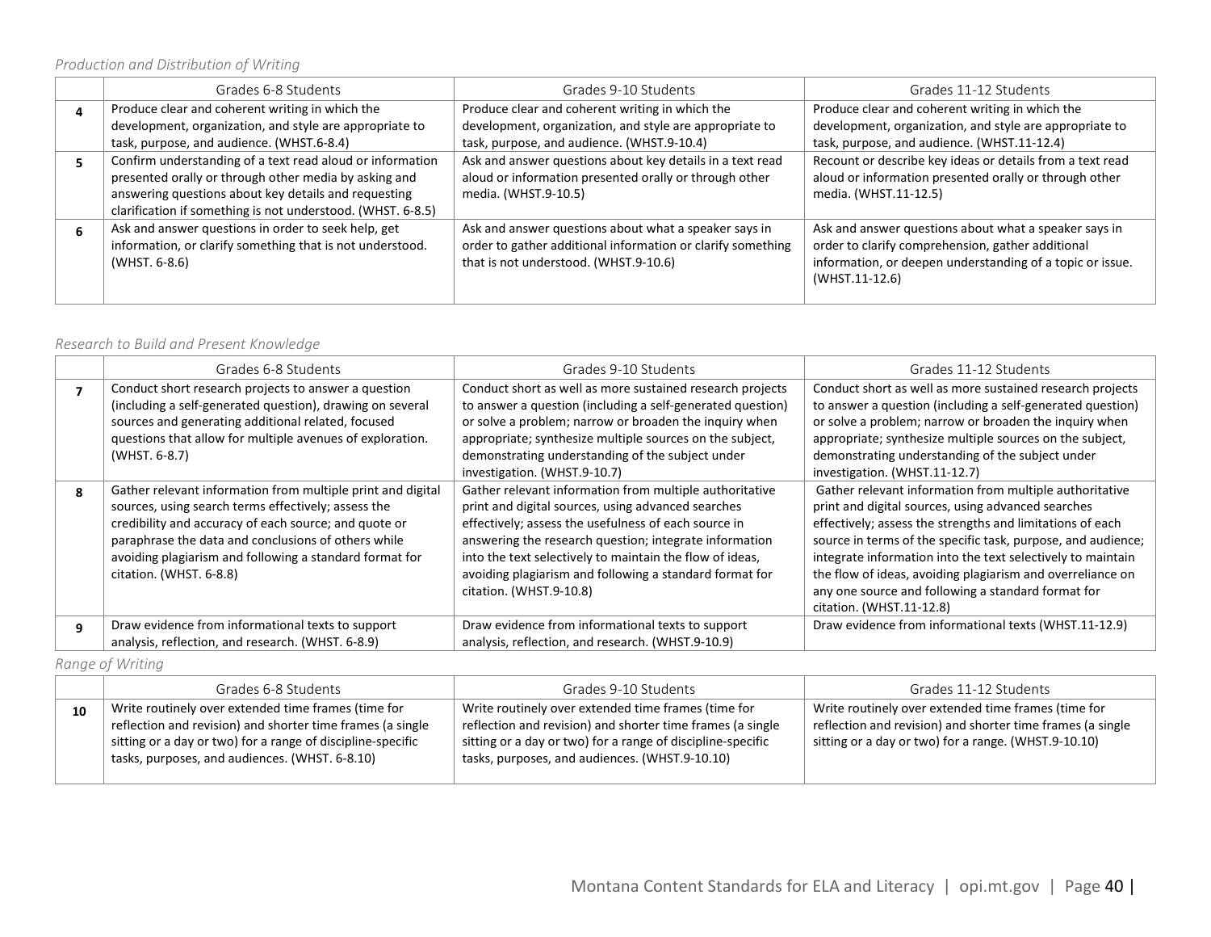*Production and Distribution of Writing*

| | Grades 6-8 Students | Grades 9-10 Students | Grades 11-12 Students |
|---|---|---|---|
| **4** | Produce clear and coherent writing in which the development, organization, and style are appropriate to task, purpose, and audience. (WHST.6-8.4) | Produce clear and coherent writing in which the development, organization, and style are appropriate to task, purpose, and audience. (WHST.9-10.4) | Produce clear and coherent writing in which the development, organization, and style are appropriate to task, purpose, and audience. (WHST.11-12.4) |
| **5** | Confirm understanding of a text read aloud or information presented orally or through other media by asking and answering questions about key details and requesting clarification if something is not understood. (WHST. 6-8.5) | Ask and answer questions about key details in a text read aloud or information presented orally or through other media. (WHST.9-10.5) | Recount or describe key ideas or details from a text read aloud or information presented orally or through other media. (WHST.11-12.5) |
| **6** | Ask and answer questions in order to seek help, get information, or clarify something that is not understood. (WHST. 6-8.6) | Ask and answer questions about what a speaker says in order to gather additional information or clarify something that is not understood. (WHST.9-10.6) | Ask and answer questions about what a speaker says in order to clarify comprehension, gather additional information, or deepen understanding of a topic or issue. (WHST.11-12.6) |

*Research to Build and Present Knowledge*

| | Grades 6-8 Students | Grades 9-10 Students | Grades 11-12 Students |
|---|---|---|---|
| **7** | Conduct short research projects to answer a question (including a self-generated question), drawing on several sources and generating additional related, focused questions that allow for multiple avenues of exploration. (WHST. 6-8.7) | Conduct short as well as more sustained research projects to answer a question (including a self-generated question) or solve a problem; narrow or broaden the inquiry when appropriate; synthesize multiple sources on the subject, demonstrating understanding of the subject under investigation. (WHST.9-10.7) | Conduct short as well as more sustained research projects to answer a question (including a self-generated question) or solve a problem; narrow or broaden the inquiry when appropriate; synthesize multiple sources on the subject, demonstrating understanding of the subject under investigation. (WHST.11-12.7) |
| **8** | Gather relevant information from multiple print and digital sources, using search terms effectively; assess the credibility and accuracy of each source; and quote or paraphrase the data and conclusions of others while avoiding plagiarism and following a standard format for citation. (WHST. 6-8.8) | Gather relevant information from multiple authoritative print and digital sources, using advanced searches effectively; assess the usefulness of each source in answering the research question; integrate information into the text selectively to maintain the flow of ideas, avoiding plagiarism and following a standard format for citation. (WHST.9-10.8) | Gather relevant information from multiple authoritative print and digital sources, using advanced searches effectively; assess the strengths and limitations of each source in terms of the specific task, purpose, and audience; integrate information into the text selectively to maintain the flow of ideas, avoiding plagiarism and overreliance on any one source and following a standard format for citation. (WHST.11-12.8) |
| **9** | Draw evidence from informational texts to support analysis, reflection, and research. (WHST. 6-8.9) | Draw evidence from informational texts to support analysis, reflection, and research. (WHST.9-10.9) | Draw evidence from informational texts (WHST.11-12.9) |

*Range of Writing*

| | Grades 6-8 Students | Grades 9-10 Students | Grades 11-12 Students |
|---|---|---|---|
| **10** | Write routinely over extended time frames (time for reflection and revision) and shorter time frames (a single sitting or a day or two) for a range of discipline-specific tasks, purposes, and audiences. (WHST. 6-8.10) | Write routinely over extended time frames (time for reflection and revision) and shorter time frames (a single sitting or a day or two) for a range of discipline-specific tasks, purposes, and audiences. (WHST.9-10.10) | Write routinely over extended time frames (time for reflection and revision) and shorter time frames (a single sitting or a day or two) for a range. (WHST.9-10.10) |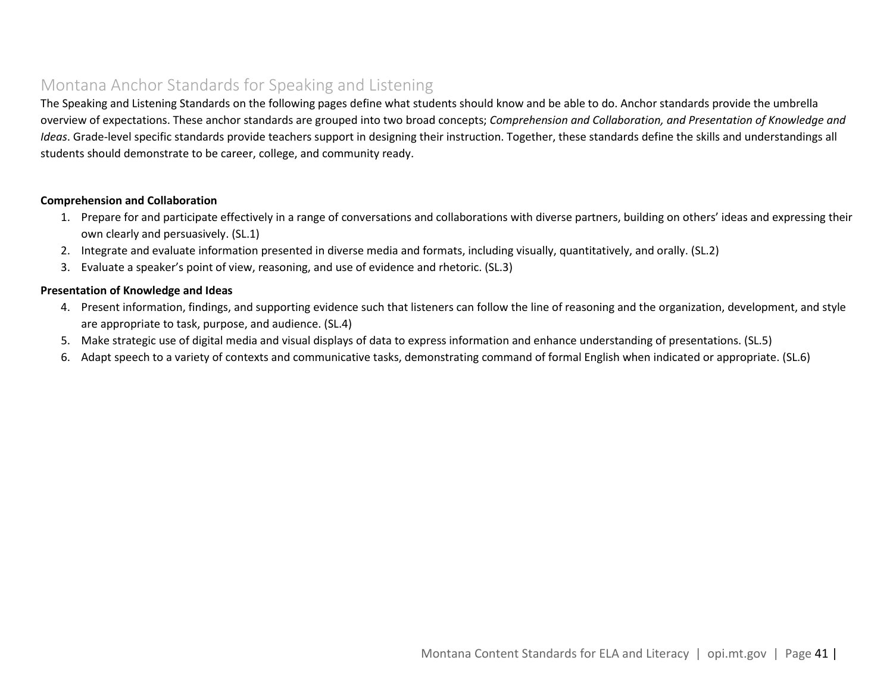## Montana Anchor Standards for Speaking and Listening

The Speaking and Listening Standards on the following pages define what students should know and be able to do. Anchor standards provide the umbrella overview of expectations. These anchor standards are grouped into two broad concepts; *Comprehension and Collaboration, and Presentation of Knowledge and Ideas*. Grade-level specific standards provide teachers support in designing their instruction. Together, these standards define the skills and understandings all students should demonstrate to be career, college, and community ready.

**Comprehension and Collaboration**

1. Prepare for and participate effectively in a range of conversations and collaborations with diverse partners, building on others' ideas and expressing their own clearly and persuasively. (SL.1)
2. Integrate and evaluate information presented in diverse media and formats, including visually, quantitatively, and orally. (SL.2)
3. Evaluate a speaker's point of view, reasoning, and use of evidence and rhetoric. (SL.3)

**Presentation of Knowledge and Ideas**

4. Present information, findings, and supporting evidence such that listeners can follow the line of reasoning and the organization, development, and style are appropriate to task, purpose, and audience. (SL.4)
5. Make strategic use of digital media and visual displays of data to express information and enhance understanding of presentations. (SL.5)
6. Adapt speech to a variety of contexts and communicative tasks, demonstrating command of formal English when indicated or appropriate. (SL.6)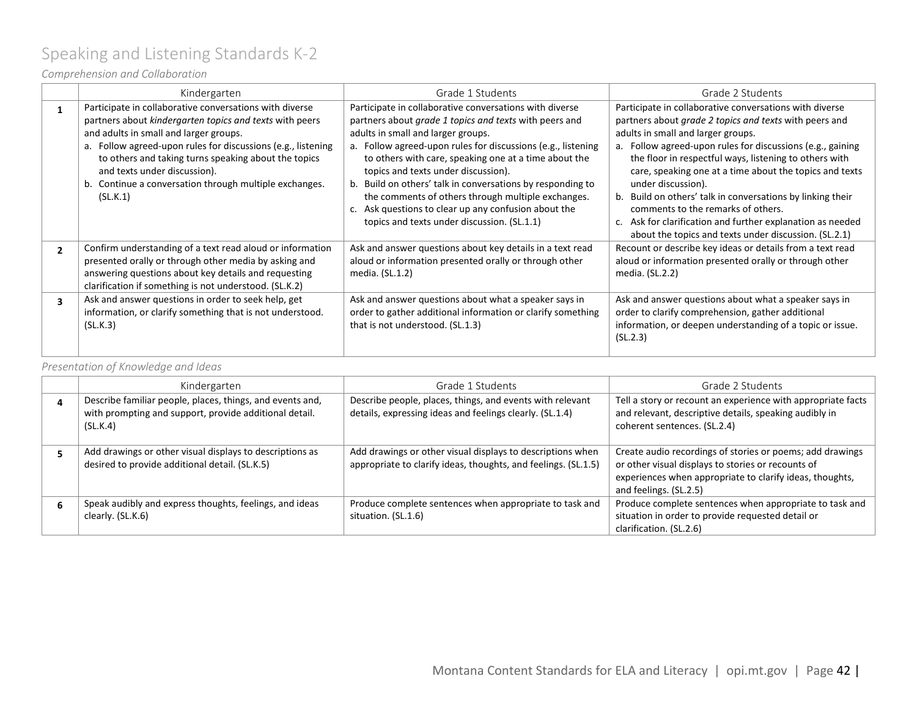# Speaking and Listening Standards K-2

*Comprehension and Collaboration*

| | Kindergarten | Grade 1 Students | Grade 2 Students |
|---|---|---|---|
| **1** | Participate in collaborative conversations with diverse partners about *kindergarten topics and texts* with peers and adults in small and larger groups.<br>a. Follow agreed-upon rules for discussions (e.g., listening to others and taking turns speaking about the topics and texts under discussion).<br>b. Continue a conversation through multiple exchanges. (SL.K.1) | Participate in collaborative conversations with diverse partners about *grade 1 topics and texts* with peers and adults in small and larger groups.<br>a. Follow agreed-upon rules for discussions (e.g., listening to others with care, speaking one at a time about the topics and texts under discussion).<br>b. Build on others' talk in conversations by responding to the comments of others through multiple exchanges.<br>c. Ask questions to clear up any confusion about the topics and texts under discussion. (SL.1.1) | Participate in collaborative conversations with diverse partners about *grade 2 topics and texts* with peers and adults in small and larger groups.<br>a. Follow agreed-upon rules for discussions (e.g., gaining the floor in respectful ways, listening to others with care, speaking one at a time about the topics and texts under discussion).<br>b. Build on others' talk in conversations by linking their comments to the remarks of others.<br>c. Ask for clarification and further explanation as needed about the topics and texts under discussion. (SL.2.1) |
| **2** | Confirm understanding of a text read aloud or information presented orally or through other media by asking and answering questions about key details and requesting clarification if something is not understood. (SL.K.2) | Ask and answer questions about key details in a text read aloud or information presented orally or through other media. (SL.1.2) | Recount or describe key ideas or details from a text read aloud or information presented orally or through other media. (SL.2.2) |
| **3** | Ask and answer questions in order to seek help, get information, or clarify something that is not understood. (SL.K.3) | Ask and answer questions about what a speaker says in order to gather additional information or clarify something that is not understood. (SL.1.3) | Ask and answer questions about what a speaker says in order to clarify comprehension, gather additional information, or deepen understanding of a topic or issue. (SL.2.3) |

*Presentation of Knowledge and Ideas*

| | Kindergarten | Grade 1 Students | Grade 2 Students |
|---|---|---|---|
| **4** | Describe familiar people, places, things, and events and, with prompting and support, provide additional detail. (SL.K.4) | Describe people, places, things, and events with relevant details, expressing ideas and feelings clearly. (SL.1.4) | Tell a story or recount an experience with appropriate facts and relevant, descriptive details, speaking audibly in coherent sentences. (SL.2.4) |
| **5** | Add drawings or other visual displays to descriptions as desired to provide additional detail. (SL.K.5) | Add drawings or other visual displays to descriptions when appropriate to clarify ideas, thoughts, and feelings. (SL.1.5) | Create audio recordings of stories or poems; add drawings or other visual displays to stories or recounts of experiences when appropriate to clarify ideas, thoughts, and feelings. (SL.2.5) |
| **6** | Speak audibly and express thoughts, feelings, and ideas clearly. (SL.K.6) | Produce complete sentences when appropriate to task and situation. (SL.1.6) | Produce complete sentences when appropriate to task and situation in order to provide requested detail or clarification. (SL.2.6) |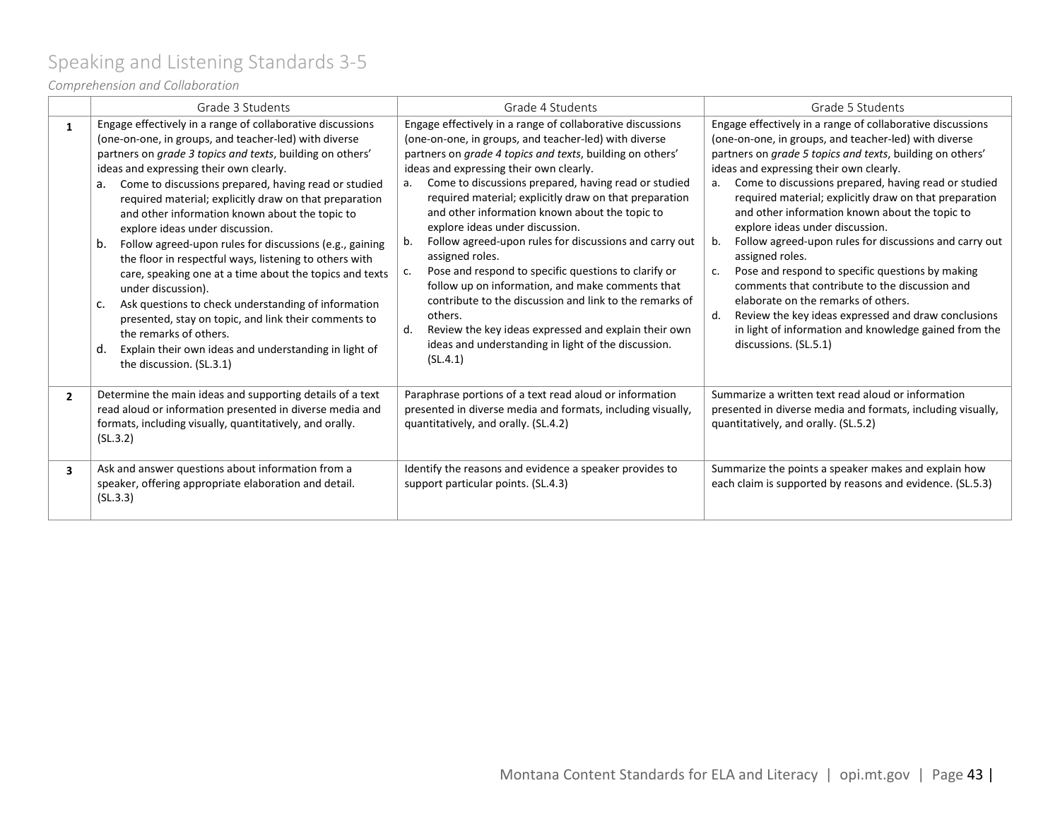# Speaking and Listening Standards 3-5

*Comprehension and Collaboration*

| | Grade 3 Students | Grade 4 Students | Grade 5 Students |
|---|---|---|---|
| **1** | Engage effectively in a range of collaborative discussions (one-on-one, in groups, and teacher-led) with diverse partners on *grade 3 topics and texts*, building on others' ideas and expressing their own clearly.<br>a. Come to discussions prepared, having read or studied required material; explicitly draw on that preparation and other information known about the topic to explore ideas under discussion.<br>b. Follow agreed-upon rules for discussions (e.g., gaining the floor in respectful ways, listening to others with care, speaking one at a time about the topics and texts under discussion).<br>c. Ask questions to check understanding of information presented, stay on topic, and link their comments to the remarks of others.<br>d. Explain their own ideas and understanding in light of the discussion. (SL.3.1) | Engage effectively in a range of collaborative discussions (one-on-one, in groups, and teacher-led) with diverse partners on *grade 4 topics and texts*, building on others' ideas and expressing their own clearly.<br>a. Come to discussions prepared, having read or studied required material; explicitly draw on that preparation and other information known about the topic to explore ideas under discussion.<br>b. Follow agreed-upon rules for discussions and carry out assigned roles.<br>c. Pose and respond to specific questions to clarify or follow up on information, and make comments that contribute to the discussion and link to the remarks of others.<br>d. Review the key ideas expressed and explain their own ideas and understanding in light of the discussion. (SL.4.1) | Engage effectively in a range of collaborative discussions (one-on-one, in groups, and teacher-led) with diverse partners on *grade 5 topics and texts*, building on others' ideas and expressing their own clearly.<br>a. Come to discussions prepared, having read or studied required material; explicitly draw on that preparation and other information known about the topic to explore ideas under discussion.<br>b. Follow agreed-upon rules for discussions and carry out assigned roles.<br>c. Pose and respond to specific questions by making comments that contribute to the discussion and elaborate on the remarks of others.<br>d. Review the key ideas expressed and draw conclusions in light of information and knowledge gained from the discussions. (SL.5.1) |
| **2** | Determine the main ideas and supporting details of a text read aloud or information presented in diverse media and formats, including visually, quantitatively, and orally. (SL.3.2) | Paraphrase portions of a text read aloud or information presented in diverse media and formats, including visually, quantitatively, and orally. (SL.4.2) | Summarize a written text read aloud or information presented in diverse media and formats, including visually, quantitatively, and orally. (SL.5.2) |
| **3** | Ask and answer questions about information from a speaker, offering appropriate elaboration and detail. (SL.3.3) | Identify the reasons and evidence a speaker provides to support particular points. (SL.4.3) | Summarize the points a speaker makes and explain how each claim is supported by reasons and evidence. (SL.5.3) |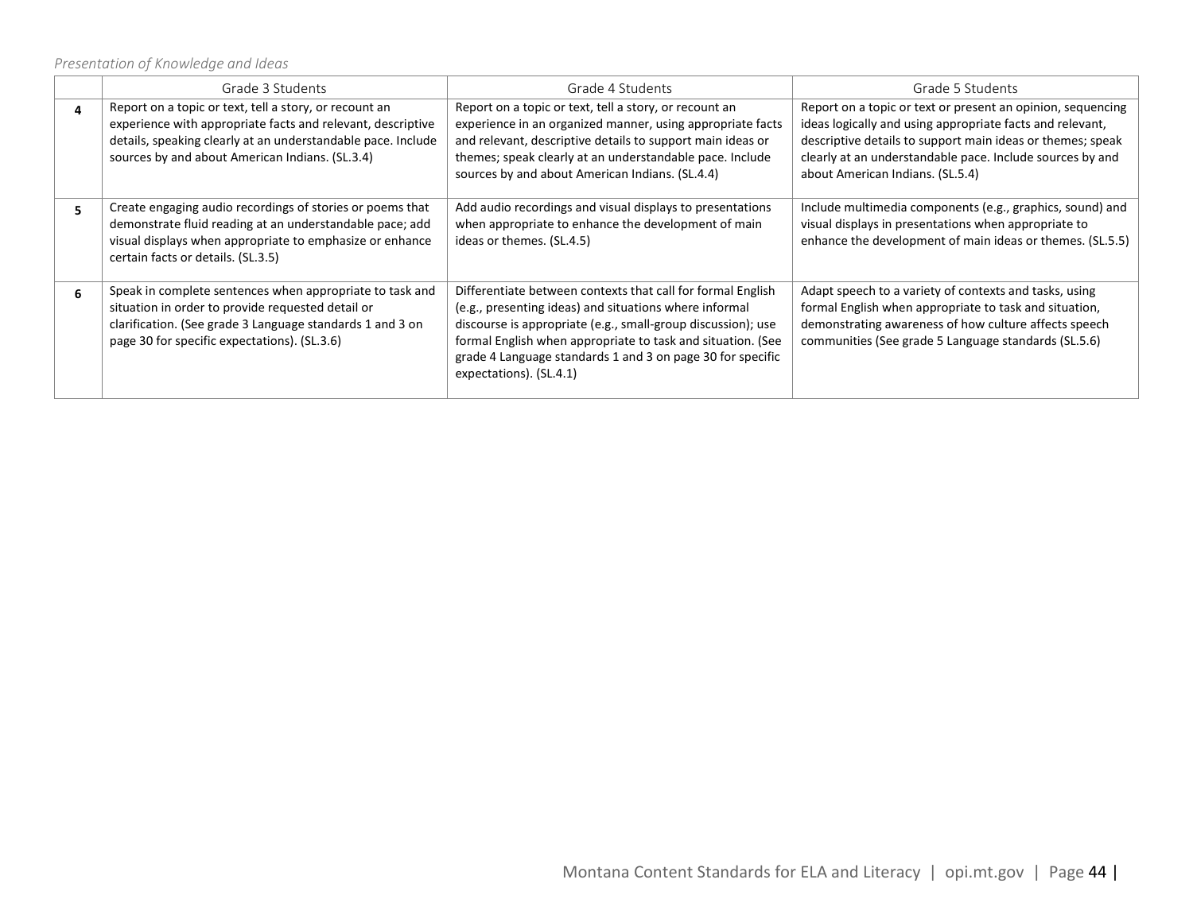*Presentation of Knowledge and Ideas*

| | Grade 3 Students | Grade 4 Students | Grade 5 Students |
|---|---|---|---|
| **4** | Report on a topic or text, tell a story, or recount an experience with appropriate facts and relevant, descriptive details, speaking clearly at an understandable pace. Include sources by and about American Indians. (SL.3.4) | Report on a topic or text, tell a story, or recount an experience in an organized manner, using appropriate facts and relevant, descriptive details to support main ideas or themes; speak clearly at an understandable pace. Include sources by and about American Indians. (SL.4.4) | Report on a topic or text or present an opinion, sequencing ideas logically and using appropriate facts and relevant, descriptive details to support main ideas or themes; speak clearly at an understandable pace. Include sources by and about American Indians. (SL.5.4) |
| **5** | Create engaging audio recordings of stories or poems that demonstrate fluid reading at an understandable pace; add visual displays when appropriate to emphasize or enhance certain facts or details. (SL.3.5) | Add audio recordings and visual displays to presentations when appropriate to enhance the development of main ideas or themes. (SL.4.5) | Include multimedia components (e.g., graphics, sound) and visual displays in presentations when appropriate to enhance the development of main ideas or themes. (SL.5.5) |
| **6** | Speak in complete sentences when appropriate to task and situation in order to provide requested detail or clarification. (See grade 3 Language standards 1 and 3 on page 30 for specific expectations). (SL.3.6) | Differentiate between contexts that call for formal English (e.g., presenting ideas) and situations where informal discourse is appropriate (e.g., small-group discussion); use formal English when appropriate to task and situation. (See grade 4 Language standards 1 and 3 on page 30 for specific expectations). (SL.4.1) | Adapt speech to a variety of contexts and tasks, using formal English when appropriate to task and situation, demonstrating awareness of how culture affects speech communities (See grade 5 Language standards (SL.5.6) |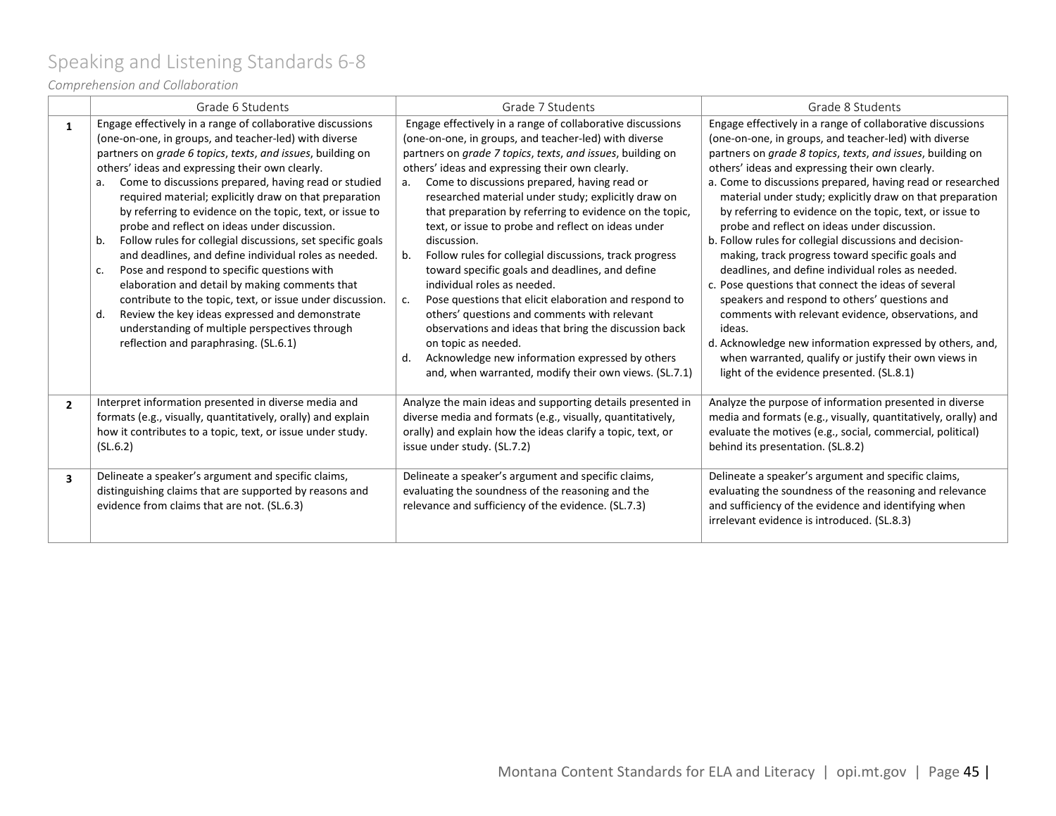# Speaking and Listening Standards 6-8

*Comprehension and Collaboration*

| | Grade 6 Students | Grade 7 Students | Grade 8 Students |
|---|---|---|---|
| **1** | Engage effectively in a range of collaborative discussions (one-on-one, in groups, and teacher-led) with diverse partners on *grade 6 topics*, *texts*, *and issues*, building on others' ideas and expressing their own clearly.<br>a. Come to discussions prepared, having read or studied required material; explicitly draw on that preparation by referring to evidence on the topic, text, or issue to probe and reflect on ideas under discussion.<br>b. Follow rules for collegial discussions, set specific goals and deadlines, and define individual roles as needed.<br>c. Pose and respond to specific questions with elaboration and detail by making comments that contribute to the topic, text, or issue under discussion.<br>d. Review the key ideas expressed and demonstrate understanding of multiple perspectives through reflection and paraphrasing. (SL.6.1) | Engage effectively in a range of collaborative discussions (one-on-one, in groups, and teacher-led) with diverse partners on *grade 7 topics*, *texts*, *and issues*, building on others' ideas and expressing their own clearly.<br>a. Come to discussions prepared, having read or researched material under study; explicitly draw on that preparation by referring to evidence on the topic, text, or issue to probe and reflect on ideas under discussion.<br>b. Follow rules for collegial discussions, track progress toward specific goals and deadlines, and define individual roles as needed.<br>c. Pose questions that elicit elaboration and respond to others' questions and comments with relevant observations and ideas that bring the discussion back on topic as needed.<br>d. Acknowledge new information expressed by others and, when warranted, modify their own views. (SL.7.1) | Engage effectively in a range of collaborative discussions (one-on-one, in groups, and teacher-led) with diverse partners on *grade 8 topics*, *texts*, *and issues*, building on others' ideas and expressing their own clearly.<br>a. Come to discussions prepared, having read or researched material under study; explicitly draw on that preparation by referring to evidence on the topic, text, or issue to probe and reflect on ideas under discussion.<br>b. Follow rules for collegial discussions and decision-making, track progress toward specific goals and deadlines, and define individual roles as needed.<br>c. Pose questions that connect the ideas of several speakers and respond to others' questions and comments with relevant evidence, observations, and ideas.<br>d. Acknowledge new information expressed by others, and, when warranted, qualify or justify their own views in light of the evidence presented. (SL.8.1) |
| **2** | Interpret information presented in diverse media and formats (e.g., visually, quantitatively, orally) and explain how it contributes to a topic, text, or issue under study. (SL.6.2) | Analyze the main ideas and supporting details presented in diverse media and formats (e.g., visually, quantitatively, orally) and explain how the ideas clarify a topic, text, or issue under study. (SL.7.2) | Analyze the purpose of information presented in diverse media and formats (e.g., visually, quantitatively, orally) and evaluate the motives (e.g., social, commercial, political) behind its presentation. (SL.8.2) |
| **3** | Delineate a speaker's argument and specific claims, distinguishing claims that are supported by reasons and evidence from claims that are not. (SL.6.3) | Delineate a speaker's argument and specific claims, evaluating the soundness of the reasoning and the relevance and sufficiency of the evidence. (SL.7.3) | Delineate a speaker's argument and specific claims, evaluating the soundness of the reasoning and relevance and sufficiency of the evidence and identifying when irrelevant evidence is introduced. (SL.8.3) |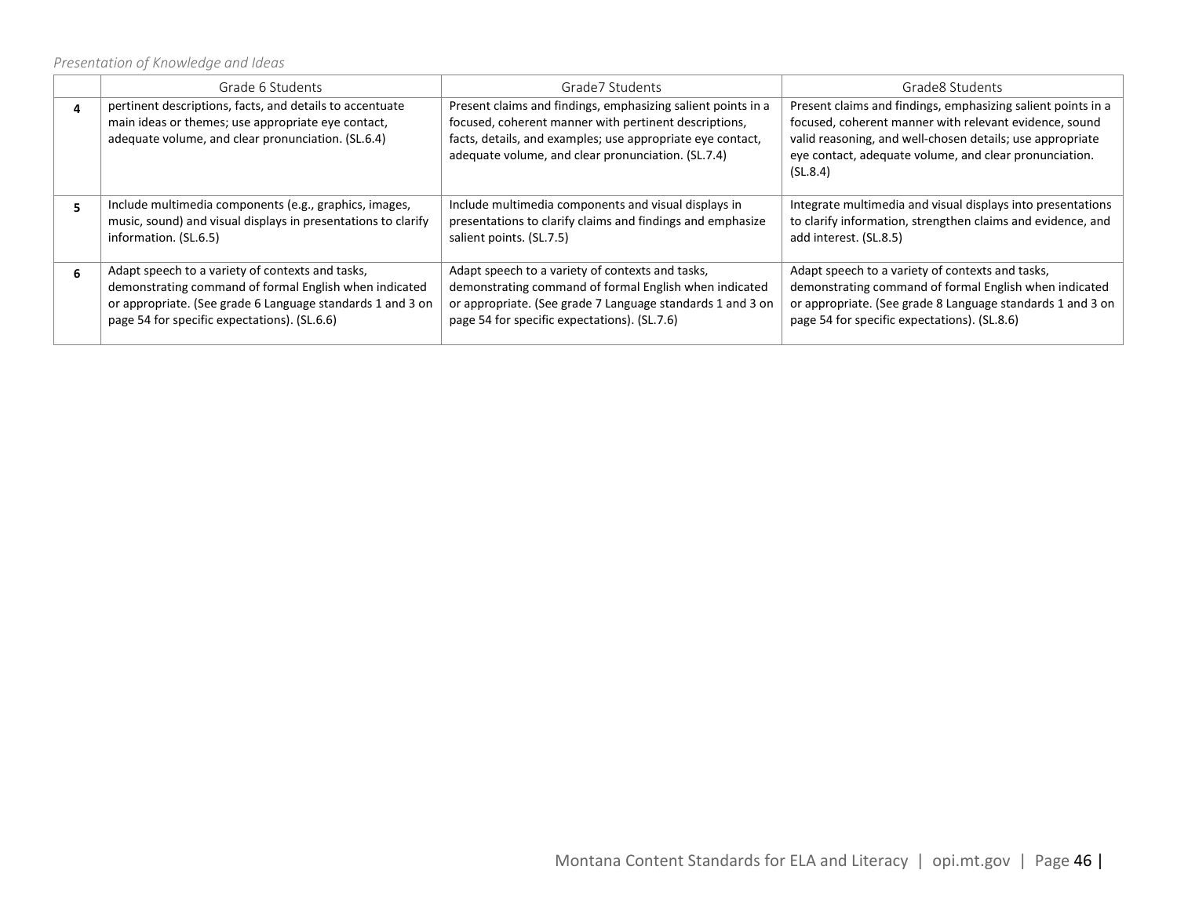*Presentation of Knowledge and Ideas*

| | Grade 6 Students | Grade7 Students | Grade8 Students |
|---|---|---|---|
| **4** | pertinent descriptions, facts, and details to accentuate main ideas or themes; use appropriate eye contact, adequate volume, and clear pronunciation. (SL.6.4) | Present claims and findings, emphasizing salient points in a focused, coherent manner with pertinent descriptions, facts, details, and examples; use appropriate eye contact, adequate volume, and clear pronunciation. (SL.7.4) | Present claims and findings, emphasizing salient points in a focused, coherent manner with relevant evidence, sound valid reasoning, and well-chosen details; use appropriate eye contact, adequate volume, and clear pronunciation. (SL.8.4) |
| **5** | Include multimedia components (e.g., graphics, images, music, sound) and visual displays in presentations to clarify information. (SL.6.5) | Include multimedia components and visual displays in presentations to clarify claims and findings and emphasize salient points. (SL.7.5) | Integrate multimedia and visual displays into presentations to clarify information, strengthen claims and evidence, and add interest. (SL.8.5) |
| **6** | Adapt speech to a variety of contexts and tasks, demonstrating command of formal English when indicated or appropriate. (See grade 6 Language standards 1 and 3 on page 54 for specific expectations). (SL.6.6) | Adapt speech to a variety of contexts and tasks, demonstrating command of formal English when indicated or appropriate. (See grade 7 Language standards 1 and 3 on page 54 for specific expectations). (SL.7.6) | Adapt speech to a variety of contexts and tasks, demonstrating command of formal English when indicated or appropriate. (See grade 8 Language standards 1 and 3 on page 54 for specific expectations). (SL.8.6) |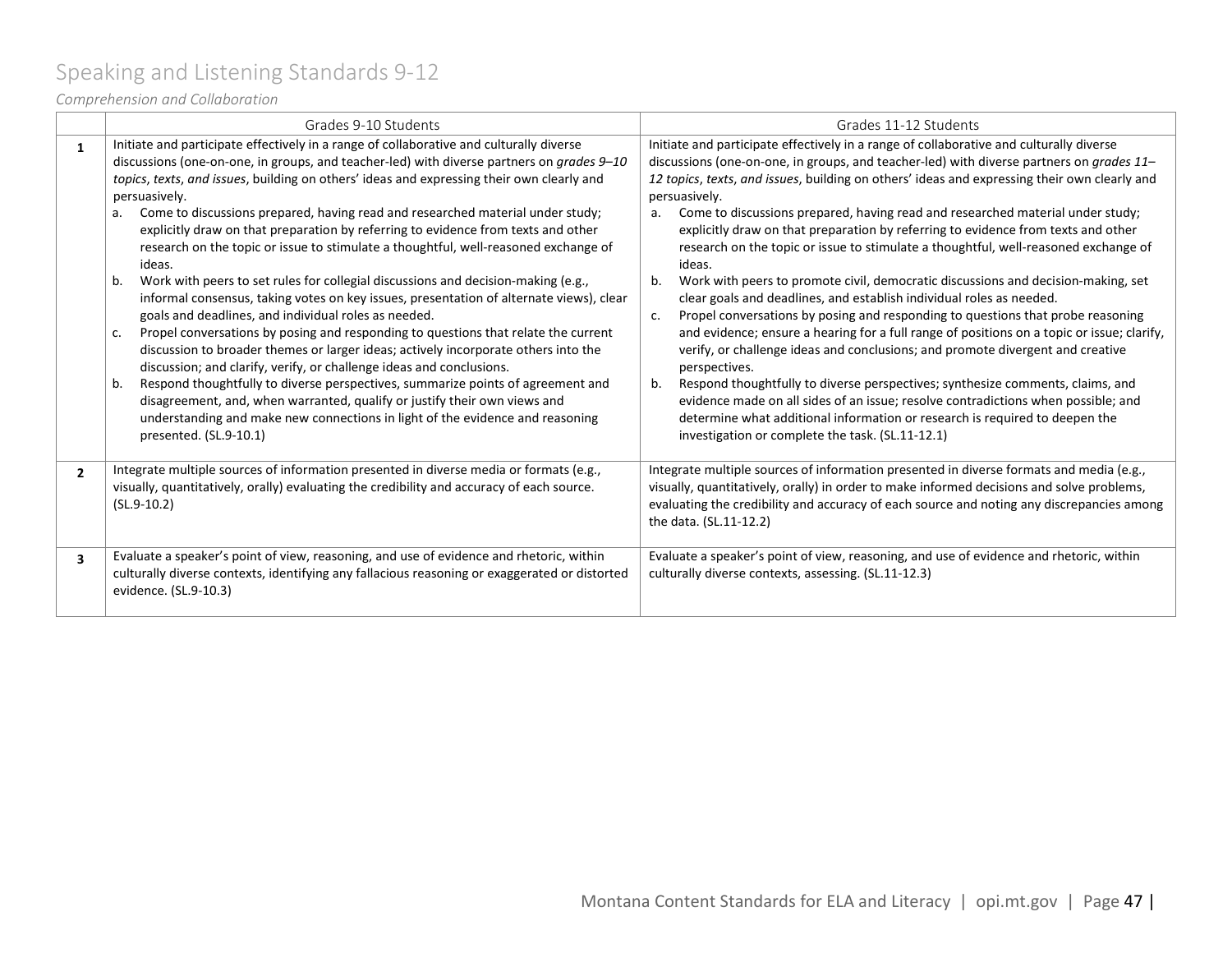# Speaking and Listening Standards 9-12

*Comprehension and Collaboration*

| | Grades 9-10 Students | Grades 11-12 Students |
|---|---|---|
| **1** | Initiate and participate effectively in a range of collaborative and culturally diverse discussions (one-on-one, in groups, and teacher-led) with diverse partners on *grades 9–10 topics*, *texts*, *and issues*, building on others' ideas and expressing their own clearly and persuasively.<br>a. Come to discussions prepared, having read and researched material under study; explicitly draw on that preparation by referring to evidence from texts and other research on the topic or issue to stimulate a thoughtful, well-reasoned exchange of ideas.<br>b. Work with peers to set rules for collegial discussions and decision-making (e.g., informal consensus, taking votes on key issues, presentation of alternate views), clear goals and deadlines, and individual roles as needed.<br>c. Propel conversations by posing and responding to questions that relate the current discussion to broader themes or larger ideas; actively incorporate others into the discussion; and clarify, verify, or challenge ideas and conclusions.<br>b. Respond thoughtfully to diverse perspectives, summarize points of agreement and disagreement, and, when warranted, qualify or justify their own views and understanding and make new connections in light of the evidence and reasoning presented. (SL.9-10.1) | Initiate and participate effectively in a range of collaborative and culturally diverse discussions (one-on-one, in groups, and teacher-led) with diverse partners on *grades 11–12 topics*, *texts*, *and issues*, building on others' ideas and expressing their own clearly and persuasively.<br>a. Come to discussions prepared, having read and researched material under study; explicitly draw on that preparation by referring to evidence from texts and other research on the topic or issue to stimulate a thoughtful, well-reasoned exchange of ideas.<br>b. Work with peers to promote civil, democratic discussions and decision-making, set clear goals and deadlines, and establish individual roles as needed.<br>c. Propel conversations by posing and responding to questions that probe reasoning and evidence; ensure a hearing for a full range of positions on a topic or issue; clarify, verify, or challenge ideas and conclusions; and promote divergent and creative perspectives.<br>b. Respond thoughtfully to diverse perspectives; synthesize comments, claims, and evidence made on all sides of an issue; resolve contradictions when possible; and determine what additional information or research is required to deepen the investigation or complete the task. (SL.11-12.1) |
| **2** | Integrate multiple sources of information presented in diverse media or formats (e.g., visually, quantitatively, orally) evaluating the credibility and accuracy of each source. (SL.9-10.2) | Integrate multiple sources of information presented in diverse formats and media (e.g., visually, quantitatively, orally) in order to make informed decisions and solve problems, evaluating the credibility and accuracy of each source and noting any discrepancies among the data. (SL.11-12.2) |
| **3** | Evaluate a speaker's point of view, reasoning, and use of evidence and rhetoric, within culturally diverse contexts, identifying any fallacious reasoning or exaggerated or distorted evidence. (SL.9-10.3) | Evaluate a speaker's point of view, reasoning, and use of evidence and rhetoric, within culturally diverse contexts, assessing. (SL.11-12.3) |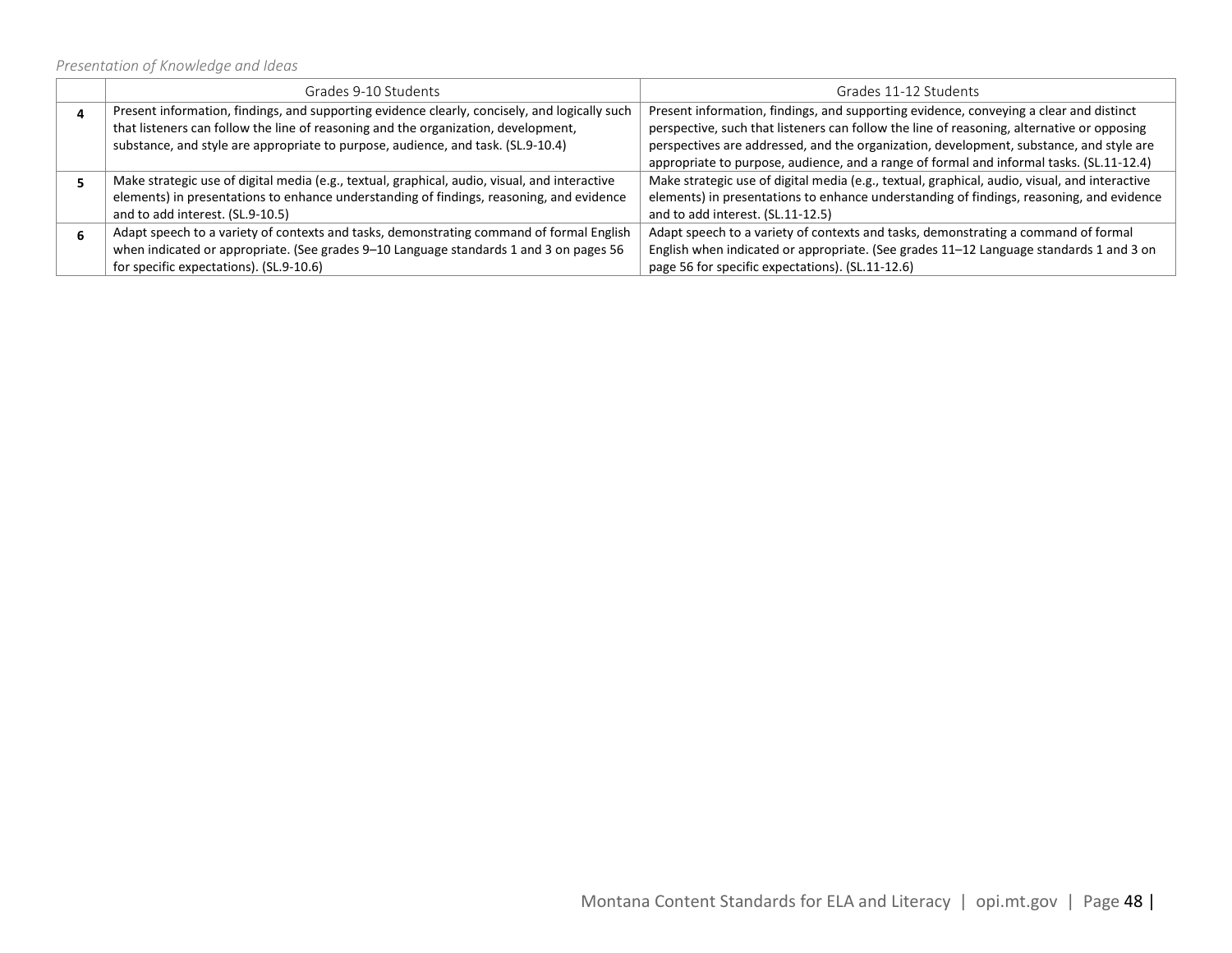*Presentation of Knowledge and Ideas*

| | Grades 9-10 Students | Grades 11-12 Students |
|---|---|---|
| **4** | Present information, findings, and supporting evidence clearly, concisely, and logically such that listeners can follow the line of reasoning and the organization, development, substance, and style are appropriate to purpose, audience, and task. (SL.9-10.4) | Present information, findings, and supporting evidence, conveying a clear and distinct perspective, such that listeners can follow the line of reasoning, alternative or opposing perspectives are addressed, and the organization, development, substance, and style are appropriate to purpose, audience, and a range of formal and informal tasks. (SL.11-12.4) |
| **5** | Make strategic use of digital media (e.g., textual, graphical, audio, visual, and interactive elements) in presentations to enhance understanding of findings, reasoning, and evidence and to add interest. (SL.9-10.5) | Make strategic use of digital media (e.g., textual, graphical, audio, visual, and interactive elements) in presentations to enhance understanding of findings, reasoning, and evidence and to add interest. (SL.11-12.5) |
| **6** | Adapt speech to a variety of contexts and tasks, demonstrating command of formal English when indicated or appropriate. (See grades 9–10 Language standards 1 and 3 on pages 56 for specific expectations). (SL.9-10.6) | Adapt speech to a variety of contexts and tasks, demonstrating a command of formal English when indicated or appropriate. (See grades 11–12 Language standards 1 and 3 on page 56 for specific expectations). (SL.11-12.6) |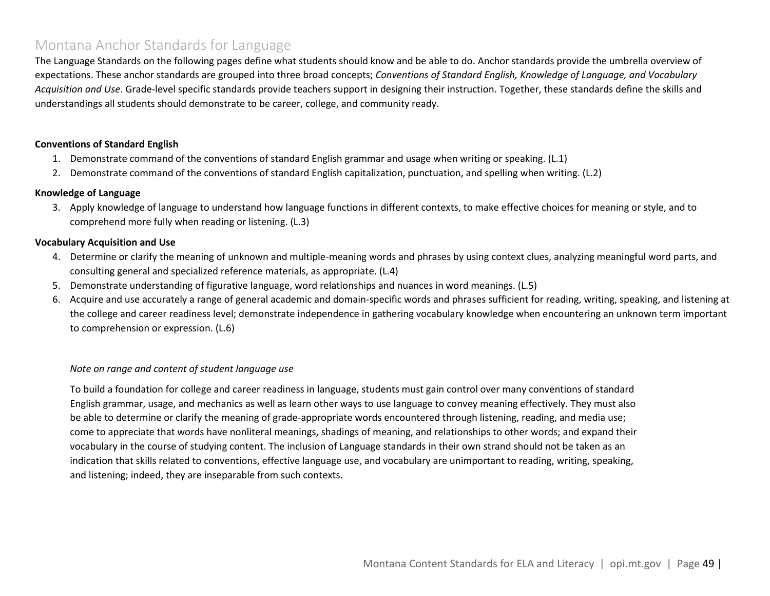## Montana Anchor Standards for Language

The Language Standards on the following pages define what students should know and be able to do. Anchor standards provide the umbrella overview of expectations. These anchor standards are grouped into three broad concepts; *Conventions of Standard English, Knowledge of Language, and Vocabulary Acquisition and Use*. Grade-level specific standards provide teachers support in designing their instruction. Together, these standards define the skills and understandings all students should demonstrate to be career, college, and community ready.

**Conventions of Standard English**

1. Demonstrate command of the conventions of standard English grammar and usage when writing or speaking. (L.1)
2. Demonstrate command of the conventions of standard English capitalization, punctuation, and spelling when writing. (L.2)

**Knowledge of Language**

3. Apply knowledge of language to understand how language functions in different contexts, to make effective choices for meaning or style, and to comprehend more fully when reading or listening. (L.3)

**Vocabulary Acquisition and Use**

4. Determine or clarify the meaning of unknown and multiple-meaning words and phrases by using context clues, analyzing meaningful word parts, and consulting general and specialized reference materials, as appropriate. (L.4)
5. Demonstrate understanding of figurative language, word relationships and nuances in word meanings. (L.5)
6. Acquire and use accurately a range of general academic and domain-specific words and phrases sufficient for reading, writing, speaking, and listening at the college and career readiness level; demonstrate independence in gathering vocabulary knowledge when encountering an unknown term important to comprehension or expression. (L.6)

*Note on range and content of student language use*

To build a foundation for college and career readiness in language, students must gain control over many conventions of standard English grammar, usage, and mechanics as well as learn other ways to use language to convey meaning effectively. They must also be able to determine or clarify the meaning of grade-appropriate words encountered through listening, reading, and media use; come to appreciate that words have nonliteral meanings, shadings of meaning, and relationships to other words; and expand their vocabulary in the course of studying content. The inclusion of Language standards in their own strand should not be taken as an indication that skills related to conventions, effective language use, and vocabulary are unimportant to reading, writing, speaking, and listening; indeed, they are inseparable from such contexts.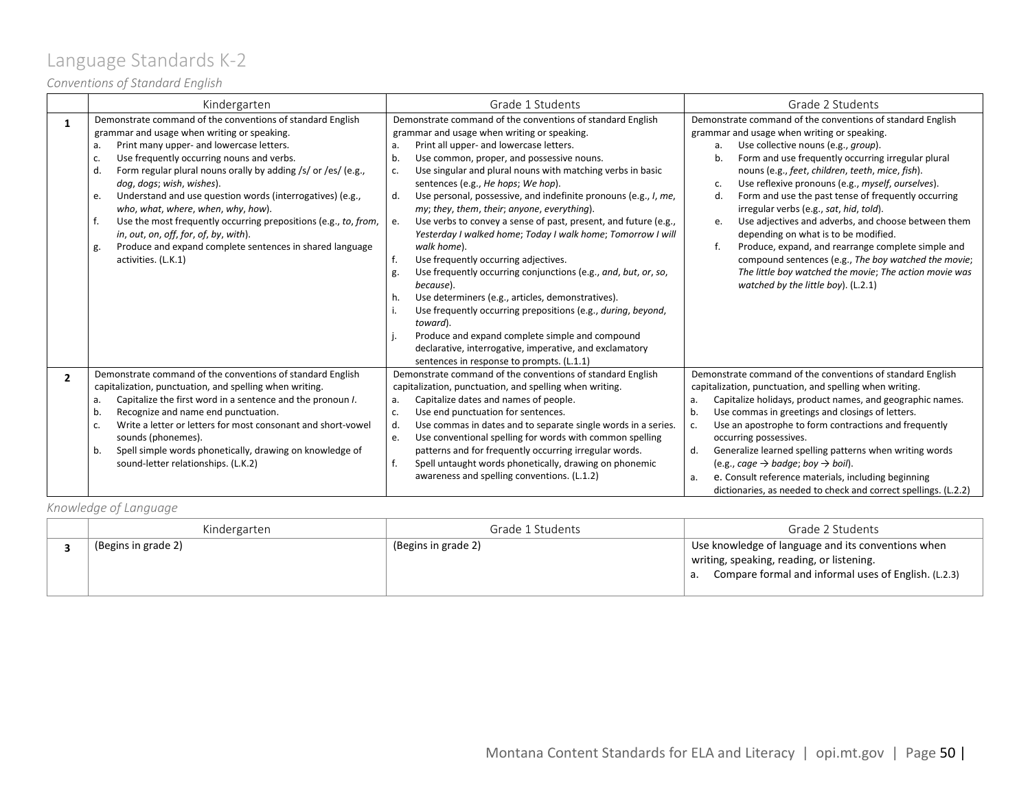# Language Standards K-2

*Conventions of Standard English*

| | Kindergarten | Grade 1 Students | Grade 2 Students |
|---|---|---|---|
| **1** | Demonstrate command of the conventions of standard English grammar and usage when writing or speaking.<br>a. Print many upper- and lowercase letters.<br>c. Use frequently occurring nouns and verbs.<br>d. Form regular plural nouns orally by adding /s/ or /es/ (e.g., *dog*, *dogs*; *wish*, *wishes*).<br>e. Understand and use question words (interrogatives) (e.g., *who*, *what*, *where*, *when*, *why*, *how*).<br>f. Use the most frequently occurring prepositions (e.g., *to*, *from*, *in*, *out*, *on*, *off*, *for*, *of*, *by*, *with*).<br>g. Produce and expand complete sentences in shared language activities. (L.K.1) | Demonstrate command of the conventions of standard English grammar and usage when writing or speaking.<br>a. Print all upper- and lowercase letters.<br>b. Use common, proper, and possessive nouns.<br>c. Use singular and plural nouns with matching verbs in basic sentences (e.g., *He hops*; *We hop*).<br>d. Use personal, possessive, and indefinite pronouns (e.g., *I*, *me*, *my*; *they*, *them*, *their*; *anyone*, *everything*).<br>e. Use verbs to convey a sense of past, present, and future (e.g., *Yesterday I walked home*; *Today I walk home*; *Tomorrow I will walk home*).<br>f. Use frequently occurring adjectives.<br>g. Use frequently occurring conjunctions (e.g., *and*, *but*, *or*, *so*, *because*).<br>h. Use determiners (e.g., articles, demonstratives).<br>i. Use frequently occurring prepositions (e.g., *during*, *beyond*, *toward*).<br>j. Produce and expand complete simple and compound declarative, interrogative, imperative, and exclamatory sentences in response to prompts. (L.1.1) | Demonstrate command of the conventions of standard English grammar and usage when writing or speaking.<br>a. Use collective nouns (e.g., *group*).<br>b. Form and use frequently occurring irregular plural nouns (e.g., *feet*, *children*, *teeth*, *mice*, *fish*).<br>c. Use reflexive pronouns (e.g., *myself*, *ourselves*).<br>d. Form and use the past tense of frequently occurring irregular verbs (e.g., *sat*, *hid*, *told*).<br>e. Use adjectives and adverbs, and choose between them depending on what is to be modified.<br>f. Produce, expand, and rearrange complete simple and compound sentences (e.g., *The boy watched the movie*; *The little boy watched the movie*; *The action movie was watched by the little boy*). (L.2.1) |
| **2** | Demonstrate command of the conventions of standard English capitalization, punctuation, and spelling when writing.<br>a. Capitalize the first word in a sentence and the pronoun *I*.<br>b. Recognize and name end punctuation.<br>c. Write a letter or letters for most consonant and short-vowel sounds (phonemes).<br>b. Spell simple words phonetically, drawing on knowledge of sound-letter relationships. (L.K.2) | Demonstrate command of the conventions of standard English capitalization, punctuation, and spelling when writing.<br>a. Capitalize dates and names of people.<br>c. Use end punctuation for sentences.<br>d. Use commas in dates and to separate single words in a series.<br>e. Use conventional spelling for words with common spelling patterns and for frequently occurring irregular words.<br>f. Spell untaught words phonetically, drawing on phonemic awareness and spelling conventions. (L.1.2) | Demonstrate command of the conventions of standard English capitalization, punctuation, and spelling when writing.<br>a. Capitalize holidays, product names, and geographic names.<br>b. Use commas in greetings and closings of letters.<br>c. Use an apostrophe to form contractions and frequently occurring possessives.<br>d. Generalize learned spelling patterns when writing words (e.g., *cage* → *badge*; *boy* → *boil*).<br>a. e. Consult reference materials, including beginning dictionaries, as needed to check and correct spellings. (L.2.2) |

*Knowledge of Language*

| | Kindergarten | Grade 1 Students | Grade 2 Students |
|---|---|---|---|
| **3** | (Begins in grade 2) | (Begins in grade 2) | Use knowledge of language and its conventions when writing, speaking, reading, or listening.<br>a. Compare formal and informal uses of English. (L.2.3) |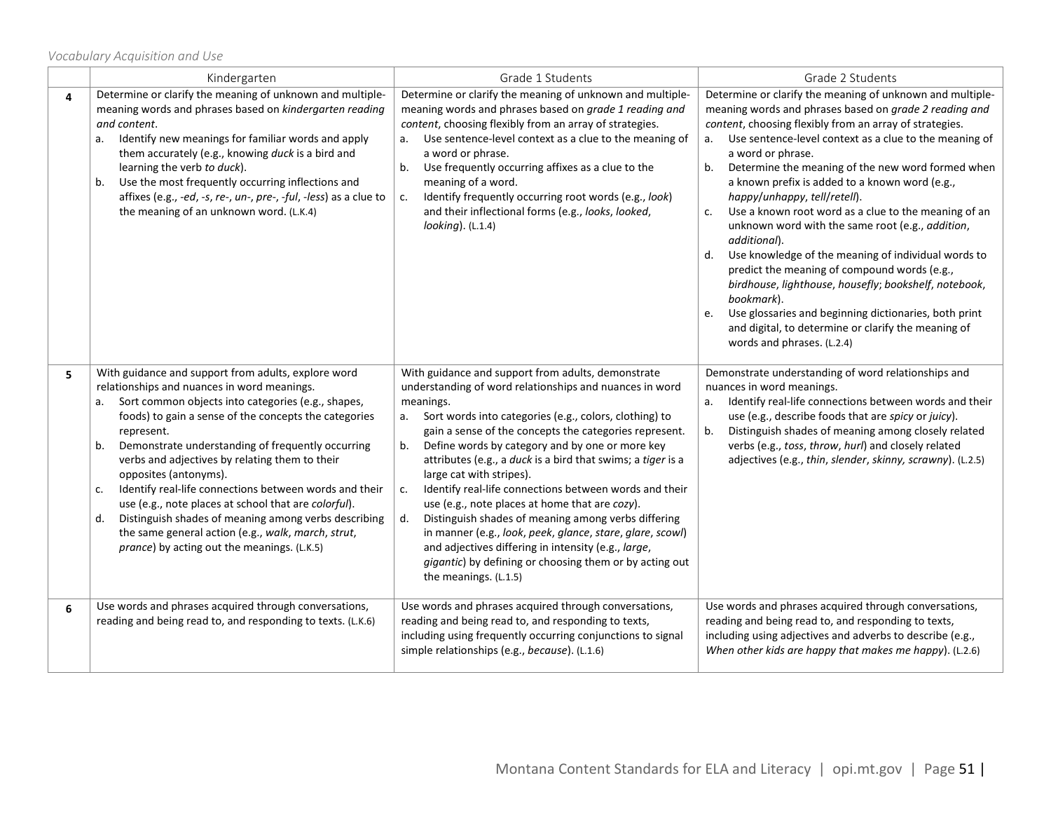*Vocabulary Acquisition and Use*

| | Kindergarten | Grade 1 Students | Grade 2 Students |
|---|---|---|---|
| **4** | Determine or clarify the meaning of unknown and multiple-meaning words and phrases based on *kindergarten reading and content*.<br>a. Identify new meanings for familiar words and apply them accurately (e.g., knowing *duck* is a bird and learning the verb *to duck*).<br>b. Use the most frequently occurring inflections and affixes (e.g., *-ed*, *-s*, *re-*, *un-*, *pre-*, *-ful*, *-less*) as a clue to the meaning of an unknown word. (L.K.4) | Determine or clarify the meaning of unknown and multiple-meaning words and phrases based on *grade 1 reading and content*, choosing flexibly from an array of strategies.<br>a. Use sentence-level context as a clue to the meaning of a word or phrase.<br>b. Use frequently occurring affixes as a clue to the meaning of a word.<br>c. Identify frequently occurring root words (e.g., *look*) and their inflectional forms (e.g., *looks*, *looked*, *looking*). (L.1.4) | Determine or clarify the meaning of unknown and multiple-meaning words and phrases based on *grade 2 reading and content*, choosing flexibly from an array of strategies.<br>a. Use sentence-level context as a clue to the meaning of a word or phrase.<br>b. Determine the meaning of the new word formed when a known prefix is added to a known word (e.g., *happy*/*unhappy*, *tell*/*retell*).<br>c. Use a known root word as a clue to the meaning of an unknown word with the same root (e.g., *addition*, *additional*).<br>d. Use knowledge of the meaning of individual words to predict the meaning of compound words (e.g., *birdhouse*, *lighthouse*, *housefly*; *bookshelf*, *notebook*, *bookmark*).<br>e. Use glossaries and beginning dictionaries, both print and digital, to determine or clarify the meaning of words and phrases. (L.2.4) |
| **5** | With guidance and support from adults, explore word relationships and nuances in word meanings.<br>a. Sort common objects into categories (e.g., shapes, foods) to gain a sense of the concepts the categories represent.<br>b. Demonstrate understanding of frequently occurring verbs and adjectives by relating them to their opposites (antonyms).<br>c. Identify real-life connections between words and their use (e.g., note places at school that are *colorful*).<br>d. Distinguish shades of meaning among verbs describing the same general action (e.g., *walk*, *march*, *strut*, *prance*) by acting out the meanings. (L.K.5) | With guidance and support from adults, demonstrate understanding of word relationships and nuances in word meanings.<br>a. Sort words into categories (e.g., colors, clothing) to gain a sense of the concepts the categories represent.<br>b. Define words by category and by one or more key attributes (e.g., a *duck* is a bird that swims; a *tiger* is a large cat with stripes).<br>c. Identify real-life connections between words and their use (e.g., note places at home that are *cozy*).<br>d. Distinguish shades of meaning among verbs differing in manner (e.g., *look*, *peek*, *glance*, *stare*, *glare*, *scowl*) and adjectives differing in intensity (e.g., *large*, *gigantic*) by defining or choosing them or by acting out the meanings. (L.1.5) | Demonstrate understanding of word relationships and nuances in word meanings.<br>a. Identify real-life connections between words and their use (e.g., describe foods that are *spicy* or *juicy*).<br>b. Distinguish shades of meaning among closely related verbs (e.g., *toss*, *throw*, *hurl*) and closely related adjectives (e.g., *thin*, *slender*, *skinny, scrawny*). (L.2.5) |
| **6** | Use words and phrases acquired through conversations, reading and being read to, and responding to texts. (L.K.6) | Use words and phrases acquired through conversations, reading and being read to, and responding to texts, including using frequently occurring conjunctions to signal simple relationships (e.g., *because*). (L.1.6) | Use words and phrases acquired through conversations, reading and being read to, and responding to texts, including using adjectives and adverbs to describe (e.g., *When other kids are happy that makes me happy*). (L.2.6) |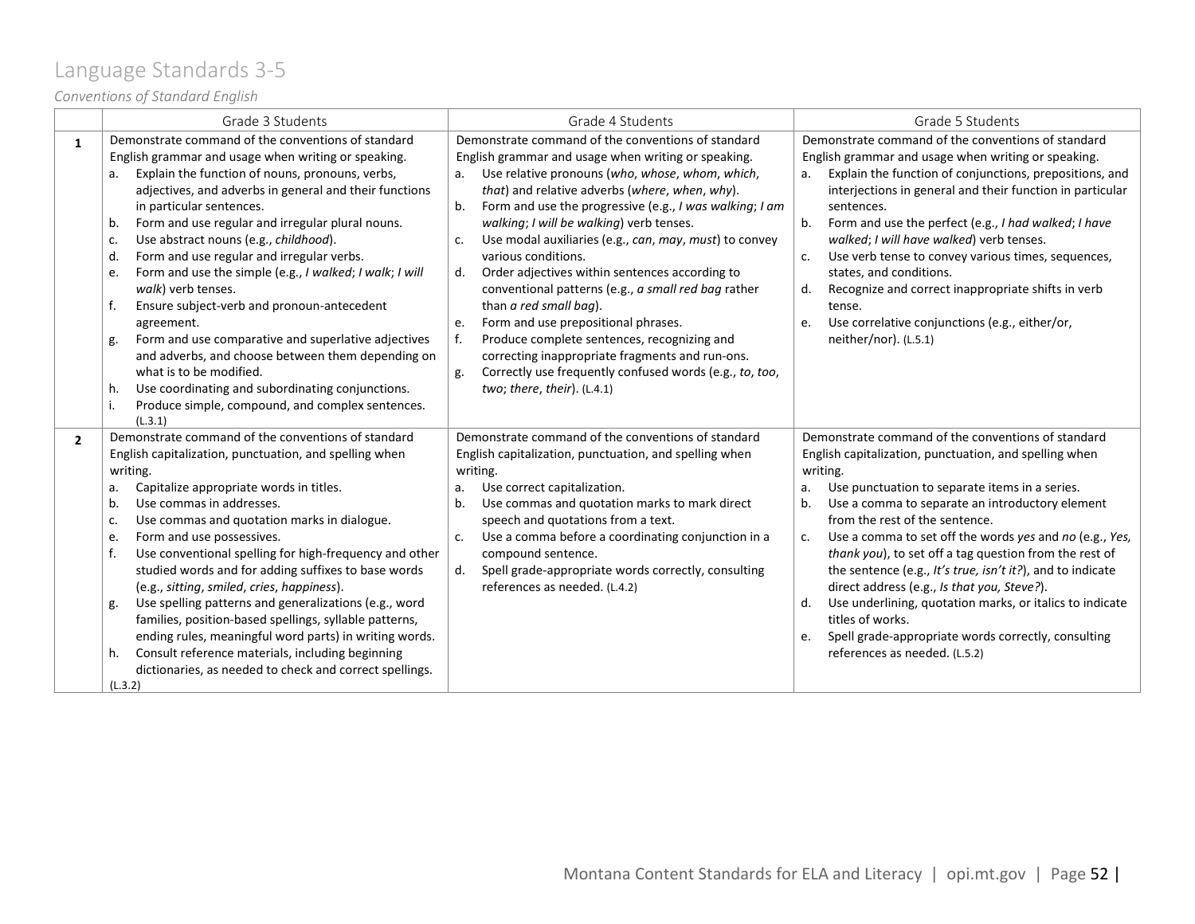# Language Standards 3-5

*Conventions of Standard English*

| | Grade 3 Students | Grade 4 Students | Grade 5 Students |
|---|---|---|---|
| **1** | Demonstrate command of the conventions of standard English grammar and usage when writing or speaking.<br>a. Explain the function of nouns, pronouns, verbs, adjectives, and adverbs in general and their functions in particular sentences.<br>b. Form and use regular and irregular plural nouns.<br>c. Use abstract nouns (e.g., *childhood*).<br>d. Form and use regular and irregular verbs.<br>e. Form and use the simple (e.g., *I walked*; *I walk*; *I will walk*) verb tenses.<br>f. Ensure subject-verb and pronoun-antecedent agreement.<br>g. Form and use comparative and superlative adjectives and adverbs, and choose between them depending on what is to be modified.<br>h. Use coordinating and subordinating conjunctions.<br>i. Produce simple, compound, and complex sentences. (L.3.1) | Demonstrate command of the conventions of standard English grammar and usage when writing or speaking.<br>a. Use relative pronouns (*who*, *whose*, *whom*, *which*, *that*) and relative adverbs (*where*, *when*, *why*).<br>b. Form and use the progressive (e.g., *I was walking*; *I am walking*; *I will be walking*) verb tenses.<br>c. Use modal auxiliaries (e.g., *can*, *may*, *must*) to convey various conditions.<br>d. Order adjectives within sentences according to conventional patterns (e.g., *a small red bag* rather than *a red small bag*).<br>e. Form and use prepositional phrases.<br>f. Produce complete sentences, recognizing and correcting inappropriate fragments and run-ons.<br>g. Correctly use frequently confused words (e.g., *to*, *too*, *two*; *there*, *their*). (L.4.1) | Demonstrate command of the conventions of standard English grammar and usage when writing or speaking.<br>a. Explain the function of conjunctions, prepositions, and interjections in general and their function in particular sentences.<br>b. Form and use the perfect (e.g., *I had walked*; *I have walked*; *I will have walked*) verb tenses.<br>c. Use verb tense to convey various times, sequences, states, and conditions.<br>d. Recognize and correct inappropriate shifts in verb tense.<br>e. Use correlative conjunctions (e.g., either/or, neither/nor). (L.5.1) |
| **2** | Demonstrate command of the conventions of standard English capitalization, punctuation, and spelling when writing.<br>a. Capitalize appropriate words in titles.<br>b. Use commas in addresses.<br>c. Use commas and quotation marks in dialogue.<br>e. Form and use possessives.<br>f. Use conventional spelling for high-frequency and other studied words and for adding suffixes to base words (e.g., *sitting*, *smiled*, *cries*, *happiness*).<br>g. Use spelling patterns and generalizations (e.g., word families, position-based spellings, syllable patterns, ending rules, meaningful word parts) in writing words.<br>h. Consult reference materials, including beginning dictionaries, as needed to check and correct spellings. (L.3.2) | Demonstrate command of the conventions of standard English capitalization, punctuation, and spelling when writing.<br>a. Use correct capitalization.<br>b. Use commas and quotation marks to mark direct speech and quotations from a text.<br>c. Use a comma before a coordinating conjunction in a compound sentence.<br>d. Spell grade-appropriate words correctly, consulting references as needed. (L.4.2) | Demonstrate command of the conventions of standard English capitalization, punctuation, and spelling when writing.<br>a. Use punctuation to separate items in a series.<br>b. Use a comma to separate an introductory element from the rest of the sentence.<br>c. Use a comma to set off the words *yes* and *no* (e.g., *Yes, thank you*), to set off a tag question from the rest of the sentence (e.g., *It's true, isn't it?*), and to indicate direct address (e.g., *Is that you, Steve?*).<br>d. Use underlining, quotation marks, or italics to indicate titles of works.<br>e. Spell grade-appropriate words correctly, consulting references as needed. (L.5.2) |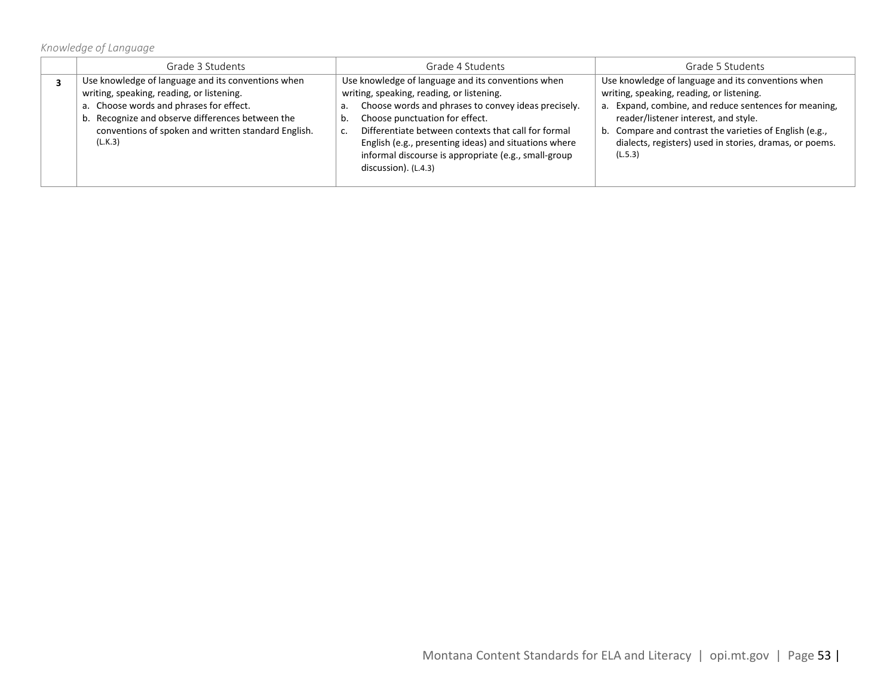*Knowledge of Language*

| | Grade 3 Students | Grade 4 Students | Grade 5 Students |
|---|---|---|---|
| **3** | Use knowledge of language and its conventions when writing, speaking, reading, or listening.<br>a. Choose words and phrases for effect.<br>b. Recognize and observe differences between the conventions of spoken and written standard English. (L.K.3) | Use knowledge of language and its conventions when writing, speaking, reading, or listening.<br>a. Choose words and phrases to convey ideas precisely.<br>b. Choose punctuation for effect.<br>c. Differentiate between contexts that call for formal English (e.g., presenting ideas) and situations where informal discourse is appropriate (e.g., small-group discussion). (L.4.3) | Use knowledge of language and its conventions when writing, speaking, reading, or listening.<br>a. Expand, combine, and reduce sentences for meaning, reader/listener interest, and style.<br>b. Compare and contrast the varieties of English (e.g., dialects, registers) used in stories, dramas, or poems. (L.5.3) |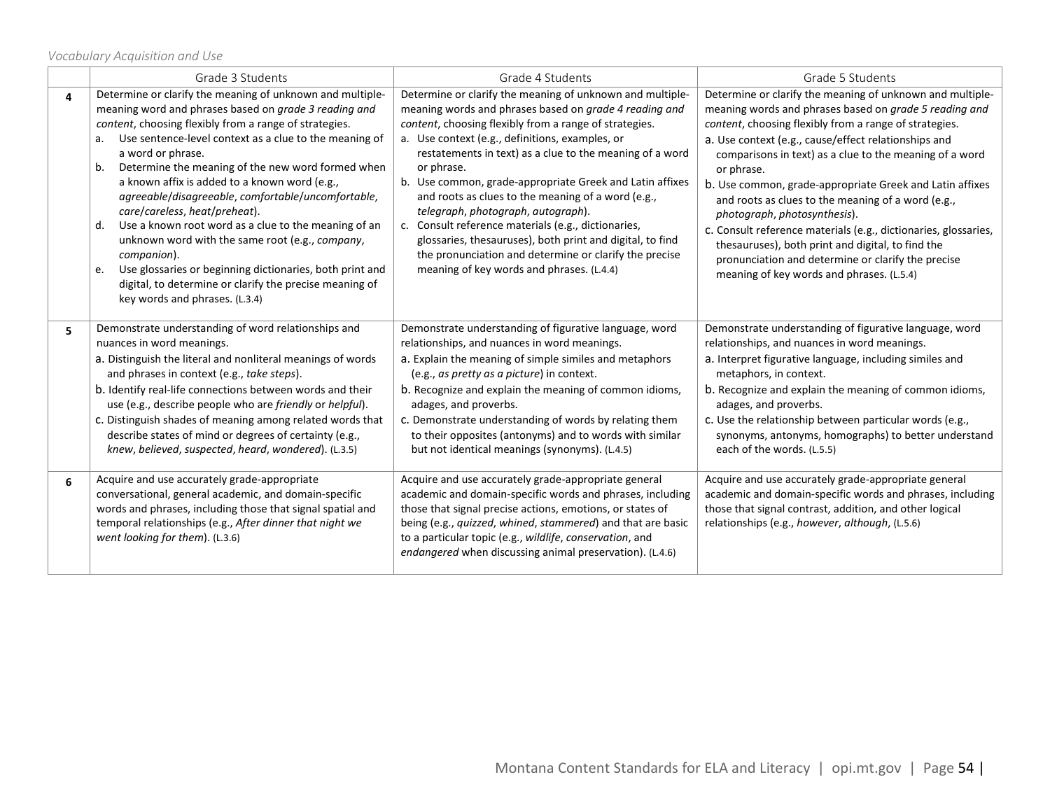*Vocabulary Acquisition and Use*

| | Grade 3 Students | Grade 4 Students | Grade 5 Students |
|---|---|---|---|
| **4** | Determine or clarify the meaning of unknown and multiple-meaning word and phrases based on *grade 3 reading and content*, choosing flexibly from a range of strategies.<br>a. Use sentence-level context as a clue to the meaning of a word or phrase.<br>b. Determine the meaning of the new word formed when a known affix is added to a known word (e.g., *agreeable*/*disagreeable*, *comfortable*/*uncomfortable*, *care*/*careless*, *heat*/*preheat*).<br>d. Use a known root word as a clue to the meaning of an unknown word with the same root (e.g., *company*, *companion*).<br>e. Use glossaries or beginning dictionaries, both print and digital, to determine or clarify the precise meaning of key words and phrases. (L.3.4) | Determine or clarify the meaning of unknown and multiple-meaning words and phrases based on *grade 4 reading and content*, choosing flexibly from a range of strategies.<br>a. Use context (e.g., definitions, examples, or restatements in text) as a clue to the meaning of a word or phrase.<br>b. Use common, grade-appropriate Greek and Latin affixes and roots as clues to the meaning of a word (e.g., *telegraph*, *photograph*, *autograph*).<br>c. Consult reference materials (e.g., dictionaries, glossaries, thesauruses), both print and digital, to find the pronunciation and determine or clarify the precise meaning of key words and phrases. (L.4.4) | Determine or clarify the meaning of unknown and multiple-meaning words and phrases based on *grade 5 reading and content*, choosing flexibly from a range of strategies.<br>a. Use context (e.g., cause/effect relationships and comparisons in text) as a clue to the meaning of a word or phrase.<br>b. Use common, grade-appropriate Greek and Latin affixes and roots as clues to the meaning of a word (e.g., *photograph*, *photosynthesis*).<br>c. Consult reference materials (e.g., dictionaries, glossaries, thesauruses), both print and digital, to find the pronunciation and determine or clarify the precise meaning of key words and phrases. (L.5.4) |
| **5** | Demonstrate understanding of word relationships and nuances in word meanings.<br>a. Distinguish the literal and nonliteral meanings of words and phrases in context (e.g., *take steps*).<br>b. Identify real-life connections between words and their use (e.g., describe people who are *friendly* or *helpful*).<br>c. Distinguish shades of meaning among related words that describe states of mind or degrees of certainty (e.g., *knew*, *believed*, *suspected*, *heard*, *wondered*). (L.3.5) | Demonstrate understanding of figurative language, word relationships, and nuances in word meanings.<br>a. Explain the meaning of simple similes and metaphors (e.g., *as pretty as a picture*) in context.<br>b. Recognize and explain the meaning of common idioms, adages, and proverbs.<br>c. Demonstrate understanding of words by relating them to their opposites (antonyms) and to words with similar but not identical meanings (synonyms). (L.4.5) | Demonstrate understanding of figurative language, word relationships, and nuances in word meanings.<br>a. Interpret figurative language, including similes and metaphors, in context.<br>b. Recognize and explain the meaning of common idioms, adages, and proverbs.<br>c. Use the relationship between particular words (e.g., synonyms, antonyms, homographs) to better understand each of the words. (L.5.5) |
| **6** | Acquire and use accurately grade-appropriate conversational, general academic, and domain-specific words and phrases, including those that signal spatial and temporal relationships (e.g., *After dinner that night we went looking for them*). (L.3.6) | Acquire and use accurately grade-appropriate general academic and domain-specific words and phrases, including those that signal precise actions, emotions, or states of being (e.g., *quizzed*, *whined*, *stammered*) and that are basic to a particular topic (e.g., *wildlife*, *conservation*, and *endangered* when discussing animal preservation). (L.4.6) | Acquire and use accurately grade-appropriate general academic and domain-specific words and phrases, including those that signal contrast, addition, and other logical relationships (e.g., *however*, *although*, (L.5.6) |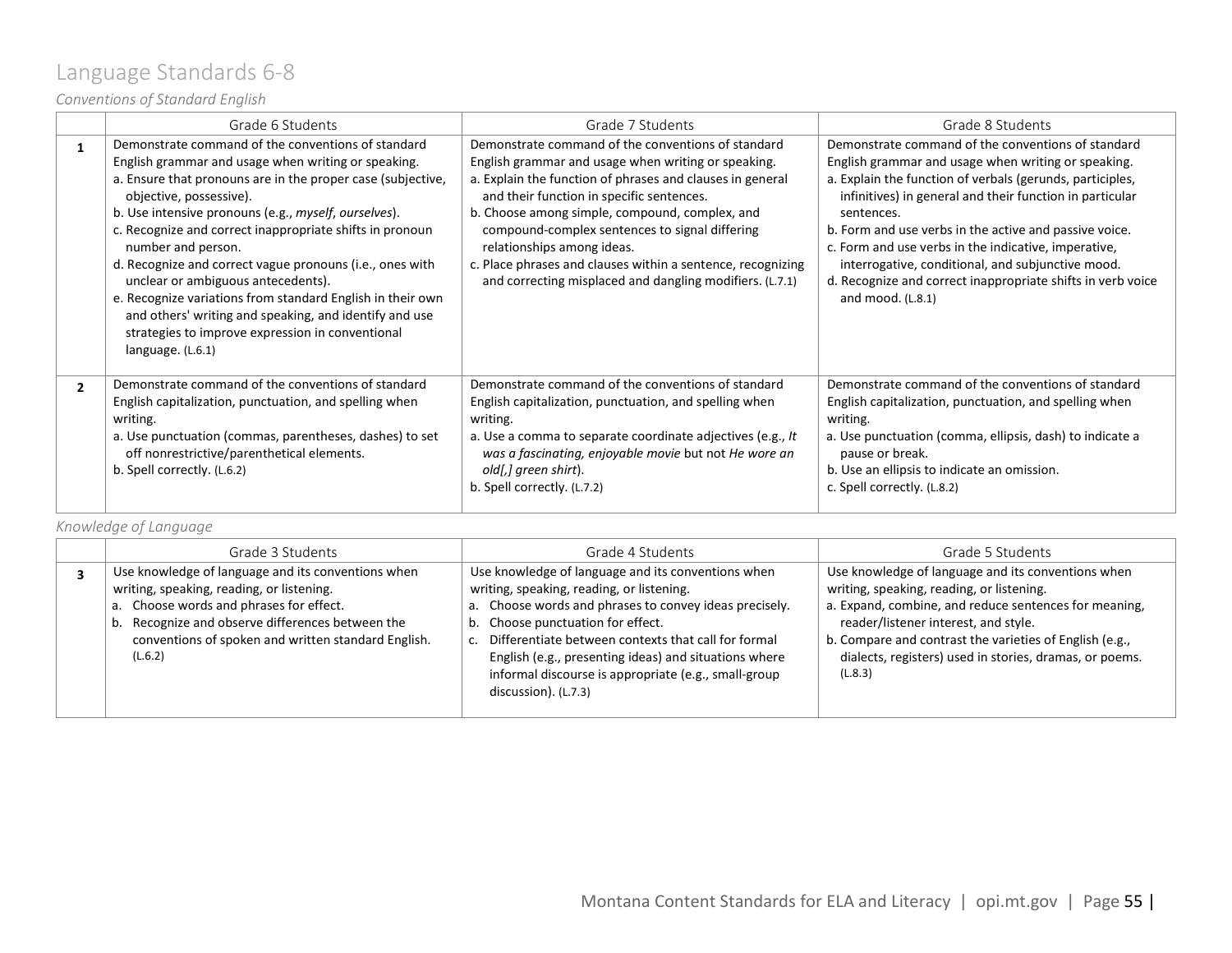# Language Standards 6-8

*Conventions of Standard English*

| | Grade 6 Students | Grade 7 Students | Grade 8 Students |
|---|---|---|---|
| **1** | Demonstrate command of the conventions of standard English grammar and usage when writing or speaking.<br>a. Ensure that pronouns are in the proper case (subjective, objective, possessive).<br>b. Use intensive pronouns (e.g., *myself*, *ourselves*).<br>c. Recognize and correct inappropriate shifts in pronoun number and person.<br>d. Recognize and correct vague pronouns (i.e., ones with unclear or ambiguous antecedents).<br>e. Recognize variations from standard English in their own and others' writing and speaking, and identify and use strategies to improve expression in conventional language. (L.6.1) | Demonstrate command of the conventions of standard English grammar and usage when writing or speaking.<br>a. Explain the function of phrases and clauses in general and their function in specific sentences.<br>b. Choose among simple, compound, complex, and compound-complex sentences to signal differing relationships among ideas.<br>c. Place phrases and clauses within a sentence, recognizing and correcting misplaced and dangling modifiers. (L.7.1) | Demonstrate command of the conventions of standard English grammar and usage when writing or speaking.<br>a. Explain the function of verbals (gerunds, participles, infinitives) in general and their function in particular sentences.<br>b. Form and use verbs in the active and passive voice.<br>c. Form and use verbs in the indicative, imperative, interrogative, conditional, and subjunctive mood.<br>d. Recognize and correct inappropriate shifts in verb voice and mood. (L.8.1) |
| **2** | Demonstrate command of the conventions of standard English capitalization, punctuation, and spelling when writing.<br>a. Use punctuation (commas, parentheses, dashes) to set off nonrestrictive/parenthetical elements.<br>b. Spell correctly. (L.6.2) | Demonstrate command of the conventions of standard English capitalization, punctuation, and spelling when writing.<br>a. Use a comma to separate coordinate adjectives (e.g., *It was a fascinating, enjoyable movie* but not *He wore an old[,] green shirt*).<br>b. Spell correctly. (L.7.2) | Demonstrate command of the conventions of standard English capitalization, punctuation, and spelling when writing.<br>a. Use punctuation (comma, ellipsis, dash) to indicate a pause or break.<br>b. Use an ellipsis to indicate an omission.<br>c. Spell correctly. (L.8.2) |

*Knowledge of Language*

| | Grade 3 Students | Grade 4 Students | Grade 5 Students |
|---|---|---|---|
| **3** | Use knowledge of language and its conventions when writing, speaking, reading, or listening.<br>a. Choose words and phrases for effect.<br>b. Recognize and observe differences between the conventions of spoken and written standard English. (L.6.2) | Use knowledge of language and its conventions when writing, speaking, reading, or listening.<br>a. Choose words and phrases to convey ideas precisely.<br>b. Choose punctuation for effect.<br>c. Differentiate between contexts that call for formal English (e.g., presenting ideas) and situations where informal discourse is appropriate (e.g., small-group discussion). (L.7.3) | Use knowledge of language and its conventions when writing, speaking, reading, or listening.<br>a. Expand, combine, and reduce sentences for meaning, reader/listener interest, and style.<br>b. Compare and contrast the varieties of English (e.g., dialects, registers) used in stories, dramas, or poems. (L.8.3) |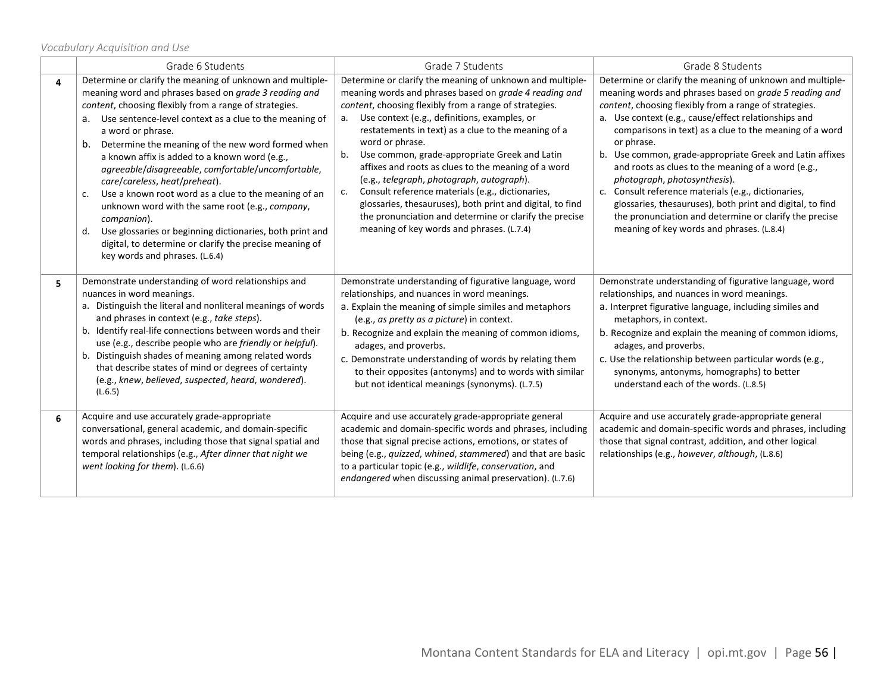*Vocabulary Acquisition and Use*

| | Grade 6 Students | Grade 7 Students | Grade 8 Students |
|---|---|---|---|
| **4** | Determine or clarify the meaning of unknown and multiple-meaning word and phrases based on *grade 3 reading and content*, choosing flexibly from a range of strategies.<br>a. Use sentence-level context as a clue to the meaning of a word or phrase.<br>b. Determine the meaning of the new word formed when a known affix is added to a known word (e.g., *agreeable*/*disagreeable*, *comfortable*/*uncomfortable*, *care*/*careless*, *heat*/*preheat*).<br>c. Use a known root word as a clue to the meaning of an unknown word with the same root (e.g., *company*, *companion*).<br>d. Use glossaries or beginning dictionaries, both print and digital, to determine or clarify the precise meaning of key words and phrases. (L.6.4) | Determine or clarify the meaning of unknown and multiple-meaning words and phrases based on *grade 4 reading and content*, choosing flexibly from a range of strategies.<br>a. Use context (e.g., definitions, examples, or restatements in text) as a clue to the meaning of a word or phrase.<br>b. Use common, grade-appropriate Greek and Latin affixes and roots as clues to the meaning of a word (e.g., *telegraph*, *photograph*, *autograph*).<br>c. Consult reference materials (e.g., dictionaries, glossaries, thesauruses), both print and digital, to find the pronunciation and determine or clarify the precise meaning of key words and phrases. (L.7.4) | Determine or clarify the meaning of unknown and multiple-meaning words and phrases based on *grade 5 reading and content*, choosing flexibly from a range of strategies.<br>a. Use context (e.g., cause/effect relationships and comparisons in text) as a clue to the meaning of a word or phrase.<br>b. Use common, grade-appropriate Greek and Latin affixes and roots as clues to the meaning of a word (e.g., *photograph*, *photosynthesis*).<br>c. Consult reference materials (e.g., dictionaries, glossaries, thesauruses), both print and digital, to find the pronunciation and determine or clarify the precise meaning of key words and phrases. (L.8.4) |
| **5** | Demonstrate understanding of word relationships and nuances in word meanings.<br>a. Distinguish the literal and nonliteral meanings of words and phrases in context (e.g., *take steps*).<br>b. Identify real-life connections between words and their use (e.g., describe people who are *friendly* or *helpful*).<br>b. Distinguish shades of meaning among related words that describe states of mind or degrees of certainty (e.g., *knew*, *believed*, *suspected*, *heard*, *wondered*). (L.6.5) | Demonstrate understanding of figurative language, word relationships, and nuances in word meanings.<br>a. Explain the meaning of simple similes and metaphors (e.g., *as pretty as a picture*) in context.<br>b. Recognize and explain the meaning of common idioms, adages, and proverbs.<br>c. Demonstrate understanding of words by relating them to their opposites (antonyms) and to words with similar but not identical meanings (synonyms). (L.7.5) | Demonstrate understanding of figurative language, word relationships, and nuances in word meanings.<br>a. Interpret figurative language, including similes and metaphors, in context.<br>b. Recognize and explain the meaning of common idioms, adages, and proverbs.<br>c. Use the relationship between particular words (e.g., synonyms, antonyms, homographs) to better understand each of the words. (L.8.5) |
| **6** | Acquire and use accurately grade-appropriate conversational, general academic, and domain-specific words and phrases, including those that signal spatial and temporal relationships (e.g., *After dinner that night we went looking for them*). (L.6.6) | Acquire and use accurately grade-appropriate general academic and domain-specific words and phrases, including those that signal precise actions, emotions, or states of being (e.g., *quizzed*, *whined*, *stammered*) and that are basic to a particular topic (e.g., *wildlife*, *conservation*, and *endangered* when discussing animal preservation). (L.7.6) | Acquire and use accurately grade-appropriate general academic and domain-specific words and phrases, including those that signal contrast, addition, and other logical relationships (e.g., *however*, *although*, (L.8.6) |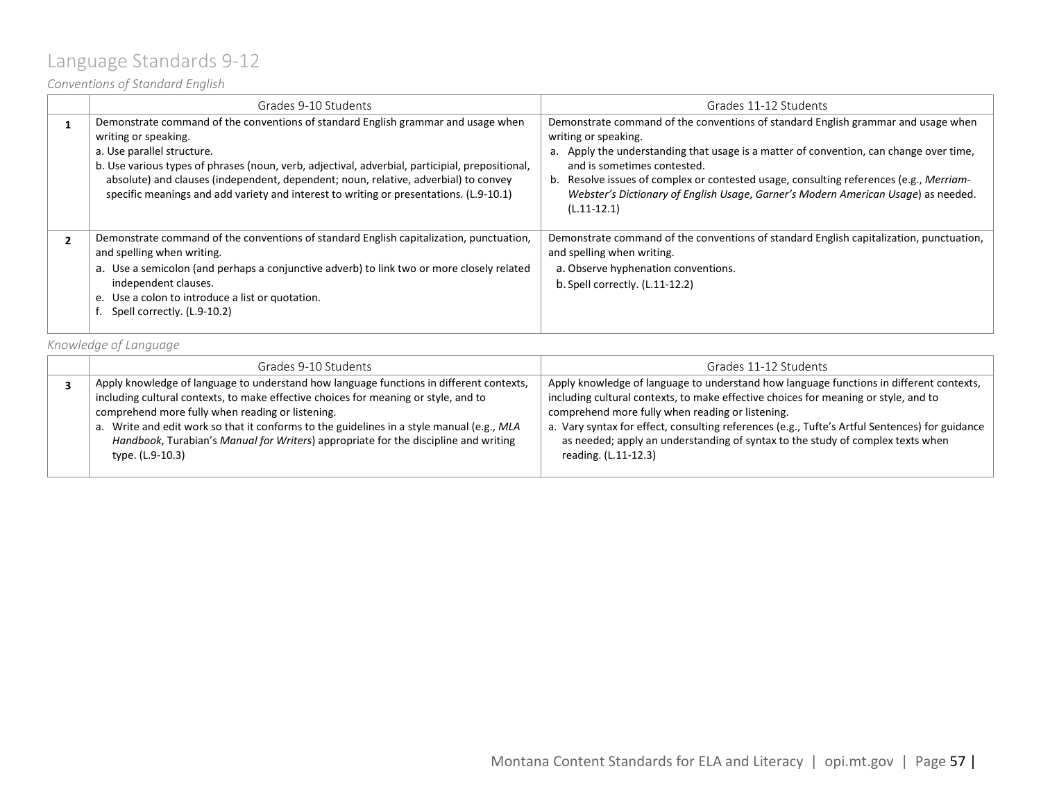# Language Standards 9-12

*Conventions of Standard English*

| | Grades 9-10 Students | Grades 11-12 Students |
|---|---|---|
| **1** | Demonstrate command of the conventions of standard English grammar and usage when writing or speaking.<br>a. Use parallel structure.<br>b. Use various types of phrases (noun, verb, adjectival, adverbial, participial, prepositional, absolute) and clauses (independent, dependent; noun, relative, adverbial) to convey specific meanings and add variety and interest to writing or presentations. (L.9-10.1) | Demonstrate command of the conventions of standard English grammar and usage when writing or speaking.<br>a. Apply the understanding that usage is a matter of convention, can change over time, and is sometimes contested.<br>b. Resolve issues of complex or contested usage, consulting references (e.g., *Merriam-Webster's Dictionary of English Usage*, *Garner's Modern American Usage*) as needed. (L.11-12.1) |
| **2** | Demonstrate command of the conventions of standard English capitalization, punctuation, and spelling when writing.<br>a. Use a semicolon (and perhaps a conjunctive adverb) to link two or more closely related independent clauses.<br>e. Use a colon to introduce a list or quotation.<br>f. Spell correctly. (L.9-10.2) | Demonstrate command of the conventions of standard English capitalization, punctuation, and spelling when writing.<br>a. Observe hyphenation conventions.<br>b. Spell correctly. (L.11-12.2) |

*Knowledge of Language*

| | Grades 9-10 Students | Grades 11-12 Students |
|---|---|---|
| **3** | Apply knowledge of language to understand how language functions in different contexts, including cultural contexts, to make effective choices for meaning or style, and to comprehend more fully when reading or listening.<br>a. Write and edit work so that it conforms to the guidelines in a style manual (e.g., *MLA Handbook*, Turabian's *Manual for Writers*) appropriate for the discipline and writing type. (L.9-10.3) | Apply knowledge of language to understand how language functions in different contexts, including cultural contexts, to make effective choices for meaning or style, and to comprehend more fully when reading or listening.<br>a. Vary syntax for effect, consulting references (e.g., Tufte's Artful Sentences) for guidance as needed; apply an understanding of syntax to the study of complex texts when reading. (L.11-12.3) |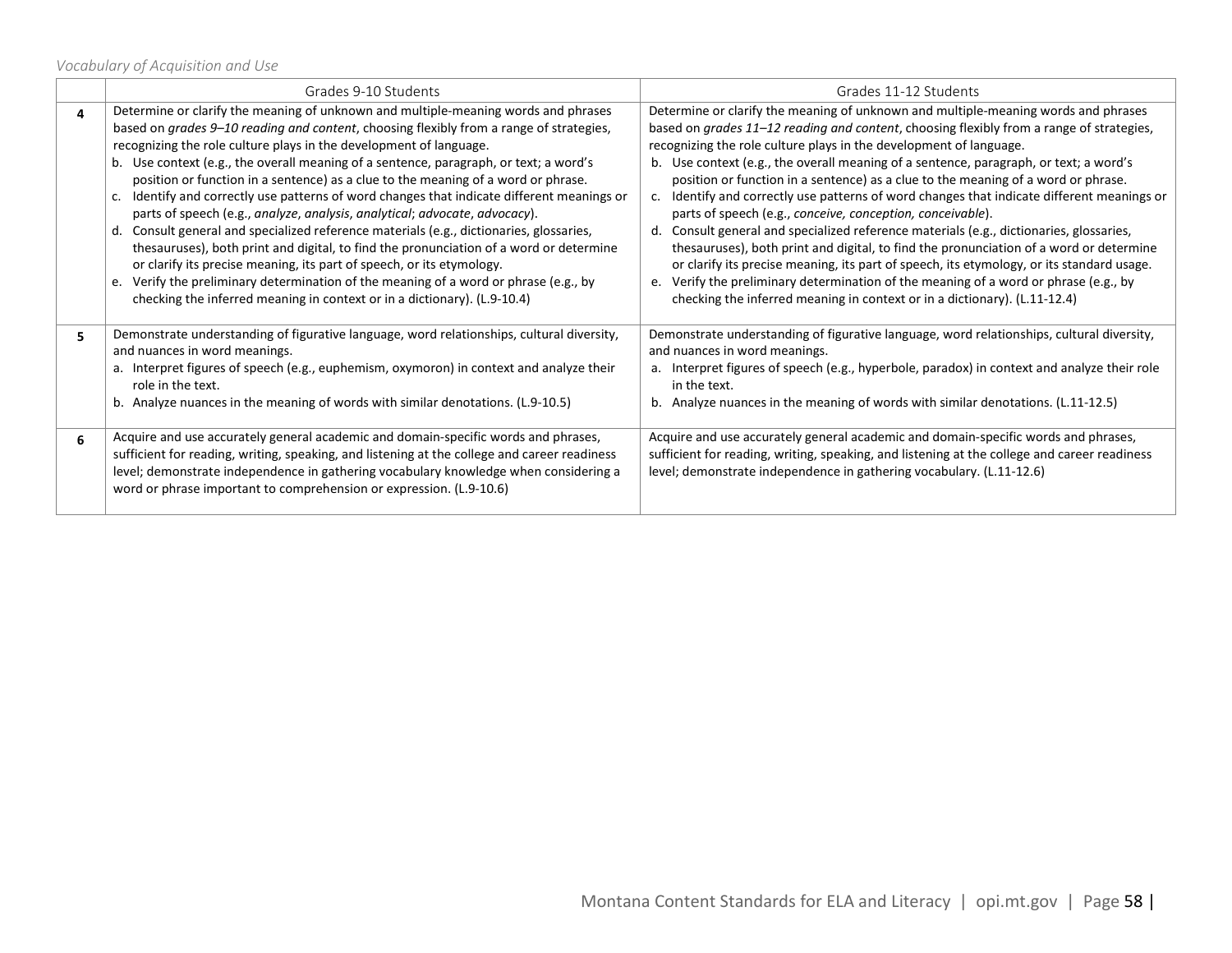*Vocabulary of Acquisition and Use*

| | Grades 9-10 Students | Grades 11-12 Students |
|---|---|---|
| **4** | Determine or clarify the meaning of unknown and multiple-meaning words and phrases based on *grades 9–10 reading and content*, choosing flexibly from a range of strategies, recognizing the role culture plays in the development of language.<br>b. Use context (e.g., the overall meaning of a sentence, paragraph, or text; a word's position or function in a sentence) as a clue to the meaning of a word or phrase.<br>c. Identify and correctly use patterns of word changes that indicate different meanings or parts of speech (e.g., *analyze*, *analysis*, *analytical*; *advocate*, *advocacy*).<br>d. Consult general and specialized reference materials (e.g., dictionaries, glossaries, thesauruses), both print and digital, to find the pronunciation of a word or determine or clarify its precise meaning, its part of speech, or its etymology.<br>e. Verify the preliminary determination of the meaning of a word or phrase (e.g., by checking the inferred meaning in context or in a dictionary). (L.9-10.4) | Determine or clarify the meaning of unknown and multiple-meaning words and phrases based on *grades 11–12 reading and content*, choosing flexibly from a range of strategies, recognizing the role culture plays in the development of language.<br>b. Use context (e.g., the overall meaning of a sentence, paragraph, or text; a word's position or function in a sentence) as a clue to the meaning of a word or phrase.<br>c. Identify and correctly use patterns of word changes that indicate different meanings or parts of speech (e.g., *conceive, conception, conceivable*).<br>d. Consult general and specialized reference materials (e.g., dictionaries, glossaries, thesauruses), both print and digital, to find the pronunciation of a word or determine or clarify its precise meaning, its part of speech, its etymology, or its standard usage.<br>e. Verify the preliminary determination of the meaning of a word or phrase (e.g., by checking the inferred meaning in context or in a dictionary). (L.11-12.4) |
| **5** | Demonstrate understanding of figurative language, word relationships, cultural diversity, and nuances in word meanings.<br>a. Interpret figures of speech (e.g., euphemism, oxymoron) in context and analyze their role in the text.<br>b. Analyze nuances in the meaning of words with similar denotations. (L.9-10.5) | Demonstrate understanding of figurative language, word relationships, cultural diversity, and nuances in word meanings.<br>a. Interpret figures of speech (e.g., hyperbole, paradox) in context and analyze their role in the text.<br>b. Analyze nuances in the meaning of words with similar denotations. (L.11-12.5) |
| **6** | Acquire and use accurately general academic and domain-specific words and phrases, sufficient for reading, writing, speaking, and listening at the college and career readiness level; demonstrate independence in gathering vocabulary knowledge when considering a word or phrase important to comprehension or expression. (L.9-10.6) | Acquire and use accurately general academic and domain-specific words and phrases, sufficient for reading, writing, speaking, and listening at the college and career readiness level; demonstrate independence in gathering vocabulary. (L.11-12.6) |